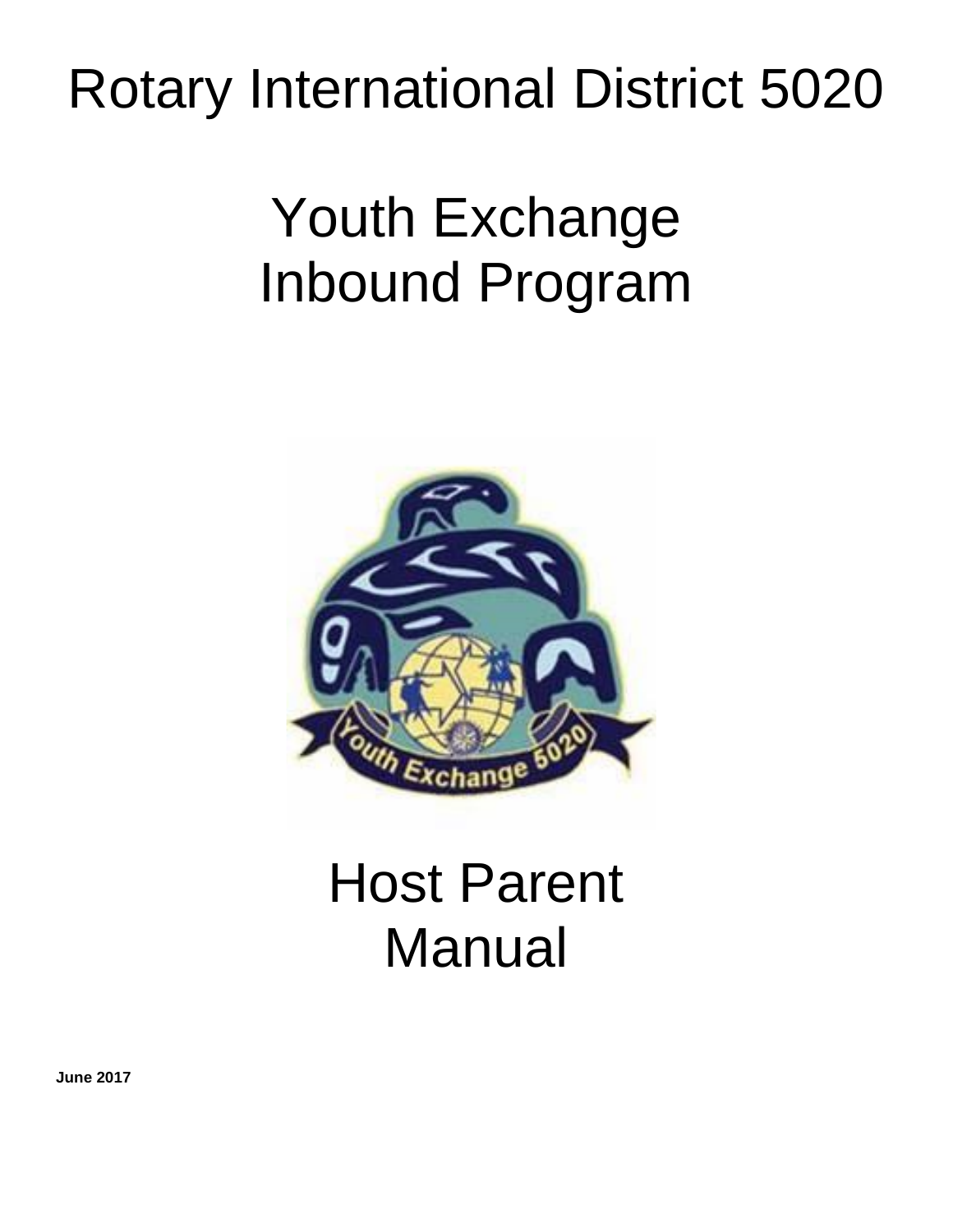# Rotary International District 5020

# Youth Exchange
# Inbound Program

# Host Parent
# Manual

**June 2017**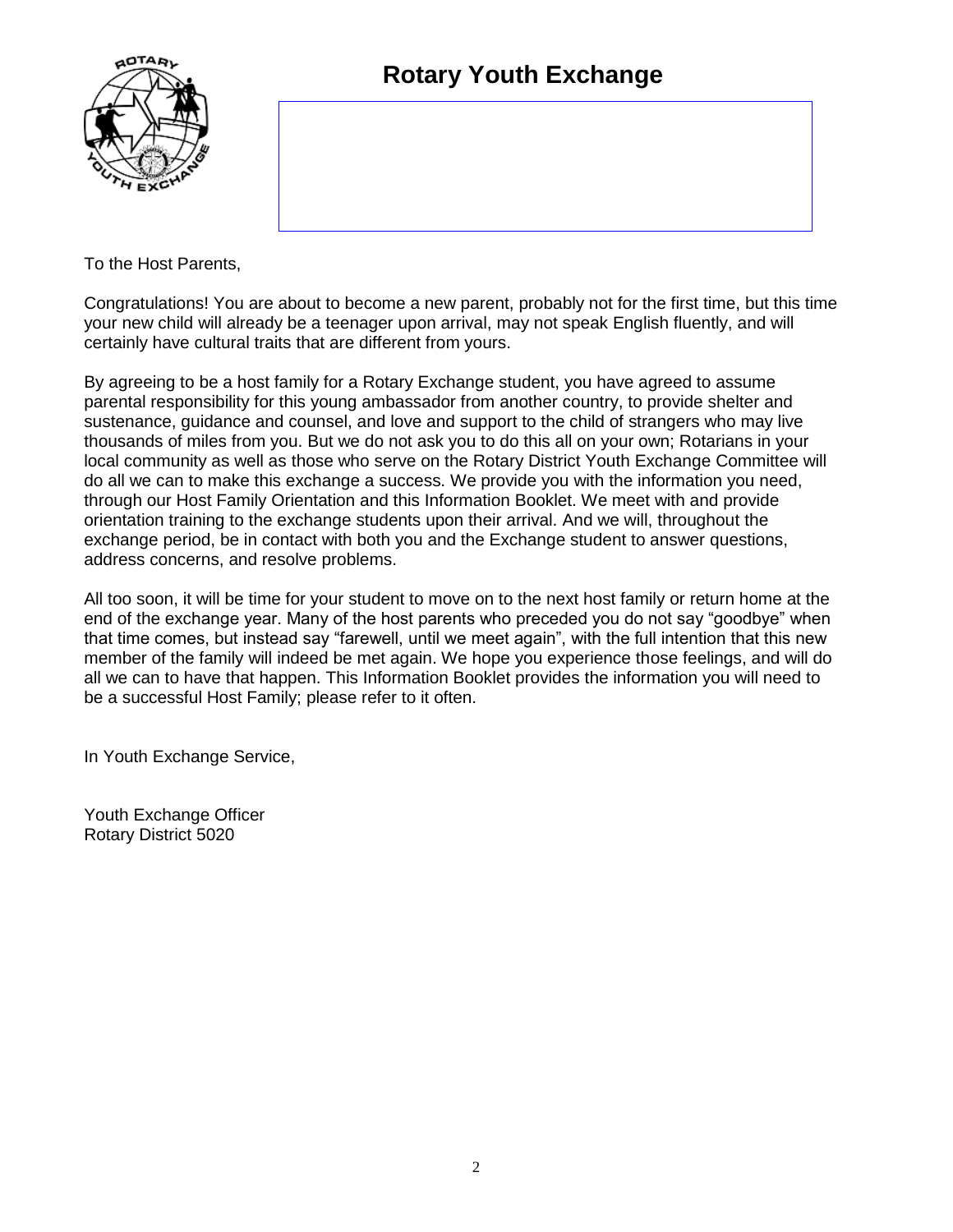# Rotary Youth Exchange

To the Host Parents,

Congratulations! You are about to become a new parent, probably not for the first time, but this time your new child will already be a teenager upon arrival, may not speak English fluently, and will certainly have cultural traits that are different from yours.

By agreeing to be a host family for a Rotary Exchange student, you have agreed to assume parental responsibility for this young ambassador from another country, to provide shelter and sustenance, guidance and counsel, and love and support to the child of strangers who may live thousands of miles from you. But we do not ask you to do this all on your own; Rotarians in your local community as well as those who serve on the Rotary District Youth Exchange Committee will do all we can to make this exchange a success. We provide you with the information you need, through our Host Family Orientation and this Information Booklet. We meet with and provide orientation training to the exchange students upon their arrival. And we will, throughout the exchange period, be in contact with both you and the Exchange student to answer questions, address concerns, and resolve problems.

All too soon, it will be time for your student to move on to the next host family or return home at the end of the exchange year. Many of the host parents who preceded you do not say “goodbye” when that time comes, but instead say “farewell, until we meet again”, with the full intention that this new member of the family will indeed be met again. We hope you experience those feelings, and will do all we can to have that happen. This Information Booklet provides the information you will need to be a successful Host Family; please refer to it often.

In Youth Exchange Service,

Youth Exchange Officer
Rotary District 5020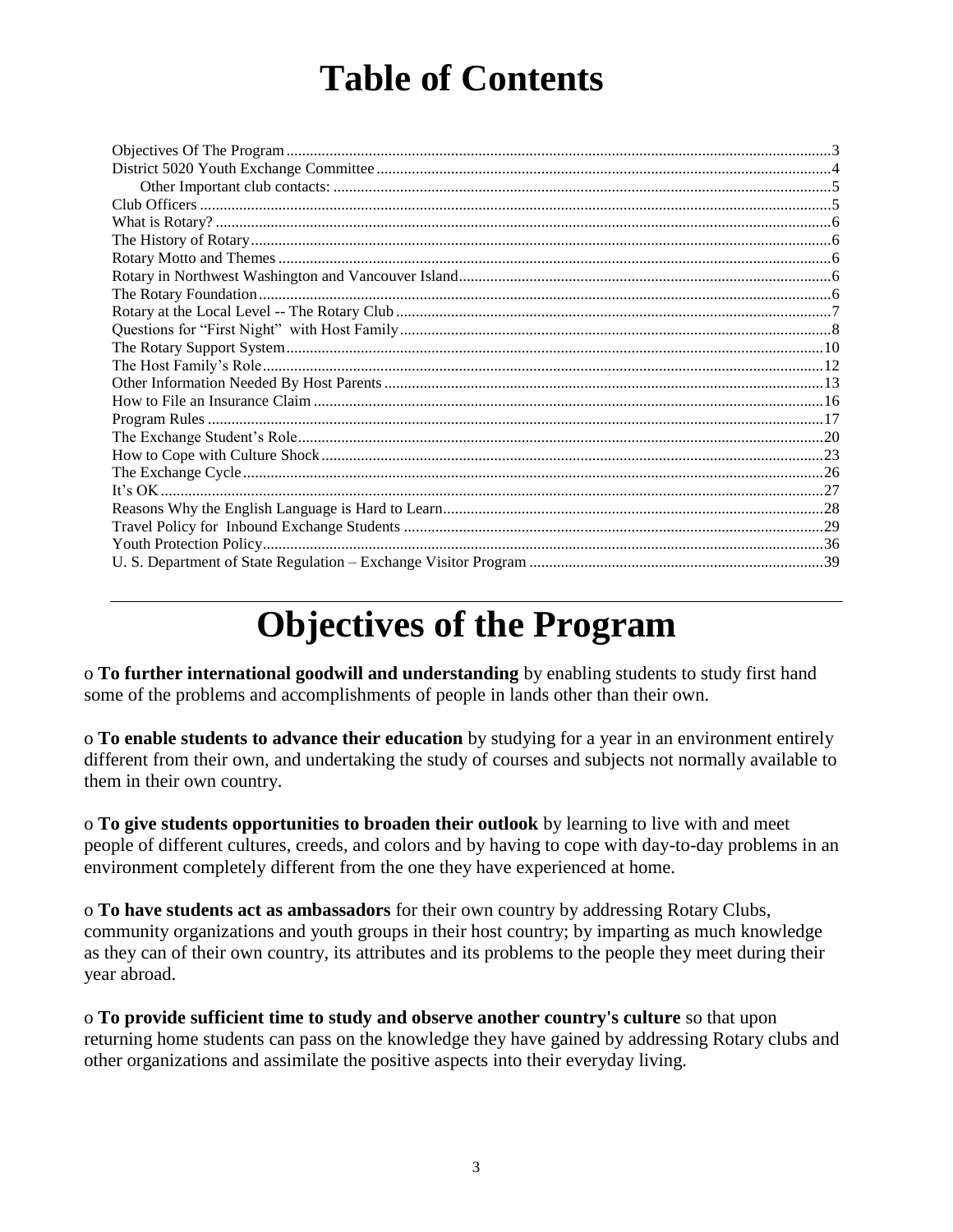# Table of Contents

- Objectives Of The Program ........ 3
- District 5020 Youth Exchange Committee ........ 4
  - Other Important club contacts: ........ 5
- Club Officers ........ 5
- What is Rotary? ........ 6
- The History of Rotary ........ 6
- Rotary Motto and Themes ........ 6
- Rotary in Northwest Washington and Vancouver Island ........ 6
- The Rotary Foundation ........ 6
- Rotary at the Local Level -- The Rotary Club ........ 7
- Questions for "First Night" with Host Family ........ 8
- The Rotary Support System ........ 10
- The Host Family's Role ........ 12
- Other Information Needed By Host Parents ........ 13
- How to File an Insurance Claim ........ 16
- Program Rules ........ 17
- The Exchange Student's Role ........ 20
- How to Cope with Culture Shock ........ 23
- The Exchange Cycle ........ 26
- It's OK ........ 27
- Reasons Why the English Language is Hard to Learn ........ 28
- Travel Policy for Inbound Exchange Students ........ 29
- Youth Protection Policy ........ 36
- U. S. Department of State Regulation – Exchange Visitor Program ........ 39

# Objectives of the Program

o **To further international goodwill and understanding** by enabling students to study first hand some of the problems and accomplishments of people in lands other than their own.

o **To enable students to advance their education** by studying for a year in an environment entirely different from their own, and undertaking the study of courses and subjects not normally available to them in their own country.

o **To give students opportunities to broaden their outlook** by learning to live with and meet people of different cultures, creeds, and colors and by having to cope with day-to-day problems in an environment completely different from the one they have experienced at home.

o **To have students act as ambassadors** for their own country by addressing Rotary Clubs, community organizations and youth groups in their host country; by imparting as much knowledge as they can of their own country, its attributes and its problems to the people they meet during their year abroad.

o **To provide sufficient time to study and observe another country's culture** so that upon returning home students can pass on the knowledge they have gained by addressing Rotary clubs and other organizations and assimilate the positive aspects into their everyday living.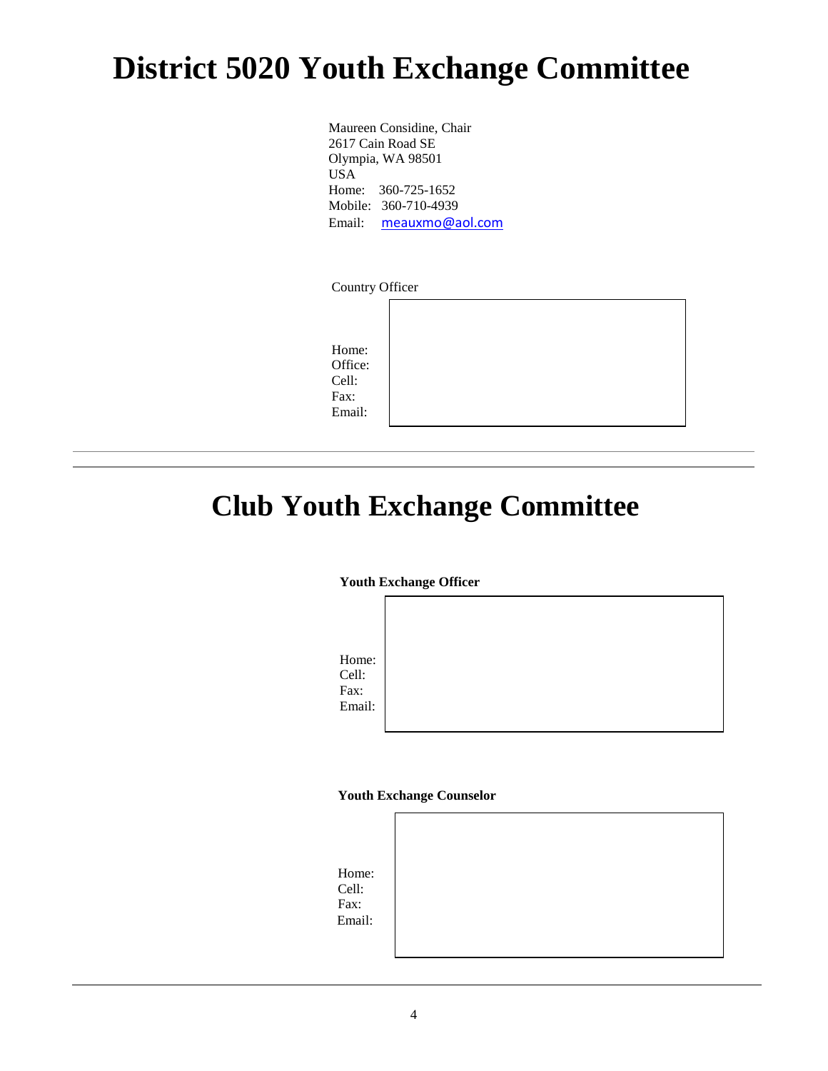# District 5020 Youth Exchange Committee

Maureen Considine, Chair
2617 Cain Road SE
Olympia, WA 98501
USA
Home: 360-725-1652
Mobile: 360-710-4939
Email: meauxmo@aol.com

Country Officer

Home:
Office:
Cell:
Fax:
Email:

---

# Club Youth Exchange Committee

**Youth Exchange Officer**

Home:
Cell:
Fax:
Email:

**Youth Exchange Counselor**

Home:
Cell:
Fax:
Email: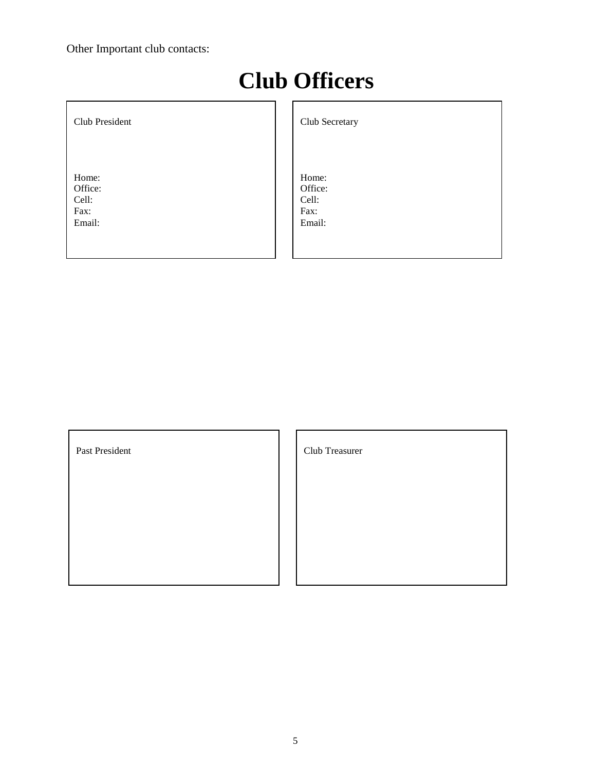Other Important club contacts:

# Club Officers

| Club President | Club Secretary |
| --- | --- |
| Home:<br>Office:<br>Cell:<br>Fax:<br>Email: | Home:<br>Office:<br>Cell:<br>Fax:<br>Email: |

| Past President | Club Treasurer |
| --- | --- |
| | |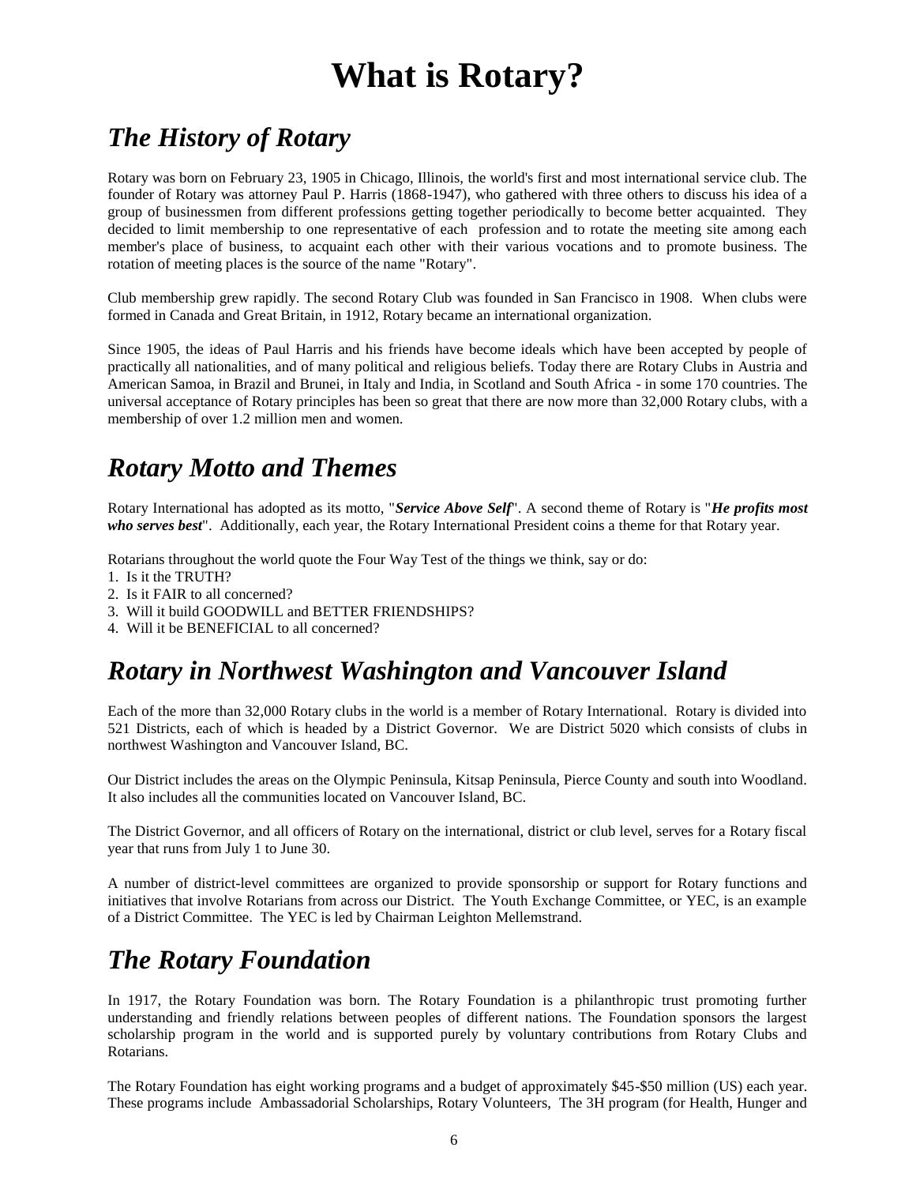# What is Rotary?

## *The History of Rotary*

Rotary was born on February 23, 1905 in Chicago, Illinois, the world's first and most international service club. The founder of Rotary was attorney Paul P. Harris (1868-1947), who gathered with three others to discuss his idea of a group of businessmen from different professions getting together periodically to become better acquainted. They decided to limit membership to one representative of each profession and to rotate the meeting site among each member's place of business, to acquaint each other with their various vocations and to promote business. The rotation of meeting places is the source of the name "Rotary".

Club membership grew rapidly. The second Rotary Club was founded in San Francisco in 1908. When clubs were formed in Canada and Great Britain, in 1912, Rotary became an international organization.

Since 1905, the ideas of Paul Harris and his friends have become ideals which have been accepted by people of practically all nationalities, and of many political and religious beliefs. Today there are Rotary Clubs in Austria and American Samoa, in Brazil and Brunei, in Italy and India, in Scotland and South Africa - in some 170 countries. The universal acceptance of Rotary principles has been so great that there are now more than 32,000 Rotary clubs, with a membership of over 1.2 million men and women.

## *Rotary Motto and Themes*

Rotary International has adopted as its motto, "***Service Above Self***". A second theme of Rotary is "***He profits most who serves best***". Additionally, each year, the Rotary International President coins a theme for that Rotary year.

Rotarians throughout the world quote the Four Way Test of the things we think, say or do:

1. Is it the TRUTH?
2. Is it FAIR to all concerned?
3. Will it build GOODWILL and BETTER FRIENDSHIPS?
4. Will it be BENEFICIAL to all concerned?

## *Rotary in Northwest Washington and Vancouver Island*

Each of the more than 32,000 Rotary clubs in the world is a member of Rotary International. Rotary is divided into 521 Districts, each of which is headed by a District Governor. We are District 5020 which consists of clubs in northwest Washington and Vancouver Island, BC.

Our District includes the areas on the Olympic Peninsula, Kitsap Peninsula, Pierce County and south into Woodland. It also includes all the communities located on Vancouver Island, BC.

The District Governor, and all officers of Rotary on the international, district or club level, serves for a Rotary fiscal year that runs from July 1 to June 30.

A number of district-level committees are organized to provide sponsorship or support for Rotary functions and initiatives that involve Rotarians from across our District. The Youth Exchange Committee, or YEC, is an example of a District Committee. The YEC is led by Chairman Leighton Mellemstrand.

## *The Rotary Foundation*

In 1917, the Rotary Foundation was born. The Rotary Foundation is a philanthropic trust promoting further understanding and friendly relations between peoples of different nations. The Foundation sponsors the largest scholarship program in the world and is supported purely by voluntary contributions from Rotary Clubs and Rotarians.

The Rotary Foundation has eight working programs and a budget of approximately $45-$50 million (US) each year. These programs include Ambassadorial Scholarships, Rotary Volunteers, The 3H program (for Health, Hunger and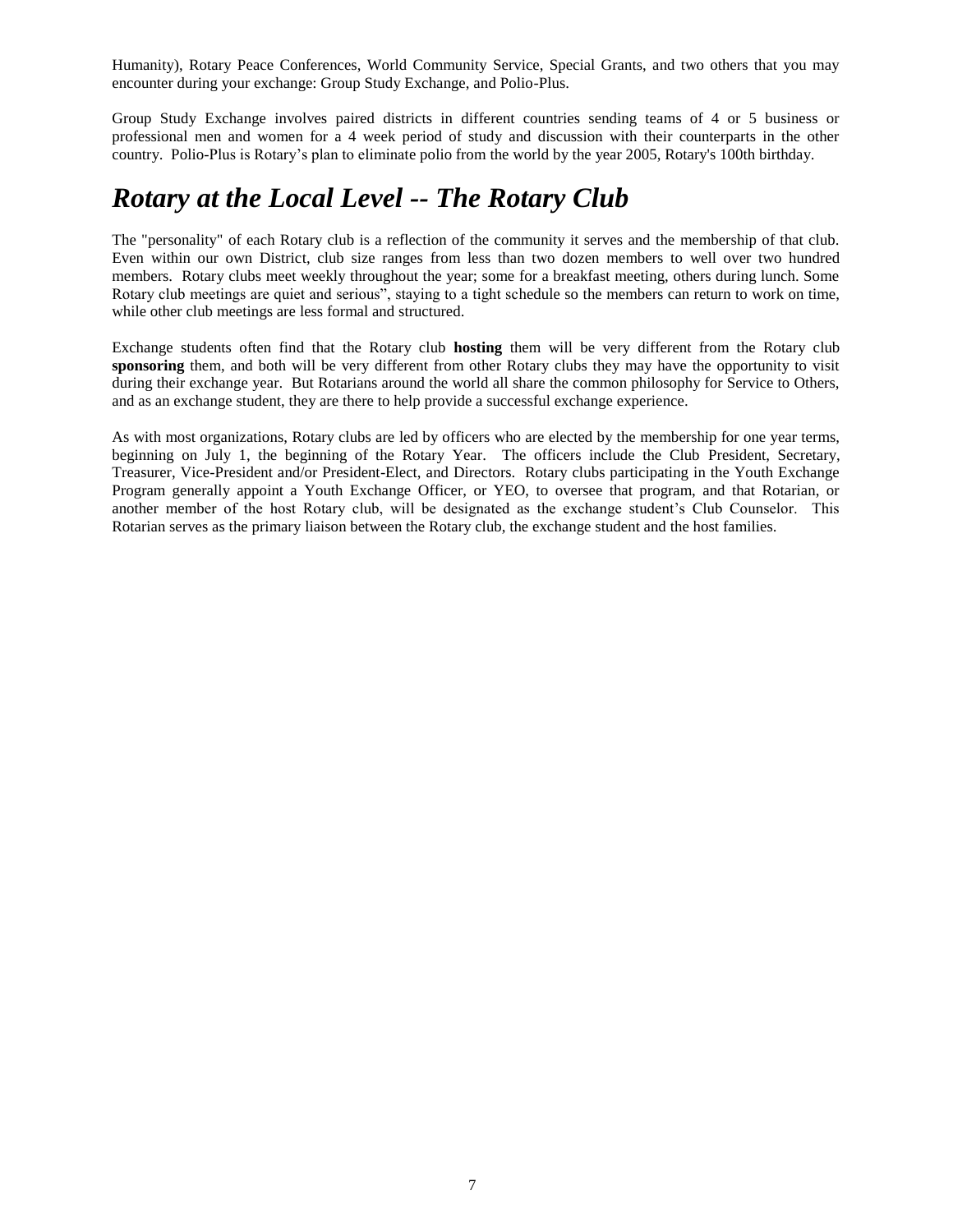Humanity), Rotary Peace Conferences, World Community Service, Special Grants, and two others that you may encounter during your exchange: Group Study Exchange, and Polio-Plus.

Group Study Exchange involves paired districts in different countries sending teams of 4 or 5 business or professional men and women for a 4 week period of study and discussion with their counterparts in the other country. Polio-Plus is Rotary's plan to eliminate polio from the world by the year 2005, Rotary's 100th birthday.

## *Rotary at the Local Level -- The Rotary Club*

The "personality" of each Rotary club is a reflection of the community it serves and the membership of that club. Even within our own District, club size ranges from less than two dozen members to well over two hundred members. Rotary clubs meet weekly throughout the year; some for a breakfast meeting, others during lunch. Some Rotary club meetings are quiet and serious", staying to a tight schedule so the members can return to work on time, while other club meetings are less formal and structured.

Exchange students often find that the Rotary club **hosting** them will be very different from the Rotary club **sponsoring** them, and both will be very different from other Rotary clubs they may have the opportunity to visit during their exchange year. But Rotarians around the world all share the common philosophy for Service to Others, and as an exchange student, they are there to help provide a successful exchange experience.

As with most organizations, Rotary clubs are led by officers who are elected by the membership for one year terms, beginning on July 1, the beginning of the Rotary Year. The officers include the Club President, Secretary, Treasurer, Vice-President and/or President-Elect, and Directors. Rotary clubs participating in the Youth Exchange Program generally appoint a Youth Exchange Officer, or YEO, to oversee that program, and that Rotarian, or another member of the host Rotary club, will be designated as the exchange student's Club Counselor. This Rotarian serves as the primary liaison between the Rotary club, the exchange student and the host families.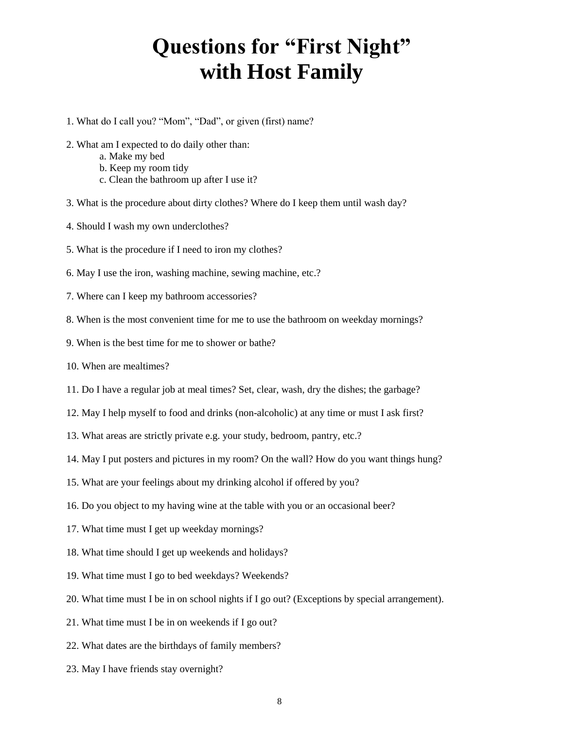# Questions for "First Night" with Host Family

1. What do I call you? "Mom", "Dad", or given (first) name?

2. What am I expected to do daily other than:
   a. Make my bed
   b. Keep my room tidy
   c. Clean the bathroom up after I use it?

3. What is the procedure about dirty clothes? Where do I keep them until wash day?

4. Should I wash my own underclothes?

5. What is the procedure if I need to iron my clothes?

6. May I use the iron, washing machine, sewing machine, etc.?

7. Where can I keep my bathroom accessories?

8. When is the most convenient time for me to use the bathroom on weekday mornings?

9. When is the best time for me to shower or bathe?

10. When are mealtimes?

11. Do I have a regular job at meal times? Set, clear, wash, dry the dishes; the garbage?

12. May I help myself to food and drinks (non-alcoholic) at any time or must I ask first?

13. What areas are strictly private e.g. your study, bedroom, pantry, etc.?

14. May I put posters and pictures in my room? On the wall? How do you want things hung?

15. What are your feelings about my drinking alcohol if offered by you?

16. Do you object to my having wine at the table with you or an occasional beer?

17. What time must I get up weekday mornings?

18. What time should I get up weekends and holidays?

19. What time must I go to bed weekdays? Weekends?

20. What time must I be in on school nights if I go out? (Exceptions by special arrangement).

21. What time must I be in on weekends if I go out?

22. What dates are the birthdays of family members?

23. May I have friends stay overnight?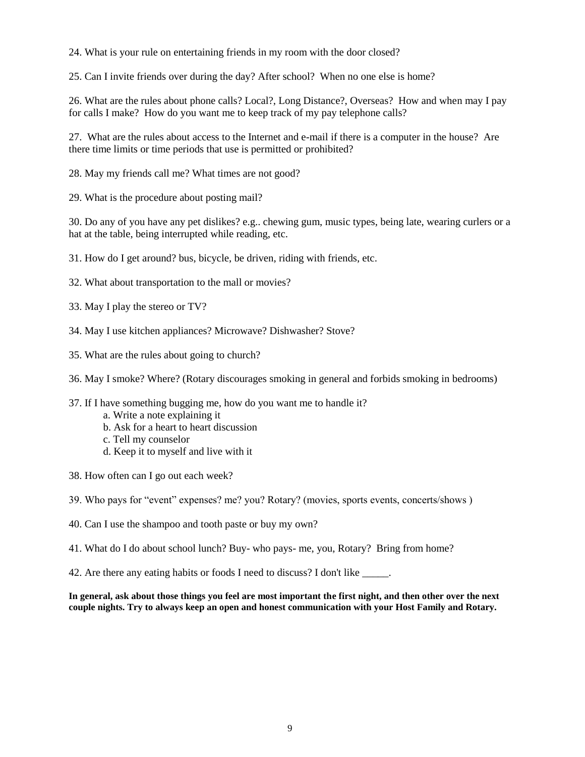24. What is your rule on entertaining friends in my room with the door closed?

25. Can I invite friends over during the day? After school? When no one else is home?

26. What are the rules about phone calls? Local?, Long Distance?, Overseas? How and when may I pay for calls I make? How do you want me to keep track of my pay telephone calls?

27. What are the rules about access to the Internet and e-mail if there is a computer in the house? Are there time limits or time periods that use is permitted or prohibited?

28. May my friends call me? What times are not good?

29. What is the procedure about posting mail?

30. Do any of you have any pet dislikes? e.g.. chewing gum, music types, being late, wearing curlers or a hat at the table, being interrupted while reading, etc.

31. How do I get around? bus, bicycle, be driven, riding with friends, etc.

32. What about transportation to the mall or movies?

33. May I play the stereo or TV?

34. May I use kitchen appliances? Microwave? Dishwasher? Stove?

35. What are the rules about going to church?

36. May I smoke? Where? (Rotary discourages smoking in general and forbids smoking in bedrooms)

37. If I have something bugging me, how do you want me to handle it?
    a. Write a note explaining it
    b. Ask for a heart to heart discussion
    c. Tell my counselor
    d. Keep it to myself and live with it

38. How often can I go out each week?

39. Who pays for "event" expenses? me? you? Rotary? (movies, sports events, concerts/shows )

40. Can I use the shampoo and tooth paste or buy my own?

41. What do I do about school lunch? Buy- who pays- me, you, Rotary? Bring from home?

42. Are there any eating habits or foods I need to discuss? I don't like _____.

**In general, ask about those things you feel are most important the first night, and then other over the next couple nights. Try to always keep an open and honest communication with your Host Family and Rotary.**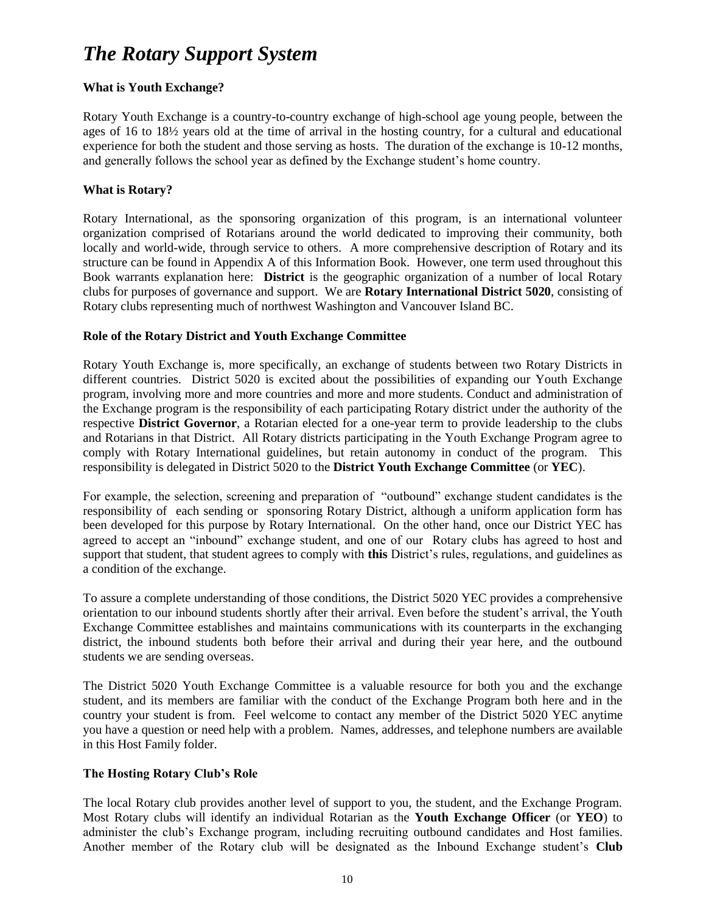# *The Rotary Support System*

**What is Youth Exchange?**

Rotary Youth Exchange is a country-to-country exchange of high-school age young people, between the ages of 16 to 18½ years old at the time of arrival in the hosting country, for a cultural and educational experience for both the student and those serving as hosts. The duration of the exchange is 10-12 months, and generally follows the school year as defined by the Exchange student's home country.

**What is Rotary?**

Rotary International, as the sponsoring organization of this program, is an international volunteer organization comprised of Rotarians around the world dedicated to improving their community, both locally and world-wide, through service to others. A more comprehensive description of Rotary and its structure can be found in Appendix A of this Information Book. However, one term used throughout this Book warrants explanation here: **District** is the geographic organization of a number of local Rotary clubs for purposes of governance and support. We are **Rotary International District 5020**, consisting of Rotary clubs representing much of northwest Washington and Vancouver Island BC.

**Role of the Rotary District and Youth Exchange Committee**

Rotary Youth Exchange is, more specifically, an exchange of students between two Rotary Districts in different countries. District 5020 is excited about the possibilities of expanding our Youth Exchange program, involving more and more countries and more and more students. Conduct and administration of the Exchange program is the responsibility of each participating Rotary district under the authority of the respective **District Governor**, a Rotarian elected for a one-year term to provide leadership to the clubs and Rotarians in that District. All Rotary districts participating in the Youth Exchange Program agree to comply with Rotary International guidelines, but retain autonomy in conduct of the program. This responsibility is delegated in District 5020 to the **District Youth Exchange Committee** (or **YEC**).

For example, the selection, screening and preparation of "outbound" exchange student candidates is the responsibility of each sending or sponsoring Rotary District, although a uniform application form has been developed for this purpose by Rotary International. On the other hand, once our District YEC has agreed to accept an "inbound" exchange student, and one of our Rotary clubs has agreed to host and support that student, that student agrees to comply with **this** District's rules, regulations, and guidelines as a condition of the exchange.

To assure a complete understanding of those conditions, the District 5020 YEC provides a comprehensive orientation to our inbound students shortly after their arrival. Even before the student's arrival, the Youth Exchange Committee establishes and maintains communications with its counterparts in the exchanging district, the inbound students both before their arrival and during their year here, and the outbound students we are sending overseas.

The District 5020 Youth Exchange Committee is a valuable resource for both you and the exchange student, and its members are familiar with the conduct of the Exchange Program both here and in the country your student is from. Feel welcome to contact any member of the District 5020 YEC anytime you have a question or need help with a problem. Names, addresses, and telephone numbers are available in this Host Family folder.

**The Hosting Rotary Club's Role**

The local Rotary club provides another level of support to you, the student, and the Exchange Program. Most Rotary clubs will identify an individual Rotarian as the **Youth Exchange Officer** (or **YEO**) to administer the club's Exchange program, including recruiting outbound candidates and Host families. Another member of the Rotary club will be designated as the Inbound Exchange student's **Club**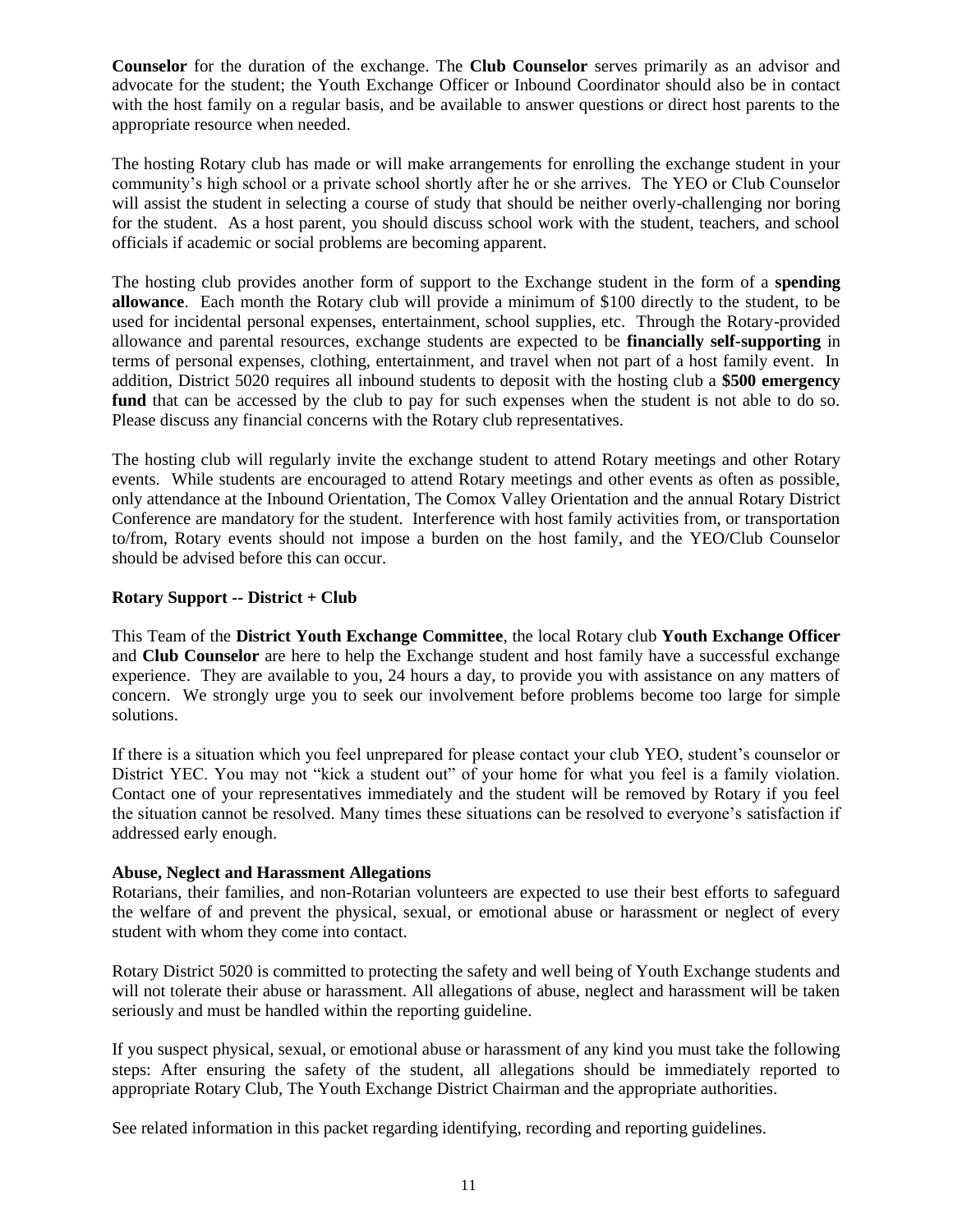**Counselor** for the duration of the exchange. The **Club Counselor** serves primarily as an advisor and advocate for the student; the Youth Exchange Officer or Inbound Coordinator should also be in contact with the host family on a regular basis, and be available to answer questions or direct host parents to the appropriate resource when needed.

The hosting Rotary club has made or will make arrangements for enrolling the exchange student in your community's high school or a private school shortly after he or she arrives. The YEO or Club Counselor will assist the student in selecting a course of study that should be neither overly-challenging nor boring for the student. As a host parent, you should discuss school work with the student, teachers, and school officials if academic or social problems are becoming apparent.

The hosting club provides another form of support to the Exchange student in the form of a **spending allowance**. Each month the Rotary club will provide a minimum of $100 directly to the student, to be used for incidental personal expenses, entertainment, school supplies, etc. Through the Rotary-provided allowance and parental resources, exchange students are expected to be **financially self-supporting** in terms of personal expenses, clothing, entertainment, and travel when not part of a host family event. In addition, District 5020 requires all inbound students to deposit with the hosting club a **$500 emergency fund** that can be accessed by the club to pay for such expenses when the student is not able to do so. Please discuss any financial concerns with the Rotary club representatives.

The hosting club will regularly invite the exchange student to attend Rotary meetings and other Rotary events. While students are encouraged to attend Rotary meetings and other events as often as possible, only attendance at the Inbound Orientation, The Comox Valley Orientation and the annual Rotary District Conference are mandatory for the student. Interference with host family activities from, or transportation to/from, Rotary events should not impose a burden on the host family, and the YEO/Club Counselor should be advised before this can occur.

**Rotary Support -- District + Club**

This Team of the **District Youth Exchange Committee**, the local Rotary club **Youth Exchange Officer** and **Club Counselor** are here to help the Exchange student and host family have a successful exchange experience. They are available to you, 24 hours a day, to provide you with assistance on any matters of concern. We strongly urge you to seek our involvement before problems become too large for simple solutions.

If there is a situation which you feel unprepared for please contact your club YEO, student's counselor or District YEC. You may not "kick a student out" of your home for what you feel is a family violation. Contact one of your representatives immediately and the student will be removed by Rotary if you feel the situation cannot be resolved. Many times these situations can be resolved to everyone's satisfaction if addressed early enough.

**Abuse, Neglect and Harassment Allegations**

Rotarians, their families, and non-Rotarian volunteers are expected to use their best efforts to safeguard the welfare of and prevent the physical, sexual, or emotional abuse or harassment or neglect of every student with whom they come into contact.

Rotary District 5020 is committed to protecting the safety and well being of Youth Exchange students and will not tolerate their abuse or harassment. All allegations of abuse, neglect and harassment will be taken seriously and must be handled within the reporting guideline.

If you suspect physical, sexual, or emotional abuse or harassment of any kind you must take the following steps: After ensuring the safety of the student, all allegations should be immediately reported to appropriate Rotary Club, The Youth Exchange District Chairman and the appropriate authorities.

See related information in this packet regarding identifying, recording and reporting guidelines.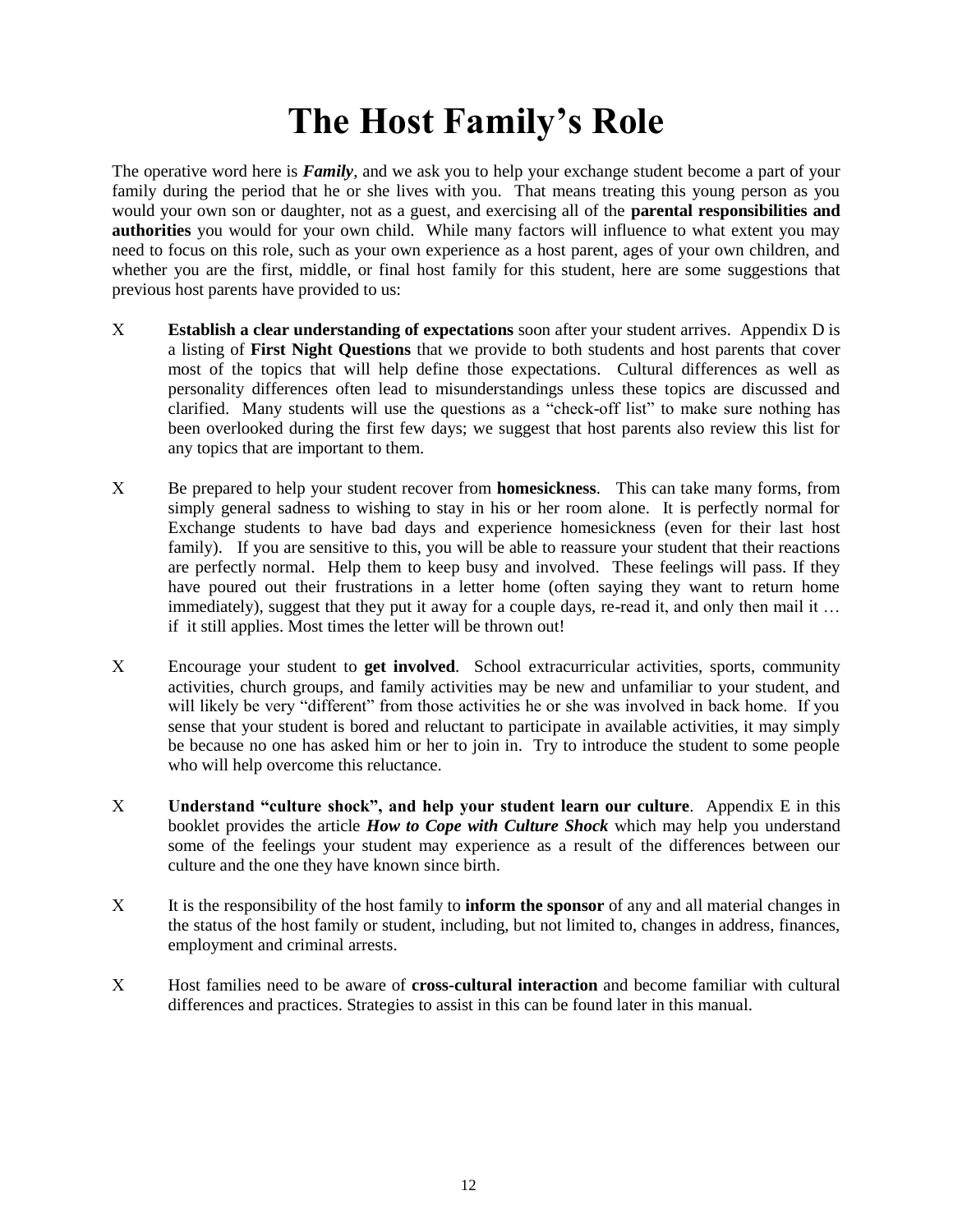# The Host Family's Role

The operative word here is ***Family***, and we ask you to help your exchange student become a part of your family during the period that he or she lives with you. That means treating this young person as you would your own son or daughter, not as a guest, and exercising all of the **parental responsibilities and authorities** you would for your own child. While many factors will influence to what extent you may need to focus on this role, such as your own experience as a host parent, ages of your own children, and whether you are the first, middle, or final host family for this student, here are some suggestions that previous host parents have provided to us:

- **Establish a clear understanding of expectations** soon after your student arrives. Appendix D is a listing of **First Night Questions** that we provide to both students and host parents that cover most of the topics that will help define those expectations. Cultural differences as well as personality differences often lead to misunderstandings unless these topics are discussed and clarified. Many students will use the questions as a "check-off list" to make sure nothing has been overlooked during the first few days; we suggest that host parents also review this list for any topics that are important to them.

- Be prepared to help your student recover from **homesickness**. This can take many forms, from simply general sadness to wishing to stay in his or her room alone. It is perfectly normal for Exchange students to have bad days and experience homesickness (even for their last host family). If you are sensitive to this, you will be able to reassure your student that their reactions are perfectly normal. Help them to keep busy and involved. These feelings will pass. If they have poured out their frustrations in a letter home (often saying they want to return home immediately), suggest that they put it away for a couple days, re-read it, and only then mail it … if it still applies. Most times the letter will be thrown out!

- Encourage your student to **get involved**. School extracurricular activities, sports, community activities, church groups, and family activities may be new and unfamiliar to your student, and will likely be very "different" from those activities he or she was involved in back home. If you sense that your student is bored and reluctant to participate in available activities, it may simply be because no one has asked him or her to join in. Try to introduce the student to some people who will help overcome this reluctance.

- **Understand "culture shock", and help your student learn our culture**. Appendix E in this booklet provides the article ***How to Cope with Culture Shock*** which may help you understand some of the feelings your student may experience as a result of the differences between our culture and the one they have known since birth.

- It is the responsibility of the host family to **inform the sponsor** of any and all material changes in the status of the host family or student, including, but not limited to, changes in address, finances, employment and criminal arrests.

- Host families need to be aware of **cross-cultural interaction** and become familiar with cultural differences and practices. Strategies to assist in this can be found later in this manual.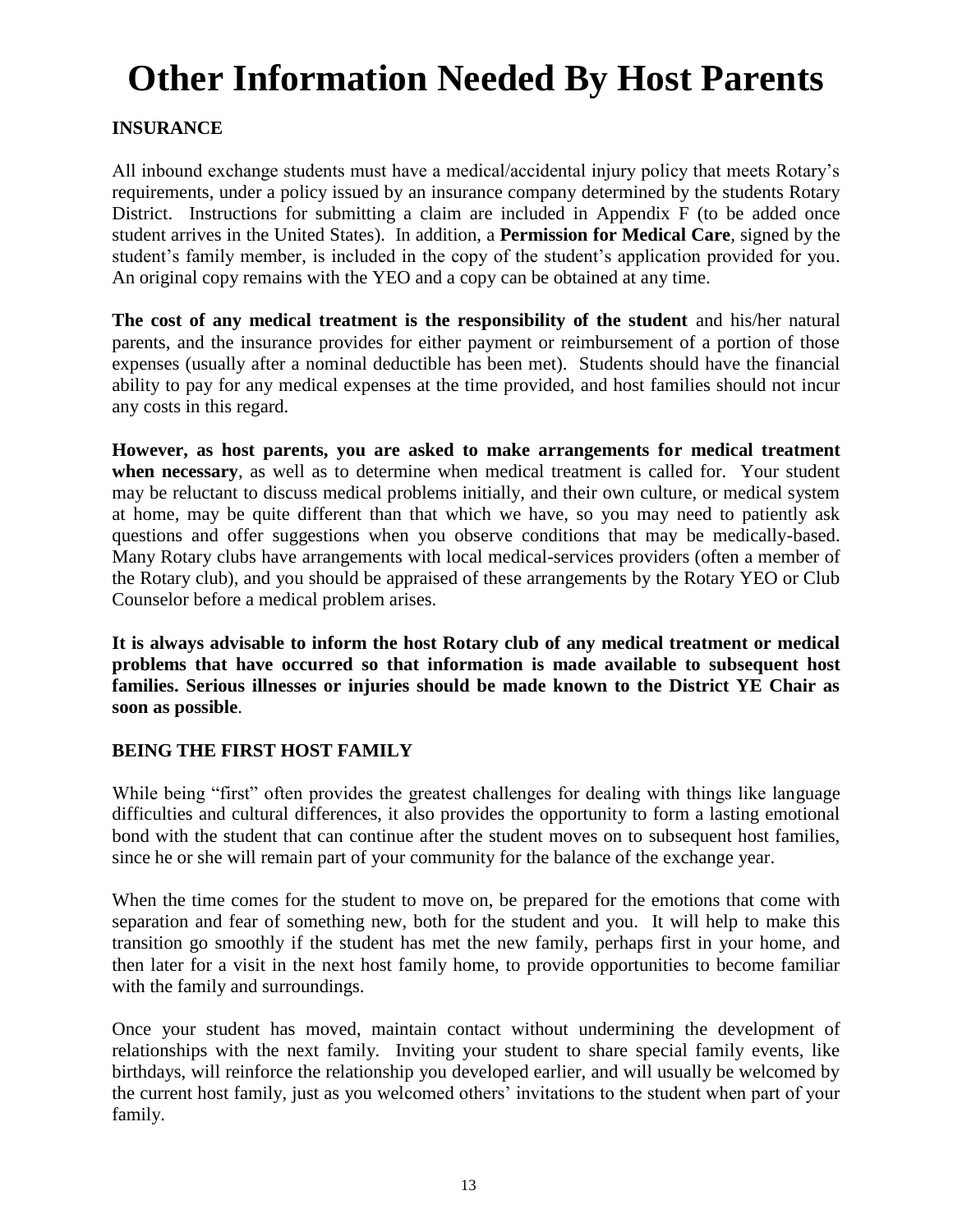# Other Information Needed By Host Parents

**INSURANCE**

All inbound exchange students must have a medical/accidental injury policy that meets Rotary's requirements, under a policy issued by an insurance company determined by the students Rotary District. Instructions for submitting a claim are included in Appendix F (to be added once student arrives in the United States). In addition, a **Permission for Medical Care**, signed by the student's family member, is included in the copy of the student's application provided for you. An original copy remains with the YEO and a copy can be obtained at any time.

**The cost of any medical treatment is the responsibility of the student** and his/her natural parents, and the insurance provides for either payment or reimbursement of a portion of those expenses (usually after a nominal deductible has been met). Students should have the financial ability to pay for any medical expenses at the time provided, and host families should not incur any costs in this regard.

**However, as host parents, you are asked to make arrangements for medical treatment when necessary**, as well as to determine when medical treatment is called for. Your student may be reluctant to discuss medical problems initially, and their own culture, or medical system at home, may be quite different than that which we have, so you may need to patiently ask questions and offer suggestions when you observe conditions that may be medically-based. Many Rotary clubs have arrangements with local medical-services providers (often a member of the Rotary club), and you should be appraised of these arrangements by the Rotary YEO or Club Counselor before a medical problem arises.

**It is always advisable to inform the host Rotary club of any medical treatment or medical problems that have occurred so that information is made available to subsequent host families. Serious illnesses or injuries should be made known to the District YE Chair as soon as possible**.

**BEING THE FIRST HOST FAMILY**

While being "first" often provides the greatest challenges for dealing with things like language difficulties and cultural differences, it also provides the opportunity to form a lasting emotional bond with the student that can continue after the student moves on to subsequent host families, since he or she will remain part of your community for the balance of the exchange year.

When the time comes for the student to move on, be prepared for the emotions that come with separation and fear of something new, both for the student and you. It will help to make this transition go smoothly if the student has met the new family, perhaps first in your home, and then later for a visit in the next host family home, to provide opportunities to become familiar with the family and surroundings.

Once your student has moved, maintain contact without undermining the development of relationships with the next family. Inviting your student to share special family events, like birthdays, will reinforce the relationship you developed earlier, and will usually be welcomed by the current host family, just as you welcomed others' invitations to the student when part of your family.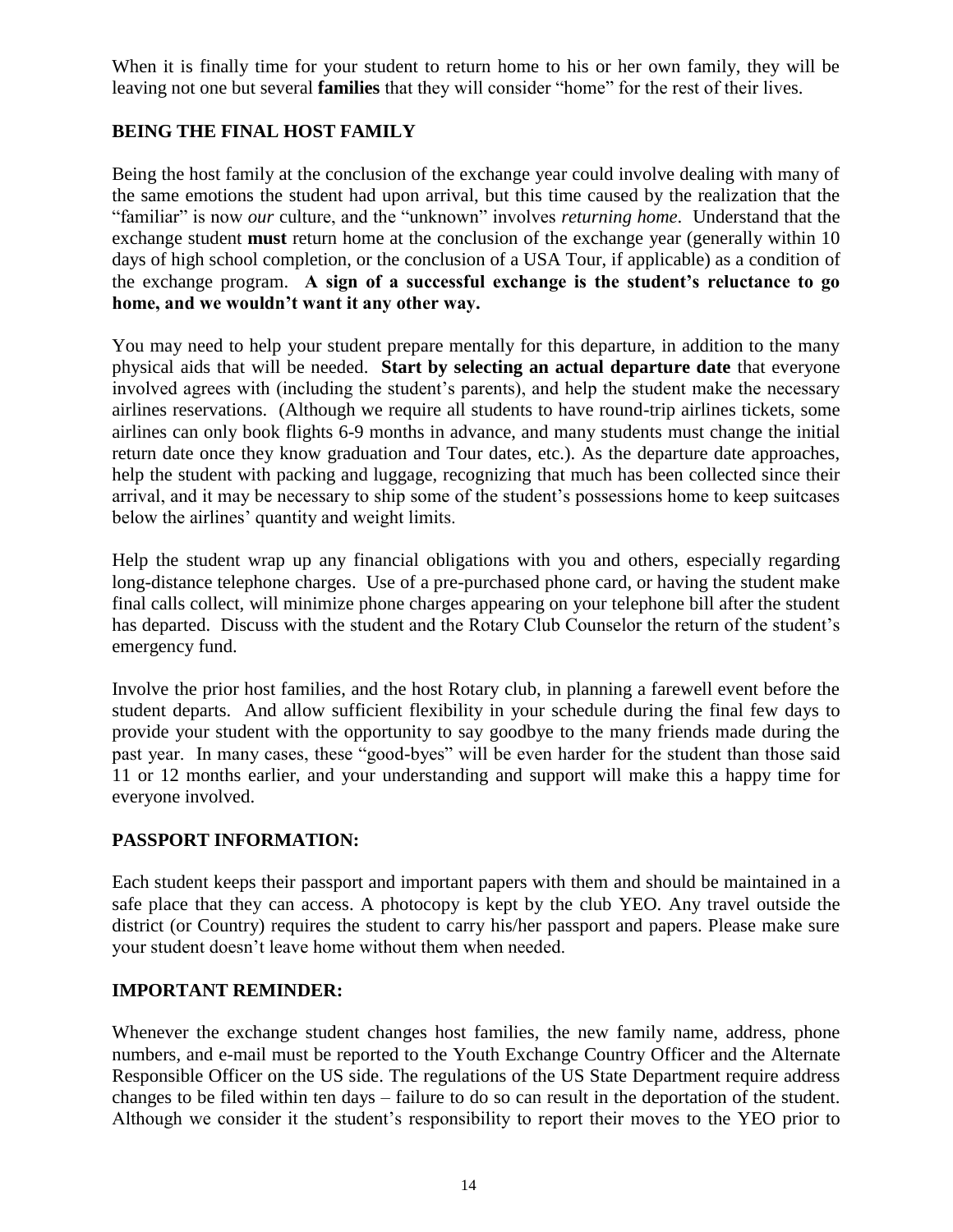When it is finally time for your student to return home to his or her own family, they will be leaving not one but several **families** that they will consider "home" for the rest of their lives.

## BEING THE FINAL HOST FAMILY

Being the host family at the conclusion of the exchange year could involve dealing with many of the same emotions the student had upon arrival, but this time caused by the realization that the "familiar" is now *our* culture, and the "unknown" involves *returning home*. Understand that the exchange student **must** return home at the conclusion of the exchange year (generally within 10 days of high school completion, or the conclusion of a USA Tour, if applicable) as a condition of the exchange program. **A sign of a successful exchange is the student's reluctance to go home, and we wouldn't want it any other way.**

You may need to help your student prepare mentally for this departure, in addition to the many physical aids that will be needed. **Start by selecting an actual departure date** that everyone involved agrees with (including the student's parents), and help the student make the necessary airlines reservations. (Although we require all students to have round-trip airlines tickets, some airlines can only book flights 6-9 months in advance, and many students must change the initial return date once they know graduation and Tour dates, etc.). As the departure date approaches, help the student with packing and luggage, recognizing that much has been collected since their arrival, and it may be necessary to ship some of the student's possessions home to keep suitcases below the airlines' quantity and weight limits.

Help the student wrap up any financial obligations with you and others, especially regarding long-distance telephone charges. Use of a pre-purchased phone card, or having the student make final calls collect, will minimize phone charges appearing on your telephone bill after the student has departed. Discuss with the student and the Rotary Club Counselor the return of the student's emergency fund.

Involve the prior host families, and the host Rotary club, in planning a farewell event before the student departs. And allow sufficient flexibility in your schedule during the final few days to provide your student with the opportunity to say goodbye to the many friends made during the past year. In many cases, these "good-byes" will be even harder for the student than those said 11 or 12 months earlier, and your understanding and support will make this a happy time for everyone involved.

## PASSPORT INFORMATION:

Each student keeps their passport and important papers with them and should be maintained in a safe place that they can access. A photocopy is kept by the club YEO. Any travel outside the district (or Country) requires the student to carry his/her passport and papers. Please make sure your student doesn't leave home without them when needed.

## IMPORTANT REMINDER:

Whenever the exchange student changes host families, the new family name, address, phone numbers, and e-mail must be reported to the Youth Exchange Country Officer and the Alternate Responsible Officer on the US side. The regulations of the US State Department require address changes to be filed within ten days – failure to do so can result in the deportation of the student. Although we consider it the student's responsibility to report their moves to the YEO prior to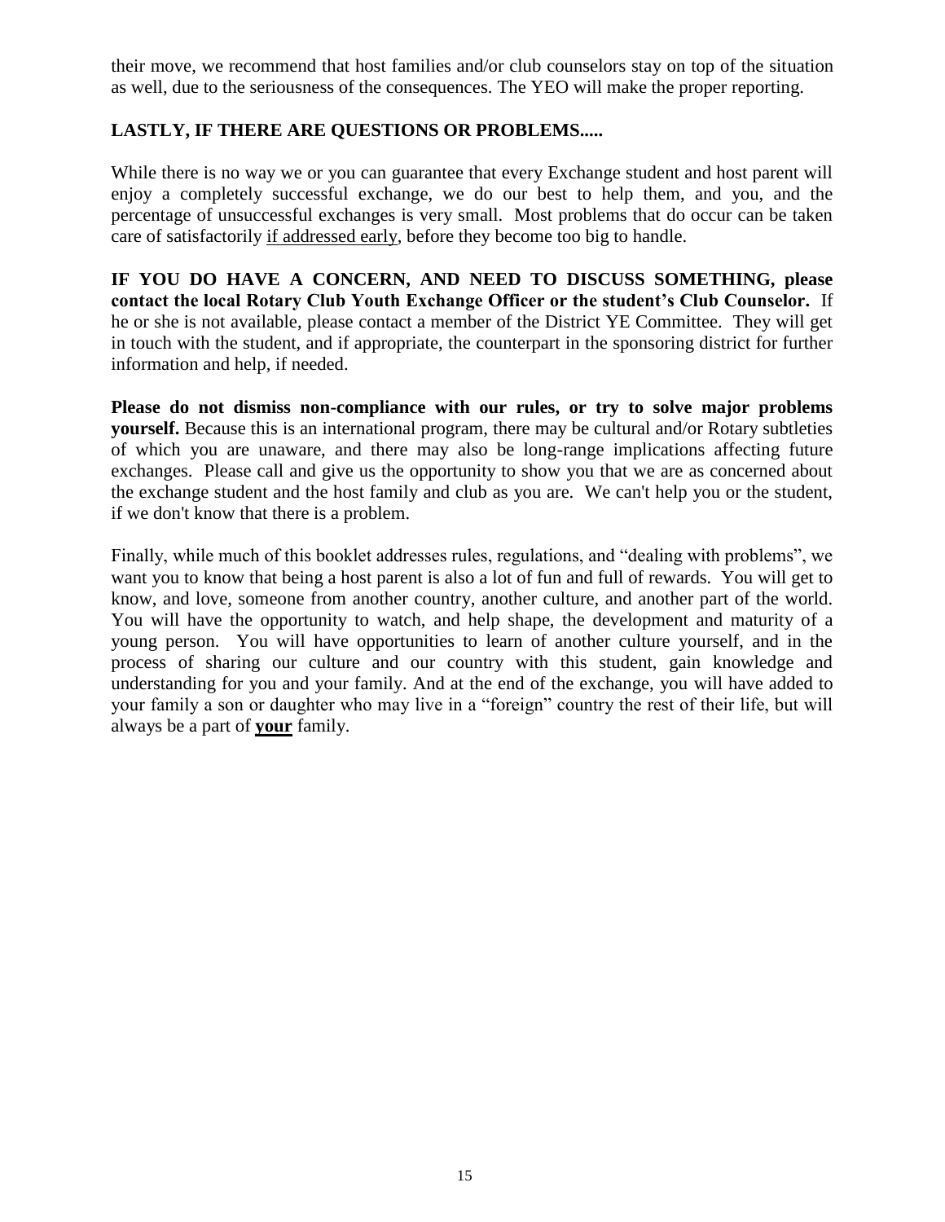their move, we recommend that host families and/or club counselors stay on top of the situation as well, due to the seriousness of the consequences. The YEO will make the proper reporting.

## LASTLY, IF THERE ARE QUESTIONS OR PROBLEMS.....

While there is no way we or you can guarantee that every Exchange student and host parent will enjoy a completely successful exchange, we do our best to help them, and you, and the percentage of unsuccessful exchanges is very small. Most problems that do occur can be taken care of satisfactorily <u>if addressed early</u>, before they become too big to handle.

**IF YOU DO HAVE A CONCERN, AND NEED TO DISCUSS SOMETHING, please contact the local Rotary Club Youth Exchange Officer or the student's Club Counselor.** If he or she is not available, please contact a member of the District YE Committee. They will get in touch with the student, and if appropriate, the counterpart in the sponsoring district for further information and help, if needed.

**Please do not dismiss non-compliance with our rules, or try to solve major problems yourself.** Because this is an international program, there may be cultural and/or Rotary subtleties of which you are unaware, and there may also be long-range implications affecting future exchanges. Please call and give us the opportunity to show you that we are as concerned about the exchange student and the host family and club as you are. We can't help you or the student, if we don't know that there is a problem.

Finally, while much of this booklet addresses rules, regulations, and "dealing with problems", we want you to know that being a host parent is also a lot of fun and full of rewards. You will get to know, and love, someone from another country, another culture, and another part of the world. You will have the opportunity to watch, and help shape, the development and maturity of a young person. You will have opportunities to learn of another culture yourself, and in the process of sharing our culture and our country with this student, gain knowledge and understanding for you and your family. And at the end of the exchange, you will have added to your family a son or daughter who may live in a "foreign" country the rest of their life, but will always be a part of **<u>your</u>** family.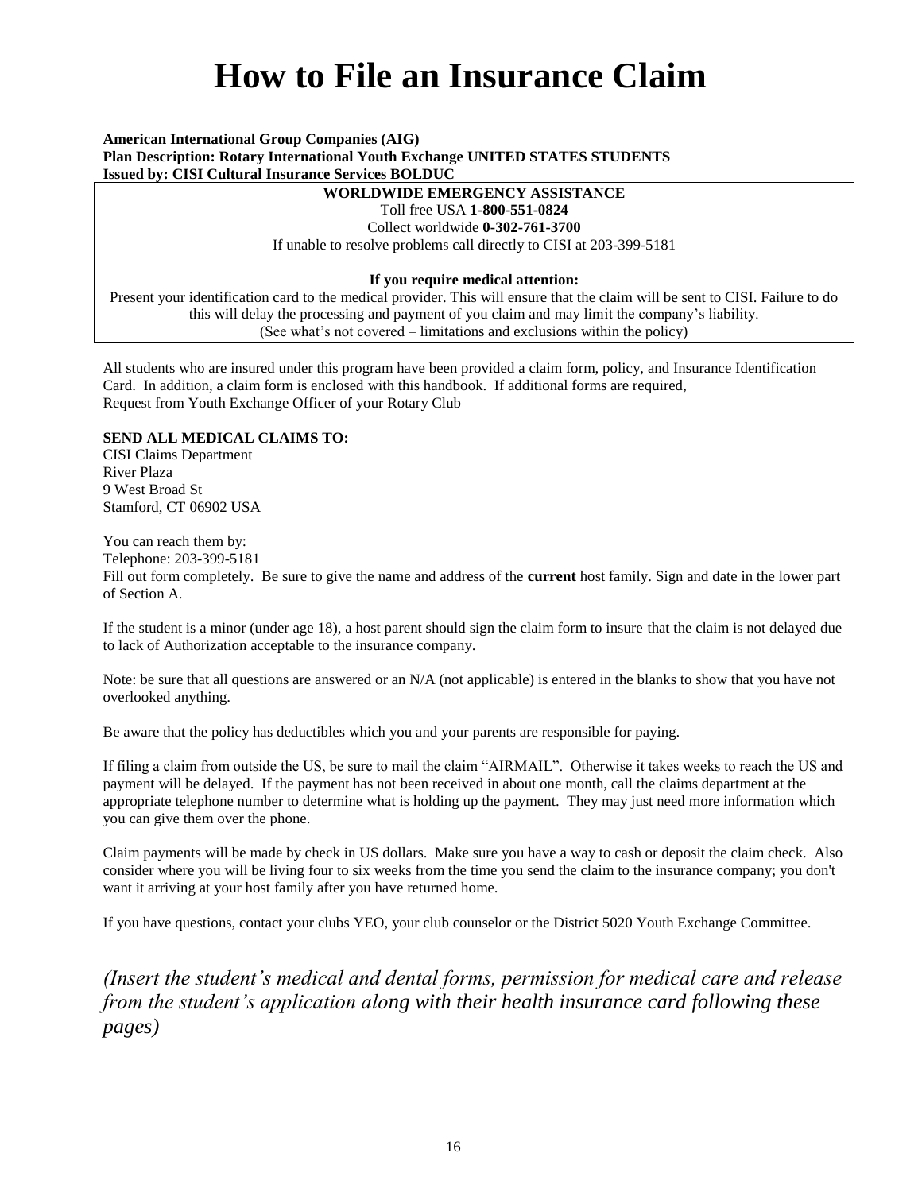# How to File an Insurance Claim

**American International Group Companies (AIG)**
**Plan Description: Rotary International Youth Exchange UNITED STATES STUDENTS**
**Issued by: CISI Cultural Insurance Services BOLDUC**

**WORLDWIDE EMERGENCY ASSISTANCE**
Toll free USA **1-800-551-0824**
Collect worldwide **0-302-761-3700**
If unable to resolve problems call directly to CISI at 203-399-5181

**If you require medical attention:**
Present your identification card to the medical provider. This will ensure that the claim will be sent to CISI. Failure to do this will delay the processing and payment of you claim and may limit the company's liability.
(See what's not covered – limitations and exclusions within the policy)

All students who are insured under this program have been provided a claim form, policy, and Insurance Identification Card. In addition, a claim form is enclosed with this handbook. If additional forms are required,
Request from Youth Exchange Officer of your Rotary Club

**SEND ALL MEDICAL CLAIMS TO:**
CISI Claims Department
River Plaza
9 West Broad St
Stamford, CT 06902 USA

You can reach them by:
Telephone: 203-399-5181
Fill out form completely. Be sure to give the name and address of the **current** host family. Sign and date in the lower part of Section A.

If the student is a minor (under age 18), a host parent should sign the claim form to insure that the claim is not delayed due to lack of Authorization acceptable to the insurance company.

Note: be sure that all questions are answered or an N/A (not applicable) is entered in the blanks to show that you have not overlooked anything.

Be aware that the policy has deductibles which you and your parents are responsible for paying.

If filing a claim from outside the US, be sure to mail the claim "AIRMAIL". Otherwise it takes weeks to reach the US and payment will be delayed. If the payment has not been received in about one month, call the claims department at the appropriate telephone number to determine what is holding up the payment. They may just need more information which you can give them over the phone.

Claim payments will be made by check in US dollars. Make sure you have a way to cash or deposit the claim check. Also consider where you will be living four to six weeks from the time you send the claim to the insurance company; you don't want it arriving at your host family after you have returned home.

If you have questions, contact your clubs YEO, your club counselor or the District 5020 Youth Exchange Committee.

*(Insert the student's medical and dental forms, permission for medical care and release from the student's application along with their health insurance card following these pages)*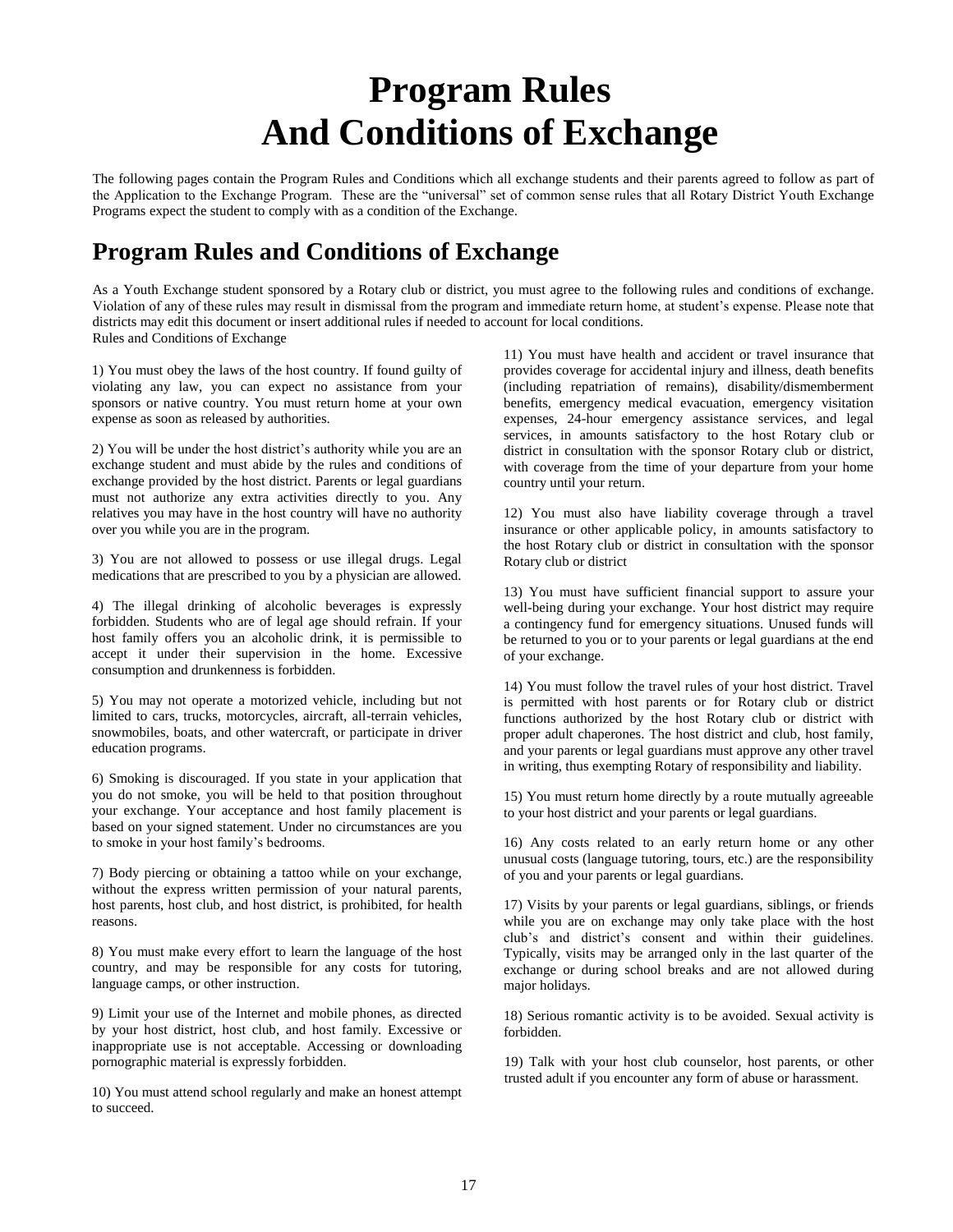# Program Rules And Conditions of Exchange

The following pages contain the Program Rules and Conditions which all exchange students and their parents agreed to follow as part of the Application to the Exchange Program. These are the "universal" set of common sense rules that all Rotary District Youth Exchange Programs expect the student to comply with as a condition of the Exchange.

## Program Rules and Conditions of Exchange

As a Youth Exchange student sponsored by a Rotary club or district, you must agree to the following rules and conditions of exchange. Violation of any of these rules may result in dismissal from the program and immediate return home, at student's expense. Please note that districts may edit this document or insert additional rules if needed to account for local conditions.

Rules and Conditions of Exchange

1) You must obey the laws of the host country. If found guilty of violating any law, you can expect no assistance from your sponsors or native country. You must return home at your own expense as soon as released by authorities.

2) You will be under the host district's authority while you are an exchange student and must abide by the rules and conditions of exchange provided by the host district. Parents or legal guardians must not authorize any extra activities directly to you. Any relatives you may have in the host country will have no authority over you while you are in the program.

3) You are not allowed to possess or use illegal drugs. Legal medications that are prescribed to you by a physician are allowed.

4) The illegal drinking of alcoholic beverages is expressly forbidden. Students who are of legal age should refrain. If your host family offers you an alcoholic drink, it is permissible to accept it under their supervision in the home. Excessive consumption and drunkenness is forbidden.

5) You may not operate a motorized vehicle, including but not limited to cars, trucks, motorcycles, aircraft, all-terrain vehicles, snowmobiles, boats, and other watercraft, or participate in driver education programs.

6) Smoking is discouraged. If you state in your application that you do not smoke, you will be held to that position throughout your exchange. Your acceptance and host family placement is based on your signed statement. Under no circumstances are you to smoke in your host family's bedrooms.

7) Body piercing or obtaining a tattoo while on your exchange, without the express written permission of your natural parents, host parents, host club, and host district, is prohibited, for health reasons.

8) You must make every effort to learn the language of the host country, and may be responsible for any costs for tutoring, language camps, or other instruction.

9) Limit your use of the Internet and mobile phones, as directed by your host district, host club, and host family. Excessive or inappropriate use is not acceptable. Accessing or downloading pornographic material is expressly forbidden.

10) You must attend school regularly and make an honest attempt to succeed.

11) You must have health and accident or travel insurance that provides coverage for accidental injury and illness, death benefits (including repatriation of remains), disability/dismemberment benefits, emergency medical evacuation, emergency visitation expenses, 24-hour emergency assistance services, and legal services, in amounts satisfactory to the host Rotary club or district in consultation with the sponsor Rotary club or district, with coverage from the time of your departure from your home country until your return.

12) You must also have liability coverage through a travel insurance or other applicable policy, in amounts satisfactory to the host Rotary club or district in consultation with the sponsor Rotary club or district

13) You must have sufficient financial support to assure your well-being during your exchange. Your host district may require a contingency fund for emergency situations. Unused funds will be returned to you or to your parents or legal guardians at the end of your exchange.

14) You must follow the travel rules of your host district. Travel is permitted with host parents or for Rotary club or district functions authorized by the host Rotary club or district with proper adult chaperones. The host district and club, host family, and your parents or legal guardians must approve any other travel in writing, thus exempting Rotary of responsibility and liability.

15) You must return home directly by a route mutually agreeable to your host district and your parents or legal guardians.

16) Any costs related to an early return home or any other unusual costs (language tutoring, tours, etc.) are the responsibility of you and your parents or legal guardians.

17) Visits by your parents or legal guardians, siblings, or friends while you are on exchange may only take place with the host club's and district's consent and within their guidelines. Typically, visits may be arranged only in the last quarter of the exchange or during school breaks and are not allowed during major holidays.

18) Serious romantic activity is to be avoided. Sexual activity is forbidden.

19) Talk with your host club counselor, host parents, or other trusted adult if you encounter any form of abuse or harassment.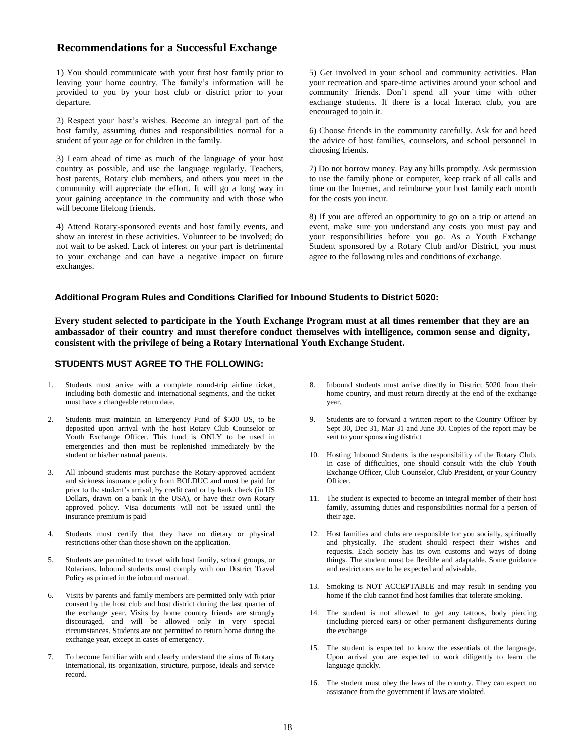## Recommendations for a Successful Exchange

1) You should communicate with your first host family prior to leaving your home country. The family's information will be provided to you by your host club or district prior to your departure.

2) Respect your host's wishes. Become an integral part of the host family, assuming duties and responsibilities normal for a student of your age or for children in the family.

3) Learn ahead of time as much of the language of your host country as possible, and use the language regularly. Teachers, host parents, Rotary club members, and others you meet in the community will appreciate the effort. It will go a long way in your gaining acceptance in the community and with those who will become lifelong friends.

4) Attend Rotary-sponsored events and host family events, and show an interest in these activities. Volunteer to be involved; do not wait to be asked. Lack of interest on your part is detrimental to your exchange and can have a negative impact on future exchanges.

5) Get involved in your school and community activities. Plan your recreation and spare-time activities around your school and community friends. Don't spend all your time with other exchange students. If there is a local Interact club, you are encouraged to join it.

6) Choose friends in the community carefully. Ask for and heed the advice of host families, counselors, and school personnel in choosing friends.

7) Do not borrow money. Pay any bills promptly. Ask permission to use the family phone or computer, keep track of all calls and time on the Internet, and reimburse your host family each month for the costs you incur.

8) If you are offered an opportunity to go on a trip or attend an event, make sure you understand any costs you must pay and your responsibilities before you go. As a Youth Exchange Student sponsored by a Rotary Club and/or District, you must agree to the following rules and conditions of exchange.

### Additional Program Rules and Conditions Clarified for Inbound Students to District 5020:

**Every student selected to participate in the Youth Exchange Program must at all times remember that they are an ambassador of their country and must therefore conduct themselves with intelligence, common sense and dignity, consistent with the privilege of being a Rotary International Youth Exchange Student.**

### STUDENTS MUST AGREE TO THE FOLLOWING:

1. Students must arrive with a complete round-trip airline ticket, including both domestic and international segments, and the ticket must have a changeable return date.
2. Students must maintain an Emergency Fund of $500 US, to be deposited upon arrival with the host Rotary Club Counselor or Youth Exchange Officer. This fund is ONLY to be used in emergencies and then must be replenished immediately by the student or his/her natural parents.
3. All inbound students must purchase the Rotary-approved accident and sickness insurance policy from BOLDUC and must be paid for prior to the student's arrival, by credit card or by bank check (in US Dollars, drawn on a bank in the USA), or have their own Rotary approved policy. Visa documents will not be issued until the insurance premium is paid
4. Students must certify that they have no dietary or physical restrictions other than those shown on the application.
5. Students are permitted to travel with host family, school groups, or Rotarians. Inbound students must comply with our District Travel Policy as printed in the inbound manual.
6. Visits by parents and family members are permitted only with prior consent by the host club and host district during the last quarter of the exchange year. Visits by home country friends are strongly discouraged, and will be allowed only in very special circumstances. Students are not permitted to return home during the exchange year, except in cases of emergency.
7. To become familiar with and clearly understand the aims of Rotary International, its organization, structure, purpose, ideals and service record.
8. Inbound students must arrive directly in District 5020 from their home country, and must return directly at the end of the exchange year.
9. Students are to forward a written report to the Country Officer by Sept 30, Dec 31, Mar 31 and June 30. Copies of the report may be sent to your sponsoring district
10. Hosting Inbound Students is the responsibility of the Rotary Club. In case of difficulties, one should consult with the club Youth Exchange Officer, Club Counselor, Club President, or your Country Officer.
11. The student is expected to become an integral member of their host family, assuming duties and responsibilities normal for a person of their age.
12. Host families and clubs are responsible for you socially, spiritually and physically. The student should respect their wishes and requests. Each society has its own customs and ways of doing things. The student must be flexible and adaptable. Some guidance and restrictions are to be expected and advisable.
13. Smoking is NOT ACCEPTABLE and may result in sending you home if the club cannot find host families that tolerate smoking.
14. The student is not allowed to get any tattoos, body piercing (including pierced ears) or other permanent disfigurements during the exchange
15. The student is expected to know the essentials of the language. Upon arrival you are expected to work diligently to learn the language quickly.
16. The student must obey the laws of the country. They can expect no assistance from the government if laws are violated.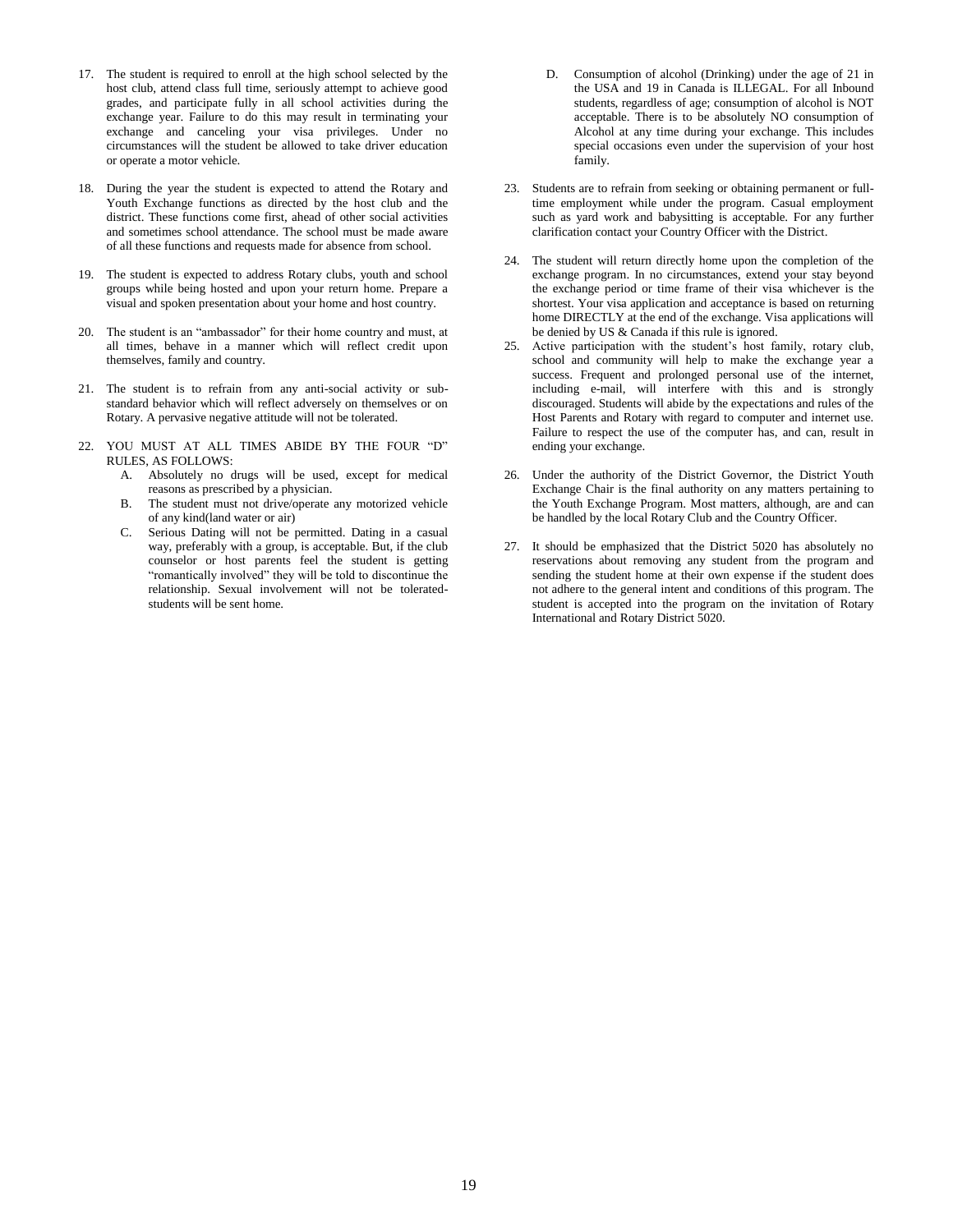17. The student is required to enroll at the high school selected by the host club, attend class full time, seriously attempt to achieve good grades, and participate fully in all school activities during the exchange year. Failure to do this may result in terminating your exchange and canceling your visa privileges. Under no circumstances will the student be allowed to take driver education or operate a motor vehicle.

18. During the year the student is expected to attend the Rotary and Youth Exchange functions as directed by the host club and the district. These functions come first, ahead of other social activities and sometimes school attendance. The school must be made aware of all these functions and requests made for absence from school.

19. The student is expected to address Rotary clubs, youth and school groups while being hosted and upon your return home. Prepare a visual and spoken presentation about your home and host country.

20. The student is an "ambassador" for their home country and must, at all times, behave in a manner which will reflect credit upon themselves, family and country.

21. The student is to refrain from any anti-social activity or sub-standard behavior which will reflect adversely on themselves or on Rotary. A pervasive negative attitude will not be tolerated.

22. YOU MUST AT ALL TIMES ABIDE BY THE FOUR "D" RULES, AS FOLLOWS:
    A. Absolutely no drugs will be used, except for medical reasons as prescribed by a physician.
    B. The student must not drive/operate any motorized vehicle of any kind(land water or air)
    C. Serious Dating will not be permitted. Dating in a casual way, preferably with a group, is acceptable. But, if the club counselor or host parents feel the student is getting "romantically involved" they will be told to discontinue the relationship. Sexual involvement will not be tolerated-students will be sent home.
    D. Consumption of alcohol (Drinking) under the age of 21 in the USA and 19 in Canada is ILLEGAL. For all Inbound students, regardless of age; consumption of alcohol is NOT acceptable. There is to be absolutely NO consumption of Alcohol at any time during your exchange. This includes special occasions even under the supervision of your host family.

23. Students are to refrain from seeking or obtaining permanent or full-time employment while under the program. Casual employment such as yard work and babysitting is acceptable. For any further clarification contact your Country Officer with the District.

24. The student will return directly home upon the completion of the exchange program. In no circumstances, extend your stay beyond the exchange period or time frame of their visa whichever is the shortest. Your visa application and acceptance is based on returning home DIRECTLY at the end of the exchange. Visa applications will be denied by US & Canada if this rule is ignored.

25. Active participation with the student's host family, rotary club, school and community will help to make the exchange year a success. Frequent and prolonged personal use of the internet, including e-mail, will interfere with this and is strongly discouraged. Students will abide by the expectations and rules of the Host Parents and Rotary with regard to computer and internet use. Failure to respect the use of the computer has, and can, result in ending your exchange.

26. Under the authority of the District Governor, the District Youth Exchange Chair is the final authority on any matters pertaining to the Youth Exchange Program. Most matters, although, are and can be handled by the local Rotary Club and the Country Officer.

27. It should be emphasized that the District 5020 has absolutely no reservations about removing any student from the program and sending the student home at their own expense if the student does not adhere to the general intent and conditions of this program. The student is accepted into the program on the invitation of Rotary International and Rotary District 5020.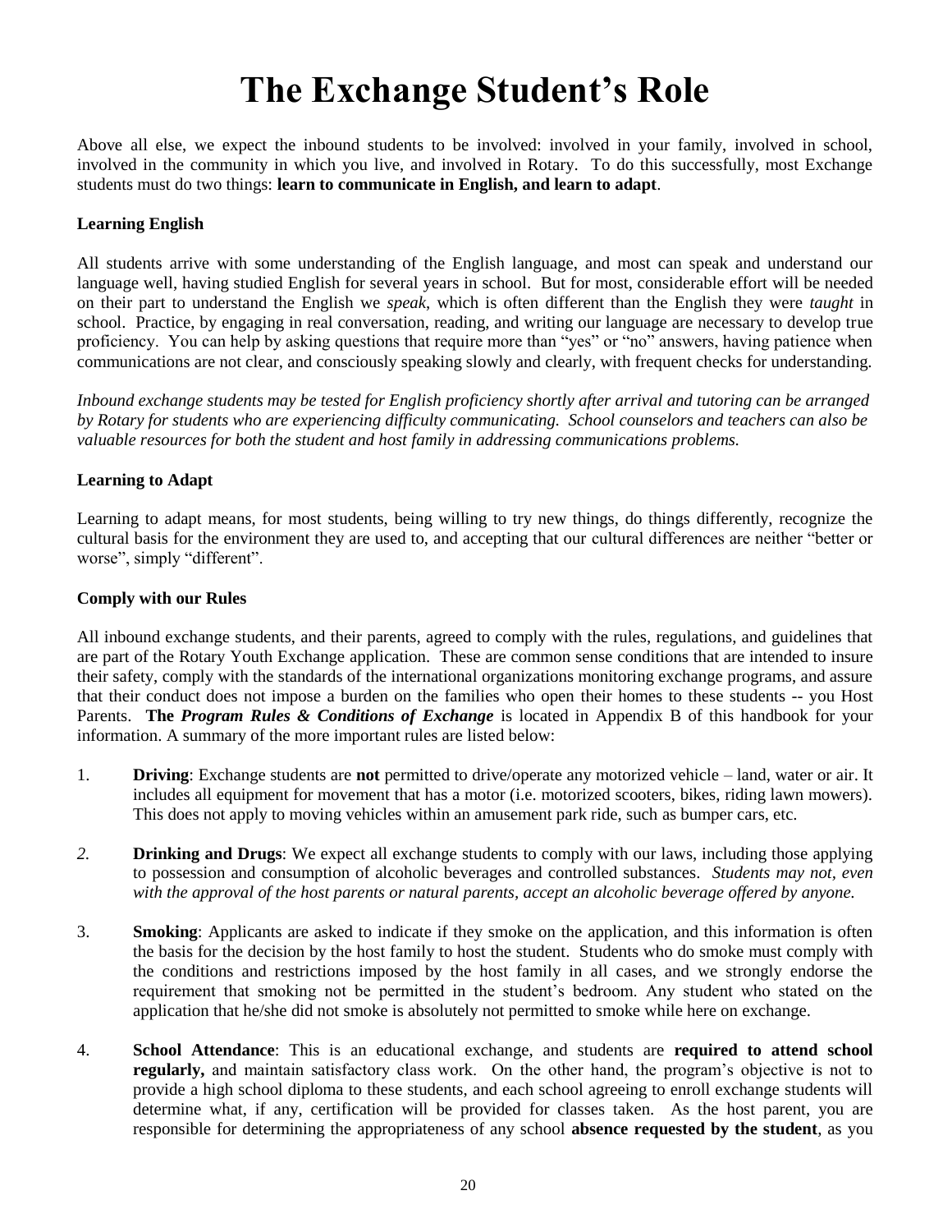# The Exchange Student's Role

Above all else, we expect the inbound students to be involved: involved in your family, involved in school, involved in the community in which you live, and involved in Rotary. To do this successfully, most Exchange students must do two things: **learn to communicate in English, and learn to adapt**.

### Learning English

All students arrive with some understanding of the English language, and most can speak and understand our language well, having studied English for several years in school. But for most, considerable effort will be needed on their part to understand the English we *speak*, which is often different than the English they were *taught* in school. Practice, by engaging in real conversation, reading, and writing our language are necessary to develop true proficiency. You can help by asking questions that require more than "yes" or "no" answers, having patience when communications are not clear, and consciously speaking slowly and clearly, with frequent checks for understanding.

*Inbound exchange students may be tested for English proficiency shortly after arrival and tutoring can be arranged by Rotary for students who are experiencing difficulty communicating. School counselors and teachers can also be valuable resources for both the student and host family in addressing communications problems.*

### Learning to Adapt

Learning to adapt means, for most students, being willing to try new things, do things differently, recognize the cultural basis for the environment they are used to, and accepting that our cultural differences are neither "better or worse", simply "different".

### Comply with our Rules

All inbound exchange students, and their parents, agreed to comply with the rules, regulations, and guidelines that are part of the Rotary Youth Exchange application. These are common sense conditions that are intended to insure their safety, comply with the standards of the international organizations monitoring exchange programs, and assure that their conduct does not impose a burden on the families who open their homes to these students -- you Host Parents. **The *Program Rules & Conditions of Exchange*** is located in Appendix B of this handbook for your information. A summary of the more important rules are listed below:

1. **Driving**: Exchange students are **not** permitted to drive/operate any motorized vehicle – land, water or air. It includes all equipment for movement that has a motor (i.e. motorized scooters, bikes, riding lawn mowers). This does not apply to moving vehicles within an amusement park ride, such as bumper cars, etc.

2. **Drinking and Drugs**: We expect all exchange students to comply with our laws, including those applying to possession and consumption of alcoholic beverages and controlled substances. *Students may not, even with the approval of the host parents or natural parents, accept an alcoholic beverage offered by anyone.*

3. **Smoking**: Applicants are asked to indicate if they smoke on the application, and this information is often the basis for the decision by the host family to host the student. Students who do smoke must comply with the conditions and restrictions imposed by the host family in all cases, and we strongly endorse the requirement that smoking not be permitted in the student's bedroom. Any student who stated on the application that he/she did not smoke is absolutely not permitted to smoke while here on exchange.

4. **School Attendance**: This is an educational exchange, and students are **required to attend school regularly,** and maintain satisfactory class work. On the other hand, the program's objective is not to provide a high school diploma to these students, and each school agreeing to enroll exchange students will determine what, if any, certification will be provided for classes taken. As the host parent, you are responsible for determining the appropriateness of any school **absence requested by the student**, as you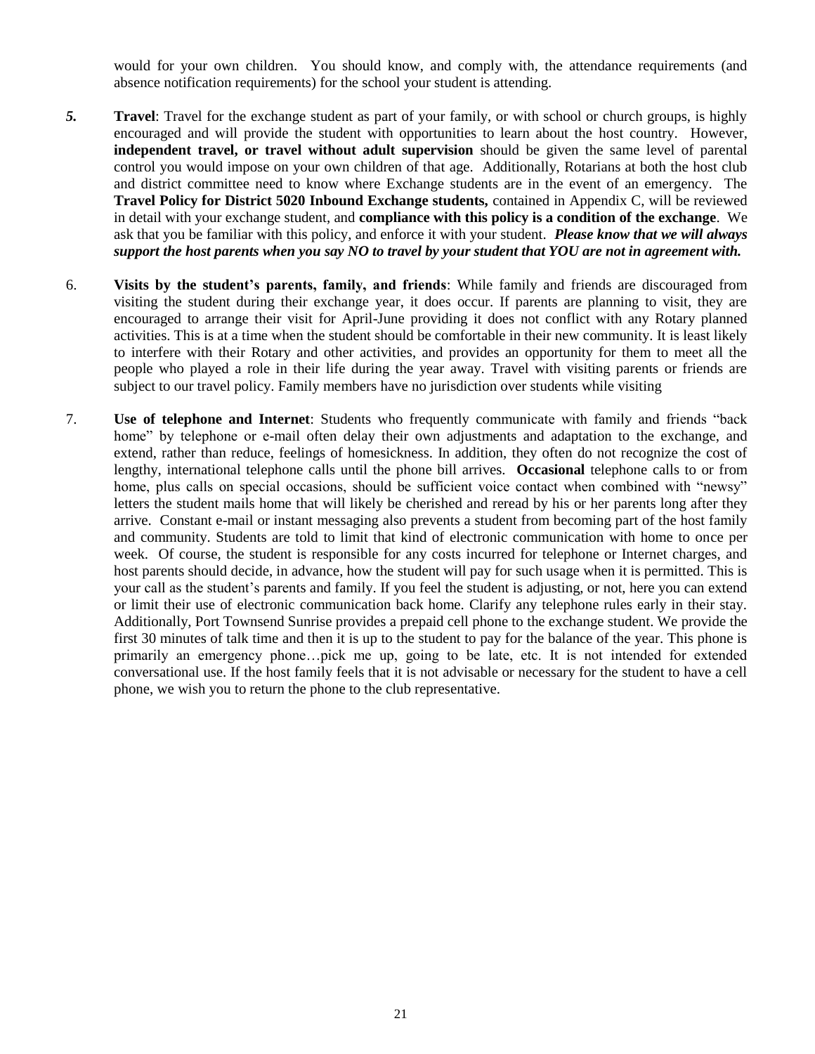would for your own children. You should know, and comply with, the attendance requirements (and absence notification requirements) for the school your student is attending.

***5.*** **Travel**: Travel for the exchange student as part of your family, or with school or church groups, is highly encouraged and will provide the student with opportunities to learn about the host country. However, **independent travel, or travel without adult supervision** should be given the same level of parental control you would impose on your own children of that age. Additionally, Rotarians at both the host club and district committee need to know where Exchange students are in the event of an emergency. The **Travel Policy for District 5020 Inbound Exchange students,** contained in Appendix C, will be reviewed in detail with your exchange student, and **compliance with this policy is a condition of the exchange**. We ask that you be familiar with this policy, and enforce it with your student. ***Please know that we will always support the host parents when you say NO to travel by your student that YOU are not in agreement with.***

6. **Visits by the student's parents, family, and friends**: While family and friends are discouraged from visiting the student during their exchange year, it does occur. If parents are planning to visit, they are encouraged to arrange their visit for April-June providing it does not conflict with any Rotary planned activities. This is at a time when the student should be comfortable in their new community. It is least likely to interfere with their Rotary and other activities, and provides an opportunity for them to meet all the people who played a role in their life during the year away. Travel with visiting parents or friends are subject to our travel policy. Family members have no jurisdiction over students while visiting

7. **Use of telephone and Internet**: Students who frequently communicate with family and friends "back home" by telephone or e-mail often delay their own adjustments and adaptation to the exchange, and extend, rather than reduce, feelings of homesickness. In addition, they often do not recognize the cost of lengthy, international telephone calls until the phone bill arrives. **Occasional** telephone calls to or from home, plus calls on special occasions, should be sufficient voice contact when combined with "newsy" letters the student mails home that will likely be cherished and reread by his or her parents long after they arrive. Constant e-mail or instant messaging also prevents a student from becoming part of the host family and community. Students are told to limit that kind of electronic communication with home to once per week. Of course, the student is responsible for any costs incurred for telephone or Internet charges, and host parents should decide, in advance, how the student will pay for such usage when it is permitted. This is your call as the student's parents and family. If you feel the student is adjusting, or not, here you can extend or limit their use of electronic communication back home. Clarify any telephone rules early in their stay. Additionally, Port Townsend Sunrise provides a prepaid cell phone to the exchange student. We provide the first 30 minutes of talk time and then it is up to the student to pay for the balance of the year. This phone is primarily an emergency phone…pick me up, going to be late, etc. It is not intended for extended conversational use. If the host family feels that it is not advisable or necessary for the student to have a cell phone, we wish you to return the phone to the club representative.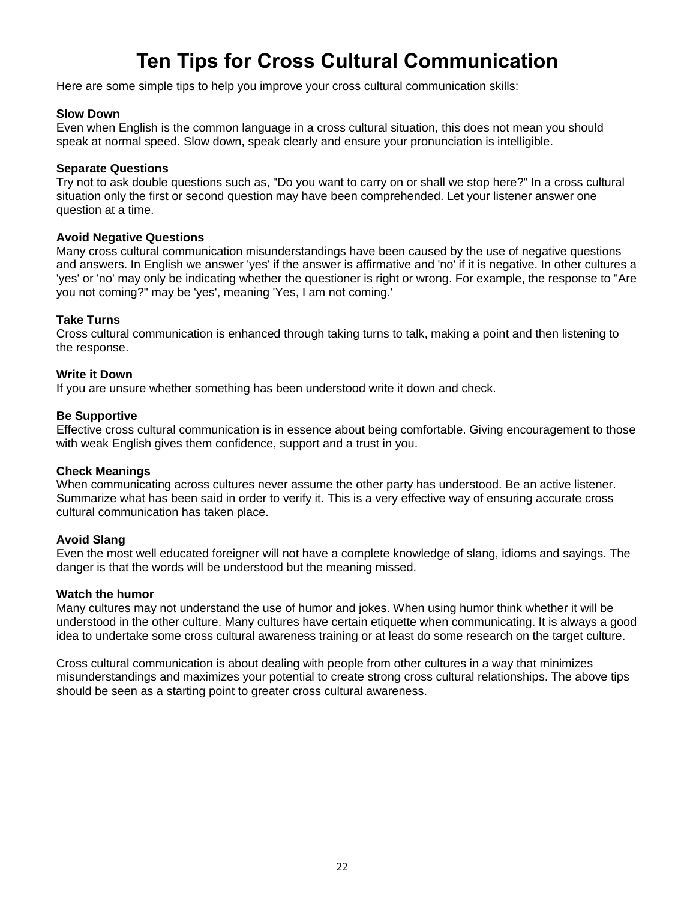# Ten Tips for Cross Cultural Communication

Here are some simple tips to help you improve your cross cultural communication skills:

**Slow Down**
Even when English is the common language in a cross cultural situation, this does not mean you should speak at normal speed. Slow down, speak clearly and ensure your pronunciation is intelligible.

**Separate Questions**
Try not to ask double questions such as, "Do you want to carry on or shall we stop here?" In a cross cultural situation only the first or second question may have been comprehended. Let your listener answer one question at a time.

**Avoid Negative Questions**
Many cross cultural communication misunderstandings have been caused by the use of negative questions and answers. In English we answer 'yes' if the answer is affirmative and 'no' if it is negative. In other cultures a 'yes' or 'no' may only be indicating whether the questioner is right or wrong. For example, the response to "Are you not coming?" may be 'yes', meaning 'Yes, I am not coming.'

**Take Turns**
Cross cultural communication is enhanced through taking turns to talk, making a point and then listening to the response.

**Write it Down**
If you are unsure whether something has been understood write it down and check.

**Be Supportive**
Effective cross cultural communication is in essence about being comfortable. Giving encouragement to those with weak English gives them confidence, support and a trust in you.

**Check Meanings**
When communicating across cultures never assume the other party has understood. Be an active listener. Summarize what has been said in order to verify it. This is a very effective way of ensuring accurate cross cultural communication has taken place.

**Avoid Slang**
Even the most well educated foreigner will not have a complete knowledge of slang, idioms and sayings. The danger is that the words will be understood but the meaning missed.

**Watch the humor**
Many cultures may not understand the use of humor and jokes. When using humor think whether it will be understood in the other culture. Many cultures have certain etiquette when communicating. It is always a good idea to undertake some cross cultural awareness training or at least do some research on the target culture.

Cross cultural communication is about dealing with people from other cultures in a way that minimizes misunderstandings and maximizes your potential to create strong cross cultural relationships. The above tips should be seen as a starting point to greater cross cultural awareness.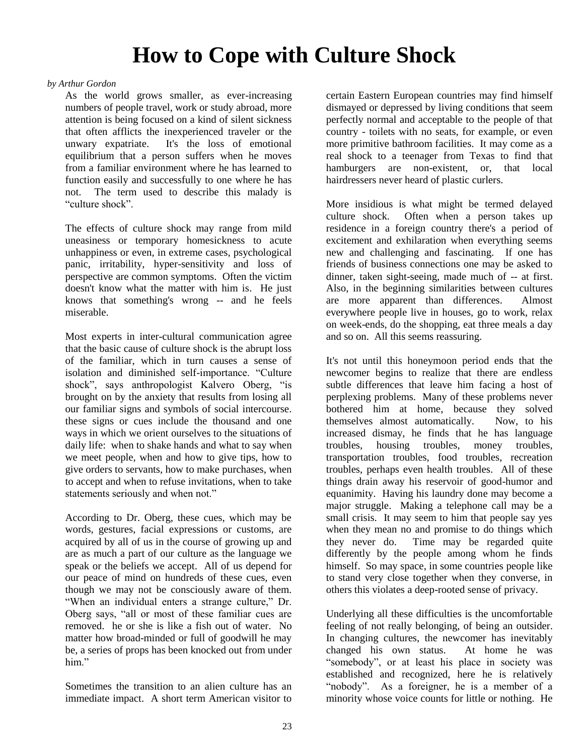# How to Cope with Culture Shock

*by Arthur Gordon*

As the world grows smaller, as ever-increasing numbers of people travel, work or study abroad, more attention is being focused on a kind of silent sickness that often afflicts the inexperienced traveler or the unwary expatriate. It's the loss of emotional equilibrium that a person suffers when he moves from a familiar environment where he has learned to function easily and successfully to one where he has not. The term used to describe this malady is "culture shock".

The effects of culture shock may range from mild uneasiness or temporary homesickness to acute unhappiness or even, in extreme cases, psychological panic, irritability, hyper-sensitivity and loss of perspective are common symptoms. Often the victim doesn't know what the matter with him is. He just knows that something's wrong -- and he feels miserable.

Most experts in inter-cultural communication agree that the basic cause of culture shock is the abrupt loss of the familiar, which in turn causes a sense of isolation and diminished self-importance. "Culture shock", says anthropologist Kalvero Oberg, "is brought on by the anxiety that results from losing all our familiar signs and symbols of social intercourse. these signs or cues include the thousand and one ways in which we orient ourselves to the situations of daily life: when to shake hands and what to say when we meet people, when and how to give tips, how to give orders to servants, how to make purchases, when to accept and when to refuse invitations, when to take statements seriously and when not."

According to Dr. Oberg, these cues, which may be words, gestures, facial expressions or customs, are acquired by all of us in the course of growing up and are as much a part of our culture as the language we speak or the beliefs we accept. All of us depend for our peace of mind on hundreds of these cues, even though we may not be consciously aware of them. "When an individual enters a strange culture," Dr. Oberg says, "all or most of these familiar cues are removed. he or she is like a fish out of water. No matter how broad-minded or full of goodwill he may be, a series of props has been knocked out from under him."

Sometimes the transition to an alien culture has an immediate impact. A short term American visitor to certain Eastern European countries may find himself dismayed or depressed by living conditions that seem perfectly normal and acceptable to the people of that country - toilets with no seats, for example, or even more primitive bathroom facilities. It may come as a real shock to a teenager from Texas to find that hamburgers are non-existent, or, that local hairdressers never heard of plastic curlers.

More insidious is what might be termed delayed culture shock. Often when a person takes up residence in a foreign country there's a period of excitement and exhilaration when everything seems new and challenging and fascinating. If one has friends of business connections one may be asked to dinner, taken sight-seeing, made much of -- at first. Also, in the beginning similarities between cultures are more apparent than differences. Almost everywhere people live in houses, go to work, relax on week-ends, do the shopping, eat three meals a day and so on. All this seems reassuring.

It's not until this honeymoon period ends that the newcomer begins to realize that there are endless subtle differences that leave him facing a host of perplexing problems. Many of these problems never bothered him at home, because they solved themselves almost automatically. Now, to his increased dismay, he finds that he has language troubles, housing troubles, money troubles, transportation troubles, food troubles, recreation troubles, perhaps even health troubles. All of these things drain away his reservoir of good-humor and equanimity. Having his laundry done may become a major struggle. Making a telephone call may be a small crisis. It may seem to him that people say yes when they mean no and promise to do things which they never do. Time may be regarded quite differently by the people among whom he finds himself. So may space, in some countries people like to stand very close together when they converse, in others this violates a deep-rooted sense of privacy.

Underlying all these difficulties is the uncomfortable feeling of not really belonging, of being an outsider. In changing cultures, the newcomer has inevitably changed his own status. At home he was "somebody", or at least his place in society was established and recognized, here he is relatively "nobody". As a foreigner, he is a member of a minority whose voice counts for little or nothing. He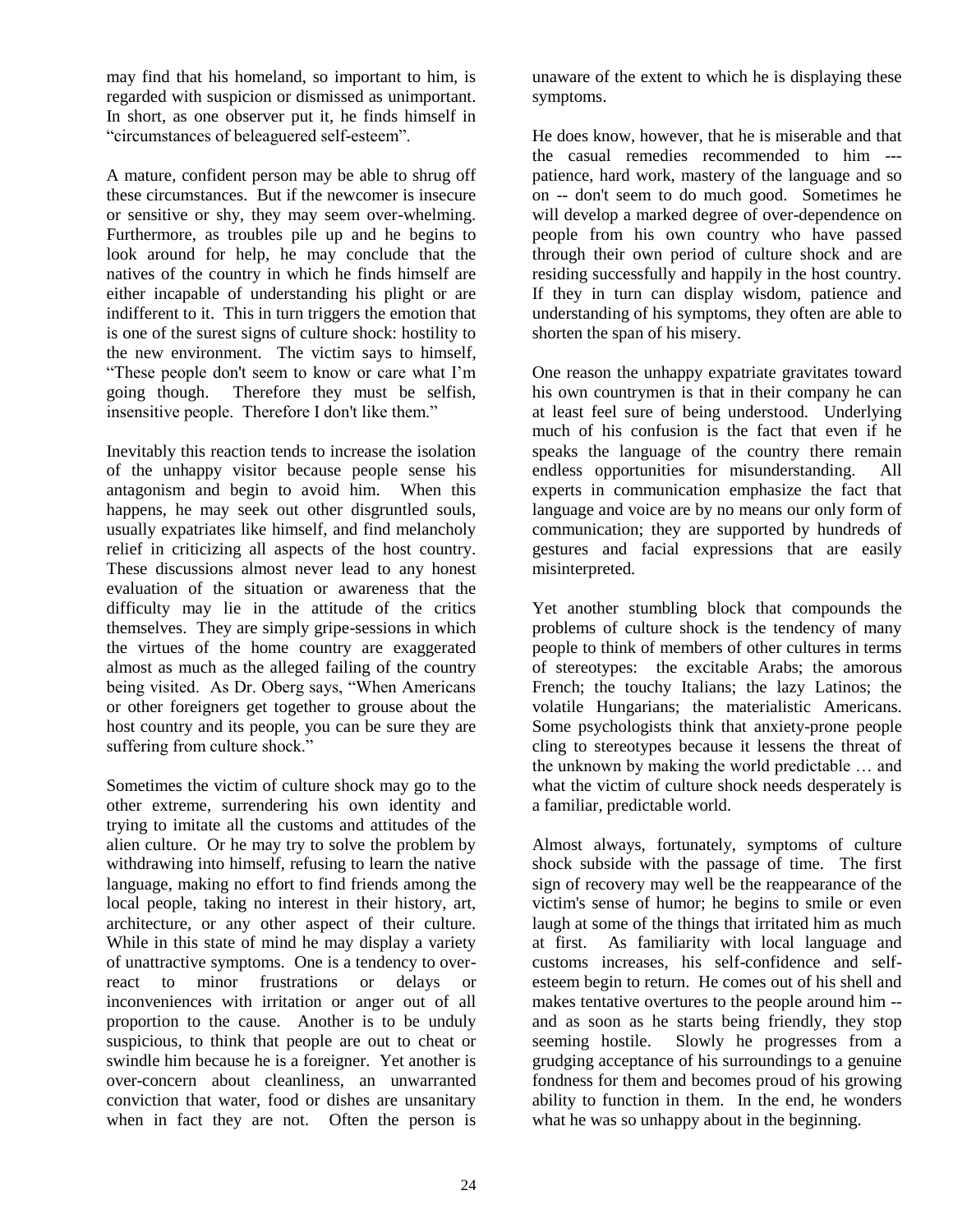may find that his homeland, so important to him, is regarded with suspicion or dismissed as unimportant. In short, as one observer put it, he finds himself in "circumstances of beleaguered self-esteem".

A mature, confident person may be able to shrug off these circumstances. But if the newcomer is insecure or sensitive or shy, they may seem over-whelming. Furthermore, as troubles pile up and he begins to look around for help, he may conclude that the natives of the country in which he finds himself are either incapable of understanding his plight or are indifferent to it. This in turn triggers the emotion that is one of the surest signs of culture shock: hostility to the new environment. The victim says to himself, "These people don't seem to know or care what I'm going though. Therefore they must be selfish, insensitive people. Therefore I don't like them."

Inevitably this reaction tends to increase the isolation of the unhappy visitor because people sense his antagonism and begin to avoid him. When this happens, he may seek out other disgruntled souls, usually expatriates like himself, and find melancholy relief in criticizing all aspects of the host country. These discussions almost never lead to any honest evaluation of the situation or awareness that the difficulty may lie in the attitude of the critics themselves. They are simply gripe-sessions in which the virtues of the home country are exaggerated almost as much as the alleged failing of the country being visited. As Dr. Oberg says, "When Americans or other foreigners get together to grouse about the host country and its people, you can be sure they are suffering from culture shock."

Sometimes the victim of culture shock may go to the other extreme, surrendering his own identity and trying to imitate all the customs and attitudes of the alien culture. Or he may try to solve the problem by withdrawing into himself, refusing to learn the native language, making no effort to find friends among the local people, taking no interest in their history, art, architecture, or any other aspect of their culture. While in this state of mind he may display a variety of unattractive symptoms. One is a tendency to over-react to minor frustrations or delays or inconveniences with irritation or anger out of all proportion to the cause. Another is to be unduly suspicious, to think that people are out to cheat or swindle him because he is a foreigner. Yet another is over-concern about cleanliness, an unwarranted conviction that water, food or dishes are unsanitary when in fact they are not. Often the person is unaware of the extent to which he is displaying these symptoms.

He does know, however, that he is miserable and that the casual remedies recommended to him --- patience, hard work, mastery of the language and so on -- don't seem to do much good. Sometimes he will develop a marked degree of over-dependence on people from his own country who have passed through their own period of culture shock and are residing successfully and happily in the host country. If they in turn can display wisdom, patience and understanding of his symptoms, they often are able to shorten the span of his misery.

One reason the unhappy expatriate gravitates toward his own countrymen is that in their company he can at least feel sure of being understood. Underlying much of his confusion is the fact that even if he speaks the language of the country there remain endless opportunities for misunderstanding. All experts in communication emphasize the fact that language and voice are by no means our only form of communication; they are supported by hundreds of gestures and facial expressions that are easily misinterpreted.

Yet another stumbling block that compounds the problems of culture shock is the tendency of many people to think of members of other cultures in terms of stereotypes: the excitable Arabs; the amorous French; the touchy Italians; the lazy Latinos; the volatile Hungarians; the materialistic Americans. Some psychologists think that anxiety-prone people cling to stereotypes because it lessens the threat of the unknown by making the world predictable … and what the victim of culture shock needs desperately is a familiar, predictable world.

Almost always, fortunately, symptoms of culture shock subside with the passage of time. The first sign of recovery may well be the reappearance of the victim's sense of humor; he begins to smile or even laugh at some of the things that irritated him as much at first. As familiarity with local language and customs increases, his self-confidence and self-esteem begin to return. He comes out of his shell and makes tentative overtures to the people around him -- and as soon as he starts being friendly, they stop seeming hostile. Slowly he progresses from a grudging acceptance of his surroundings to a genuine fondness for them and becomes proud of his growing ability to function in them. In the end, he wonders what he was so unhappy about in the beginning.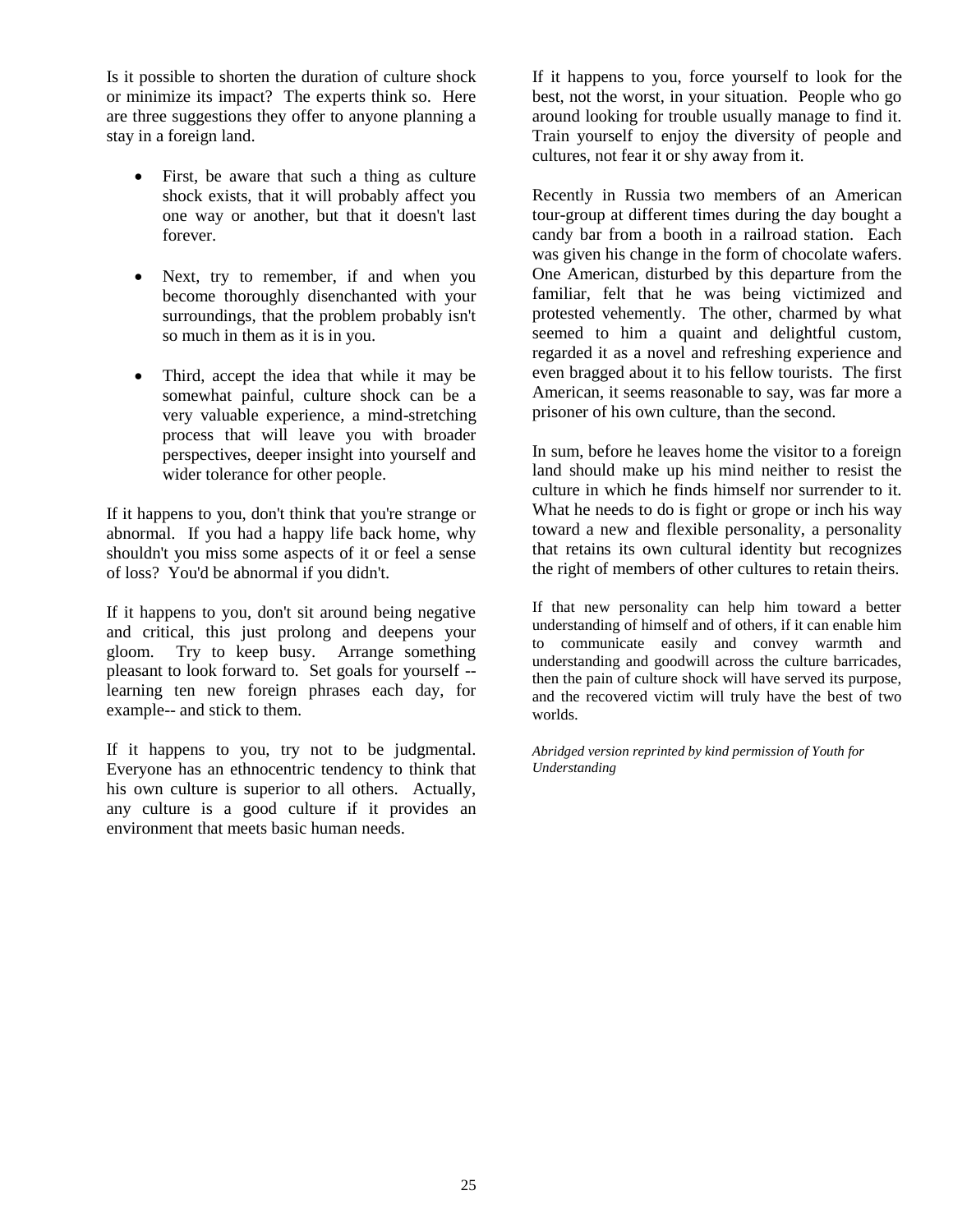Is it possible to shorten the duration of culture shock or minimize its impact? The experts think so. Here are three suggestions they offer to anyone planning a stay in a foreign land.

- First, be aware that such a thing as culture shock exists, that it will probably affect you one way or another, but that it doesn't last forever.
- Next, try to remember, if and when you become thoroughly disenchanted with your surroundings, that the problem probably isn't so much in them as it is in you.
- Third, accept the idea that while it may be somewhat painful, culture shock can be a very valuable experience, a mind-stretching process that will leave you with broader perspectives, deeper insight into yourself and wider tolerance for other people.

If it happens to you, don't think that you're strange or abnormal. If you had a happy life back home, why shouldn't you miss some aspects of it or feel a sense of loss? You'd be abnormal if you didn't.

If it happens to you, don't sit around being negative and critical, this just prolong and deepens your gloom. Try to keep busy. Arrange something pleasant to look forward to. Set goals for yourself -- learning ten new foreign phrases each day, for example-- and stick to them.

If it happens to you, try not to be judgmental. Everyone has an ethnocentric tendency to think that his own culture is superior to all others. Actually, any culture is a good culture if it provides an environment that meets basic human needs.

If it happens to you, force yourself to look for the best, not the worst, in your situation. People who go around looking for trouble usually manage to find it. Train yourself to enjoy the diversity of people and cultures, not fear it or shy away from it.

Recently in Russia two members of an American tour-group at different times during the day bought a candy bar from a booth in a railroad station. Each was given his change in the form of chocolate wafers. One American, disturbed by this departure from the familiar, felt that he was being victimized and protested vehemently. The other, charmed by what seemed to him a quaint and delightful custom, regarded it as a novel and refreshing experience and even bragged about it to his fellow tourists. The first American, it seems reasonable to say, was far more a prisoner of his own culture, than the second.

In sum, before he leaves home the visitor to a foreign land should make up his mind neither to resist the culture in which he finds himself nor surrender to it. What he needs to do is fight or grope or inch his way toward a new and flexible personality, a personality that retains its own cultural identity but recognizes the right of members of other cultures to retain theirs.

If that new personality can help him toward a better understanding of himself and of others, if it can enable him to communicate easily and convey warmth and understanding and goodwill across the culture barricades, then the pain of culture shock will have served its purpose, and the recovered victim will truly have the best of two worlds.

*Abridged version reprinted by kind permission of Youth for Understanding*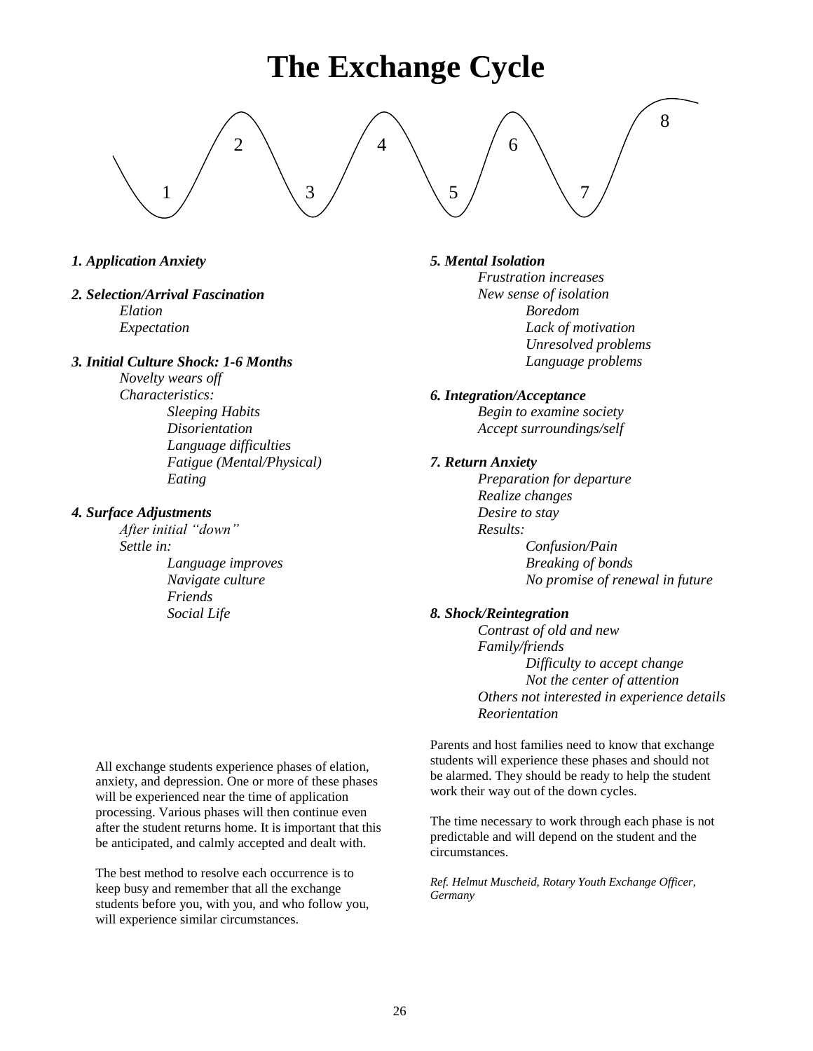# The Exchange Cycle

1 2 3 4 5 6 7 8

***1. Application Anxiety***

***2. Selection/Arrival Fascination***

- *Elation*
- *Expectation*

***3. Initial Culture Shock: 1-6 Months***

- *Novelty wears off*
- *Characteristics:*
  - *Sleeping Habits*
  - *Disorientation*
  - *Language difficulties*
  - *Fatigue (Mental/Physical)*
  - *Eating*

***4. Surface Adjustments***

- *After initial "down"*
- *Settle in:*
  - *Language improves*
  - *Navigate culture*
  - *Friends*
  - *Social Life*

***5. Mental Isolation***

- *Frustration increases*
- *New sense of isolation*
  - *Boredom*
  - *Lack of motivation*
  - *Unresolved problems*
  - *Language problems*

***6. Integration/Acceptance***

- *Begin to examine society*
- *Accept surroundings/self*

***7. Return Anxiety***

- *Preparation for departure*
- *Realize changes*
- *Desire to stay*
- *Results:*
  - *Confusion/Pain*
  - *Breaking of bonds*
  - *No promise of renewal in future*

***8. Shock/Reintegration***

- *Contrast of old and new*
- *Family/friends*
  - *Difficulty to accept change*
  - *Not the center of attention*
- *Others not interested in experience details*
- *Reorientation*

All exchange students experience phases of elation, anxiety, and depression. One or more of these phases will be experienced near the time of application processing. Various phases will then continue even after the student returns home. It is important that this be anticipated, and calmly accepted and dealt with.

The best method to resolve each occurrence is to keep busy and remember that all the exchange students before you, with you, and who follow you, will experience similar circumstances.

Parents and host families need to know that exchange students will experience these phases and should not be alarmed. They should be ready to help the student work their way out of the down cycles.

The time necessary to work through each phase is not predictable and will depend on the student and the circumstances.

*Ref. Helmut Muscheid, Rotary Youth Exchange Officer, Germany*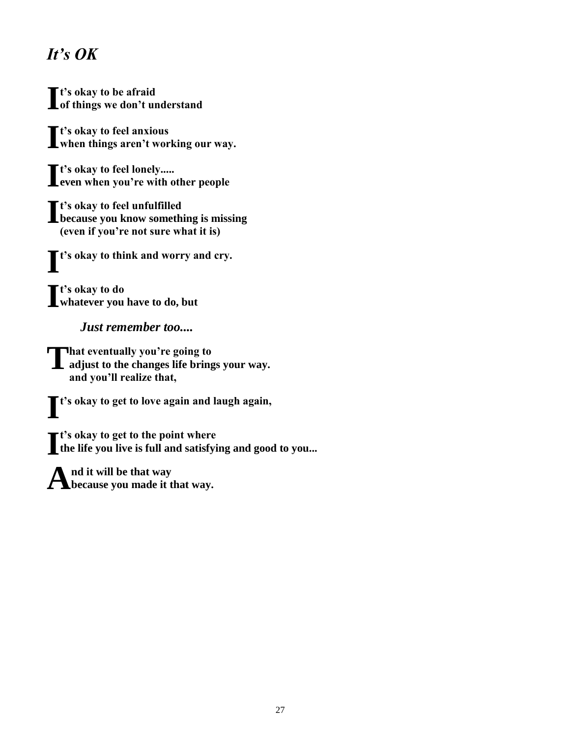# *It's OK*

**It's okay to be afraid**
**of things we don't understand**

**It's okay to feel anxious**
**when things aren't working our way.**

**It's okay to feel lonely.....**
**even when you're with other people**

**It's okay to feel unfulfilled**
**because you know something is missing**
**(even if you're not sure what it is)**

**It's okay to think and worry and cry.**

**It's okay to do**
**whatever you have to do, but**

***Just remember too....***

**That eventually you're going to**
**adjust to the changes life brings your way.**
**and you'll realize that,**

**It's okay to get to love again and laugh again,**

**It's okay to get to the point where**
**the life you live is full and satisfying and good to you...**

**And it will be that way**
**because you made it that way.**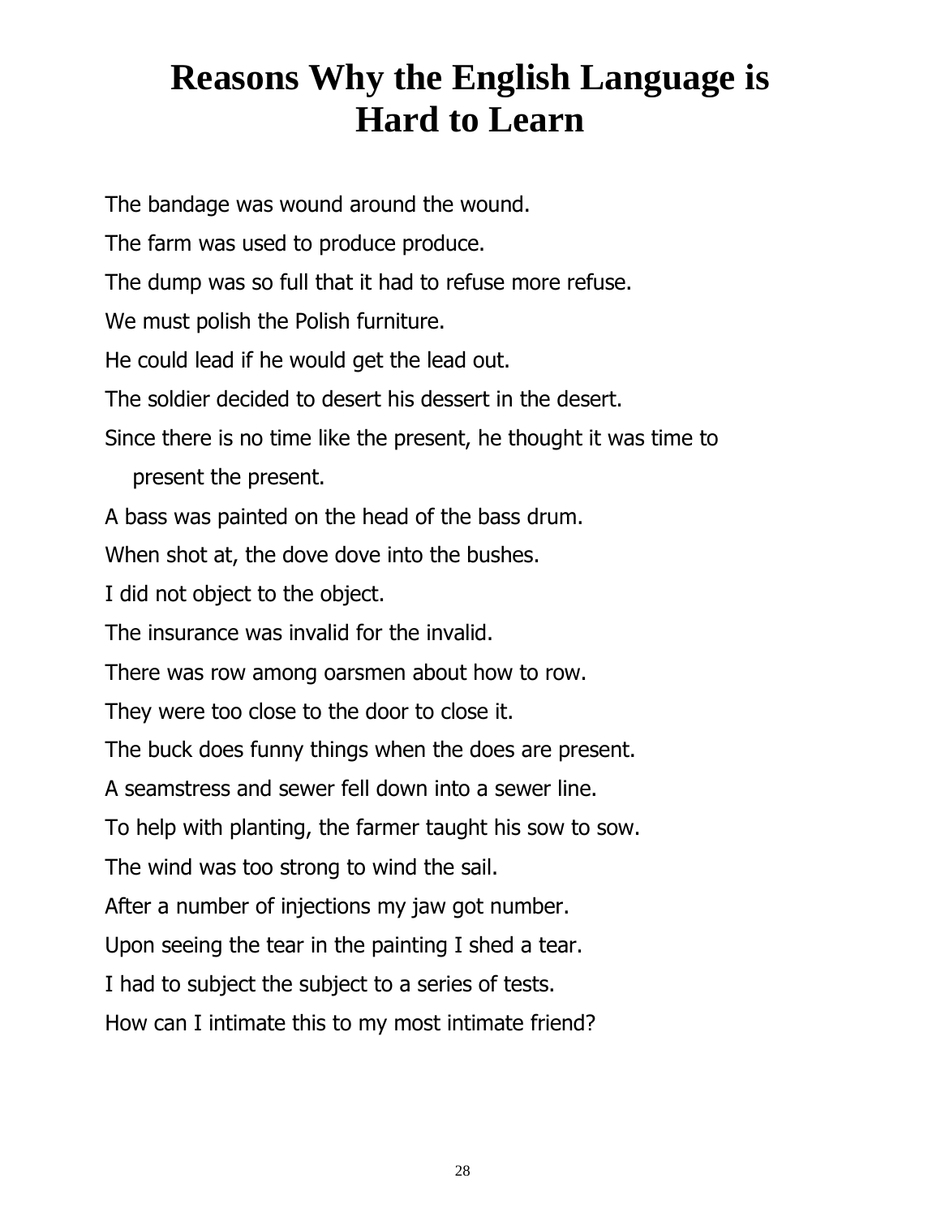# Reasons Why the English Language is Hard to Learn

The bandage was wound around the wound.

The farm was used to produce produce.

The dump was so full that it had to refuse more refuse.

We must polish the Polish furniture.

He could lead if he would get the lead out.

The soldier decided to desert his dessert in the desert.

Since there is no time like the present, he thought it was time to present the present.

A bass was painted on the head of the bass drum.

When shot at, the dove dove into the bushes.

I did not object to the object.

The insurance was invalid for the invalid.

There was row among oarsmen about how to row.

They were too close to the door to close it.

The buck does funny things when the does are present.

A seamstress and sewer fell down into a sewer line.

To help with planting, the farmer taught his sow to sow.

The wind was too strong to wind the sail.

After a number of injections my jaw got number.

Upon seeing the tear in the painting I shed a tear.

I had to subject the subject to a series of tests.

How can I intimate this to my most intimate friend?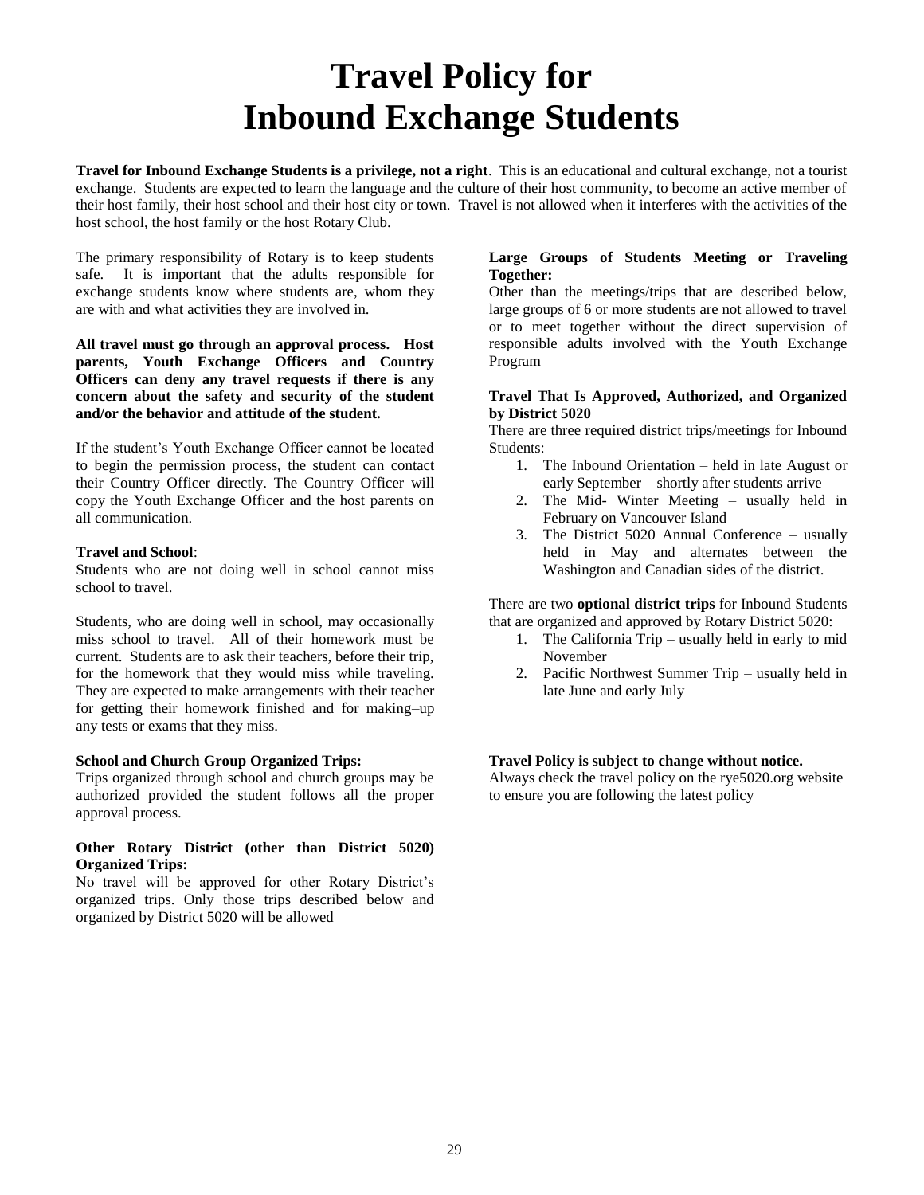# Travel Policy for Inbound Exchange Students

**Travel for Inbound Exchange Students is a privilege, not a right**. This is an educational and cultural exchange, not a tourist exchange. Students are expected to learn the language and the culture of their host community, to become an active member of their host family, their host school and their host city or town. Travel is not allowed when it interferes with the activities of the host school, the host family or the host Rotary Club.

The primary responsibility of Rotary is to keep students safe. It is important that the adults responsible for exchange students know where students are, whom they are with and what activities they are involved in.

**All travel must go through an approval process. Host parents, Youth Exchange Officers and Country Officers can deny any travel requests if there is any concern about the safety and security of the student and/or the behavior and attitude of the student.**

If the student's Youth Exchange Officer cannot be located to begin the permission process, the student can contact their Country Officer directly. The Country Officer will copy the Youth Exchange Officer and the host parents on all communication.

**Travel and School**:
Students who are not doing well in school cannot miss school to travel.

Students, who are doing well in school, may occasionally miss school to travel. All of their homework must be current. Students are to ask their teachers, before their trip, for the homework that they would miss while traveling. They are expected to make arrangements with their teacher for getting their homework finished and for making–up any tests or exams that they miss.

**School and Church Group Organized Trips:**
Trips organized through school and church groups may be authorized provided the student follows all the proper approval process.

**Other Rotary District (other than District 5020) Organized Trips:**
No travel will be approved for other Rotary District's organized trips. Only those trips described below and organized by District 5020 will be allowed

**Large Groups of Students Meeting or Traveling Together:**
Other than the meetings/trips that are described below, large groups of 6 or more students are not allowed to travel or to meet together without the direct supervision of responsible adults involved with the Youth Exchange Program

**Travel That Is Approved, Authorized, and Organized by District 5020**
There are three required district trips/meetings for Inbound Students:

1. The Inbound Orientation – held in late August or early September – shortly after students arrive
2. The Mid- Winter Meeting – usually held in February on Vancouver Island
3. The District 5020 Annual Conference – usually held in May and alternates between the Washington and Canadian sides of the district.

There are two **optional district trips** for Inbound Students that are organized and approved by Rotary District 5020:

1. The California Trip – usually held in early to mid November
2. Pacific Northwest Summer Trip – usually held in late June and early July

**Travel Policy is subject to change without notice.**
Always check the travel policy on the rye5020.org website to ensure you are following the latest policy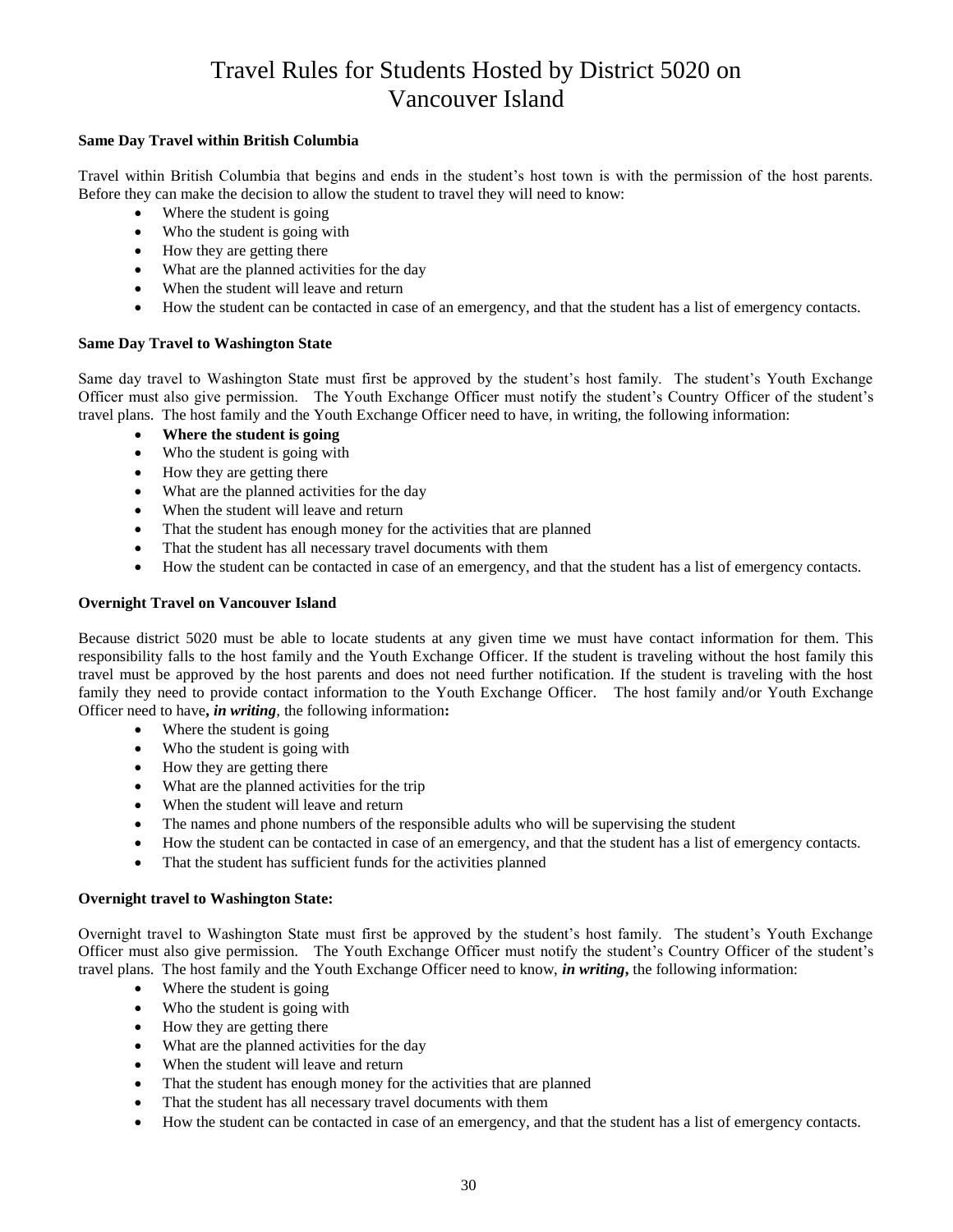# Travel Rules for Students Hosted by District 5020 on Vancouver Island

**Same Day Travel within British Columbia**

Travel within British Columbia that begins and ends in the student's host town is with the permission of the host parents. Before they can make the decision to allow the student to travel they will need to know:

- Where the student is going
- Who the student is going with
- How they are getting there
- What are the planned activities for the day
- When the student will leave and return
- How the student can be contacted in case of an emergency, and that the student has a list of emergency contacts.

**Same Day Travel to Washington State**

Same day travel to Washington State must first be approved by the student's host family. The student's Youth Exchange Officer must also give permission. The Youth Exchange Officer must notify the student's Country Officer of the student's travel plans. The host family and the Youth Exchange Officer need to have, in writing, the following information:

- **Where the student is going**
- Who the student is going with
- How they are getting there
- What are the planned activities for the day
- When the student will leave and return
- That the student has enough money for the activities that are planned
- That the student has all necessary travel documents with them
- How the student can be contacted in case of an emergency, and that the student has a list of emergency contacts.

**Overnight Travel on Vancouver Island**

Because district 5020 must be able to locate students at any given time we must have contact information for them. This responsibility falls to the host family and the Youth Exchange Officer. If the student is traveling without the host family this travel must be approved by the host parents and does not need further notification. If the student is traveling with the host family they need to provide contact information to the Youth Exchange Officer. The host family and/or Youth Exchange Officer need to have***, in writing***, the following information**:**

- Where the student is going
- Who the student is going with
- How they are getting there
- What are the planned activities for the trip
- When the student will leave and return
- The names and phone numbers of the responsible adults who will be supervising the student
- How the student can be contacted in case of an emergency, and that the student has a list of emergency contacts.
- That the student has sufficient funds for the activities planned

**Overnight travel to Washington State:**

Overnight travel to Washington State must first be approved by the student's host family. The student's Youth Exchange Officer must also give permission. The Youth Exchange Officer must notify the student's Country Officer of the student's travel plans. The host family and the Youth Exchange Officer need to know, ***in writing*****,** the following information:

- Where the student is going
- Who the student is going with
- How they are getting there
- What are the planned activities for the day
- When the student will leave and return
- That the student has enough money for the activities that are planned
- That the student has all necessary travel documents with them
- How the student can be contacted in case of an emergency, and that the student has a list of emergency contacts.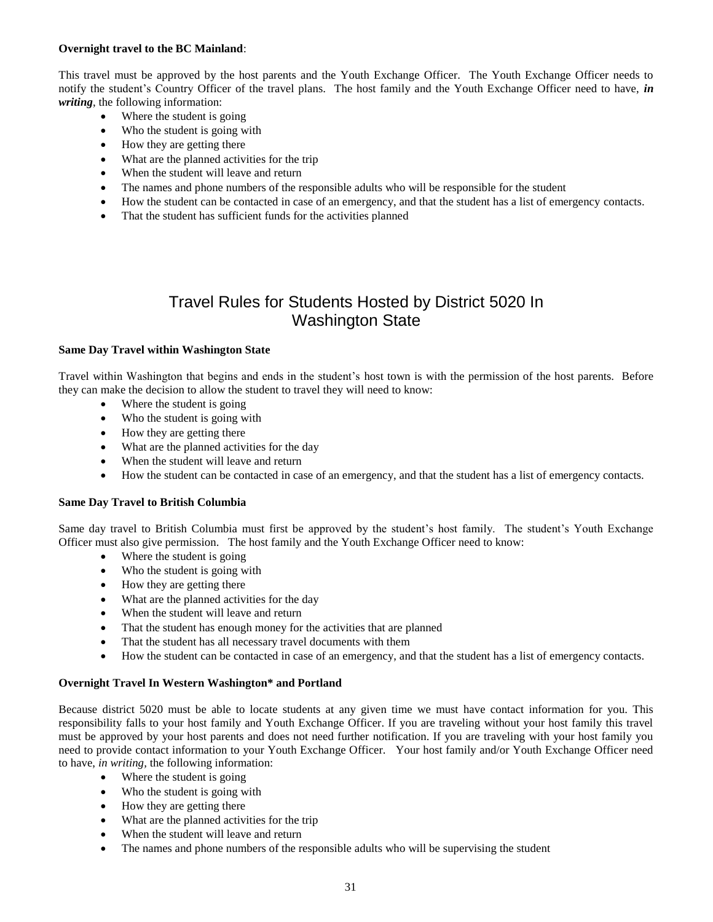**Overnight travel to the BC Mainland**:

This travel must be approved by the host parents and the Youth Exchange Officer. The Youth Exchange Officer needs to notify the student's Country Officer of the travel plans. The host family and the Youth Exchange Officer need to have, ***in writing***, the following information:

- Where the student is going
- Who the student is going with
- How they are getting there
- What are the planned activities for the trip
- When the student will leave and return
- The names and phone numbers of the responsible adults who will be responsible for the student
- How the student can be contacted in case of an emergency, and that the student has a list of emergency contacts.
- That the student has sufficient funds for the activities planned

# Travel Rules for Students Hosted by District 5020 In Washington State

**Same Day Travel within Washington State**

Travel within Washington that begins and ends in the student's host town is with the permission of the host parents. Before they can make the decision to allow the student to travel they will need to know:

- Where the student is going
- Who the student is going with
- How they are getting there
- What are the planned activities for the day
- When the student will leave and return
- How the student can be contacted in case of an emergency, and that the student has a list of emergency contacts.

**Same Day Travel to British Columbia**

Same day travel to British Columbia must first be approved by the student's host family. The student's Youth Exchange Officer must also give permission. The host family and the Youth Exchange Officer need to know:

- Where the student is going
- Who the student is going with
- How they are getting there
- What are the planned activities for the day
- When the student will leave and return
- That the student has enough money for the activities that are planned
- That the student has all necessary travel documents with them
- How the student can be contacted in case of an emergency, and that the student has a list of emergency contacts.

**Overnight Travel In Western Washington* and Portland**

Because district 5020 must be able to locate students at any given time we must have contact information for you. This responsibility falls to your host family and Youth Exchange Officer. If you are traveling without your host family this travel must be approved by your host parents and does not need further notification. If you are traveling with your host family you need to provide contact information to your Youth Exchange Officer. Your host family and/or Youth Exchange Officer need to have, *in writing*, the following information:

- Where the student is going
- Who the student is going with
- How they are getting there
- What are the planned activities for the trip
- When the student will leave and return
- The names and phone numbers of the responsible adults who will be supervising the student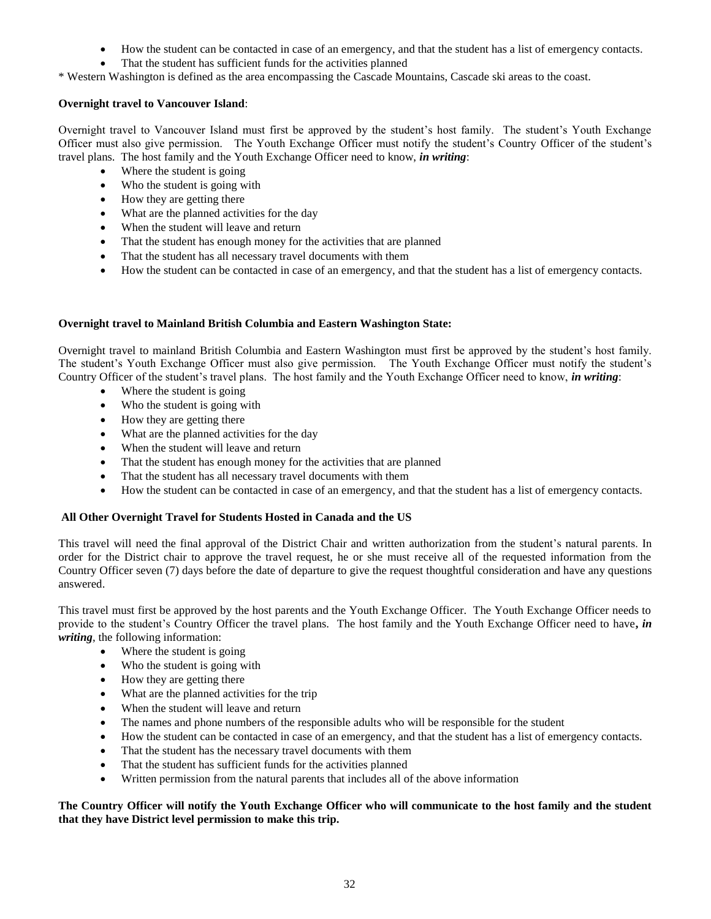- How the student can be contacted in case of an emergency, and that the student has a list of emergency contacts.
- That the student has sufficient funds for the activities planned

\* Western Washington is defined as the area encompassing the Cascade Mountains, Cascade ski areas to the coast.

**Overnight travel to Vancouver Island**:

Overnight travel to Vancouver Island must first be approved by the student's host family. The student's Youth Exchange Officer must also give permission. The Youth Exchange Officer must notify the student's Country Officer of the student's travel plans. The host family and the Youth Exchange Officer need to know, ***in writing***:

- Where the student is going
- Who the student is going with
- How they are getting there
- What are the planned activities for the day
- When the student will leave and return
- That the student has enough money for the activities that are planned
- That the student has all necessary travel documents with them
- How the student can be contacted in case of an emergency, and that the student has a list of emergency contacts.

**Overnight travel to Mainland British Columbia and Eastern Washington State:**

Overnight travel to mainland British Columbia and Eastern Washington must first be approved by the student's host family. The student's Youth Exchange Officer must also give permission. The Youth Exchange Officer must notify the student's Country Officer of the student's travel plans. The host family and the Youth Exchange Officer need to know, ***in writing***:

- Where the student is going
- Who the student is going with
- How they are getting there
- What are the planned activities for the day
- When the student will leave and return
- That the student has enough money for the activities that are planned
- That the student has all necessary travel documents with them
- How the student can be contacted in case of an emergency, and that the student has a list of emergency contacts.

**All Other Overnight Travel for Students Hosted in Canada and the US**

This travel will need the final approval of the District Chair and written authorization from the student's natural parents. In order for the District chair to approve the travel request, he or she must receive all of the requested information from the Country Officer seven (7) days before the date of departure to give the request thoughtful consideration and have any questions answered.

This travel must first be approved by the host parents and the Youth Exchange Officer. The Youth Exchange Officer needs to provide to the student's Country Officer the travel plans. The host family and the Youth Exchange Officer need to have***, in writing***, the following information:

- Where the student is going
- Who the student is going with
- How they are getting there
- What are the planned activities for the trip
- When the student will leave and return
- The names and phone numbers of the responsible adults who will be responsible for the student
- How the student can be contacted in case of an emergency, and that the student has a list of emergency contacts.
- That the student has the necessary travel documents with them
- That the student has sufficient funds for the activities planned
- Written permission from the natural parents that includes all of the above information

**The Country Officer will notify the Youth Exchange Officer who will communicate to the host family and the student that they have District level permission to make this trip.**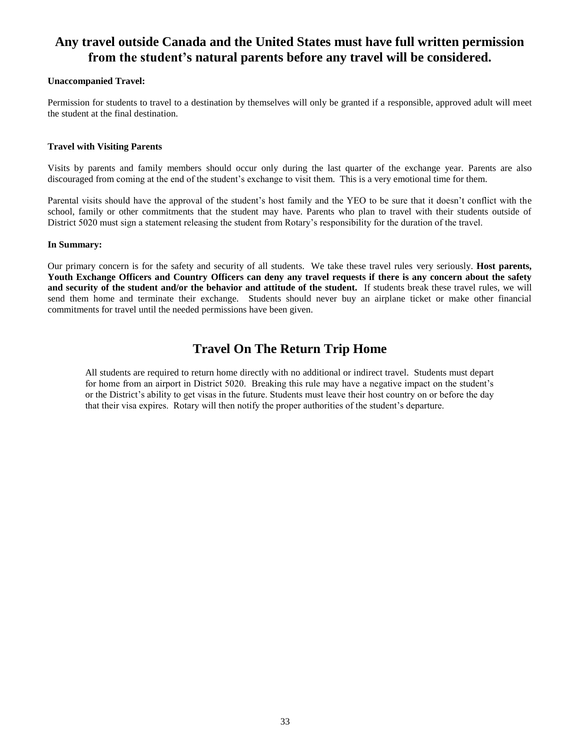## Any travel outside Canada and the United States must have full written permission from the student's natural parents before any travel will be considered.

**Unaccompanied Travel:**

Permission for students to travel to a destination by themselves will only be granted if a responsible, approved adult will meet the student at the final destination.

**Travel with Visiting Parents**

Visits by parents and family members should occur only during the last quarter of the exchange year. Parents are also discouraged from coming at the end of the student's exchange to visit them. This is a very emotional time for them.

Parental visits should have the approval of the student's host family and the YEO to be sure that it doesn't conflict with the school, family or other commitments that the student may have. Parents who plan to travel with their students outside of District 5020 must sign a statement releasing the student from Rotary's responsibility for the duration of the travel.

**In Summary:**

Our primary concern is for the safety and security of all students. We take these travel rules very seriously. **Host parents, Youth Exchange Officers and Country Officers can deny any travel requests if there is any concern about the safety and security of the student and/or the behavior and attitude of the student.** If students break these travel rules, we will send them home and terminate their exchange. Students should never buy an airplane ticket or make other financial commitments for travel until the needed permissions have been given.

## Travel On The Return Trip Home

All students are required to return home directly with no additional or indirect travel. Students must depart for home from an airport in District 5020. Breaking this rule may have a negative impact on the student's or the District's ability to get visas in the future. Students must leave their host country on or before the day that their visa expires. Rotary will then notify the proper authorities of the student's departure.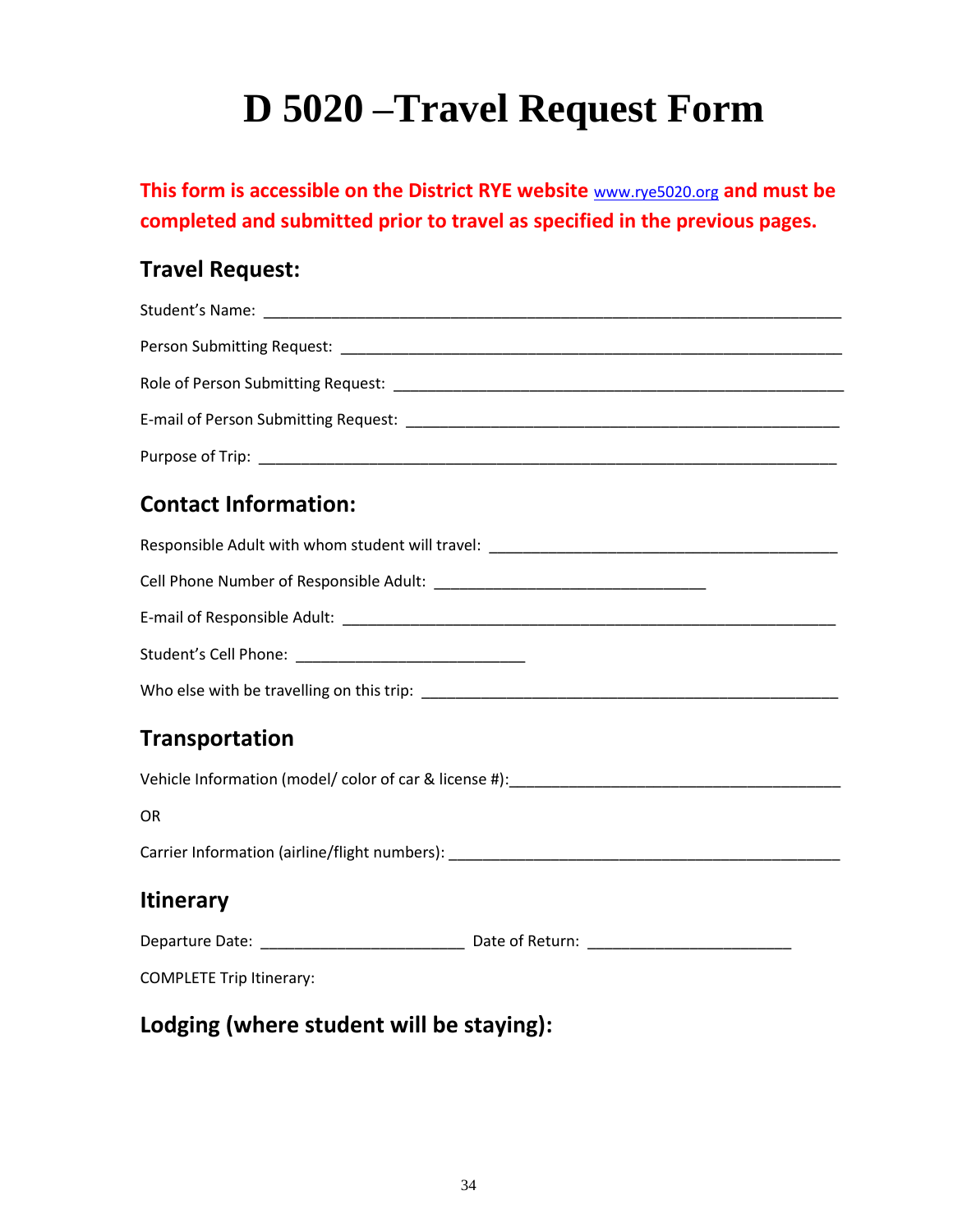# D 5020 –Travel Request Form

**This form is accessible on the District RYE website [www.rye5020.org](http://www.rye5020.org) and must be completed and submitted prior to travel as specified in the previous pages.**

## Travel Request:

Student's Name: ______________________________________________________________________

Person Submitting Request: ______________________________________________________________

Role of Person Submitting Request: ________________________________________________________

E-mail of Person Submitting Request: ______________________________________________________

Purpose of Trip: _______________________________________________________________________

## Contact Information:

Responsible Adult with whom student will travel: _________________________________________

Cell Phone Number of Responsible Adult: ________________________________

E-mail of Responsible Adult: ______________________________________________________________

Student's Cell Phone: ___________________________

Who else with be travelling on this trip: ________________________________________________

## Transportation

Vehicle Information (model/ color of car & license #):_______________________________________

OR

Carrier Information (airline/flight numbers): _______________________________________________

## Itinerary

Departure Date: ________________________ Date of Return: ________________________

COMPLETE Trip Itinerary:

## Lodging (where student will be staying):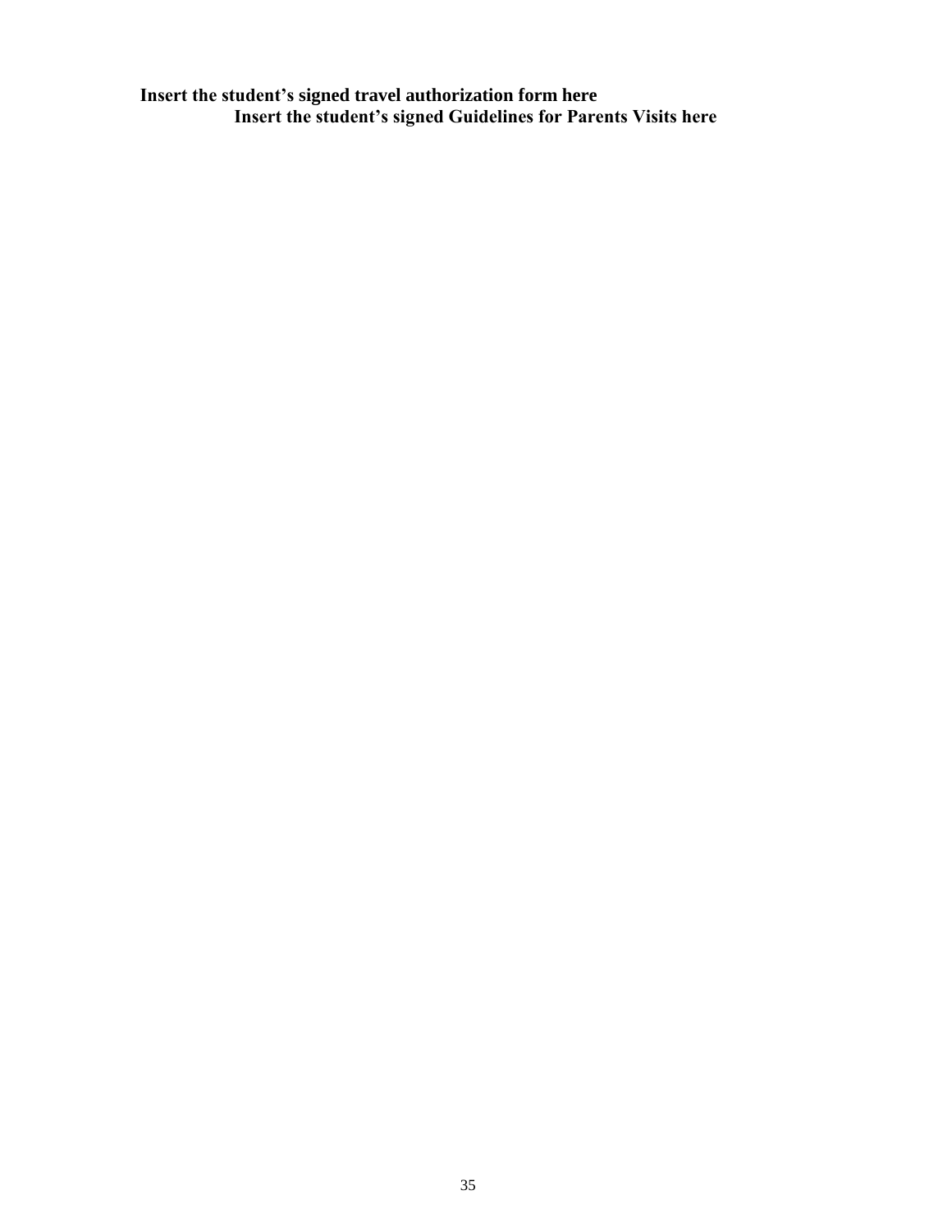**Insert the student's signed travel authorization form here**

**Insert the student's signed Guidelines for Parents Visits here**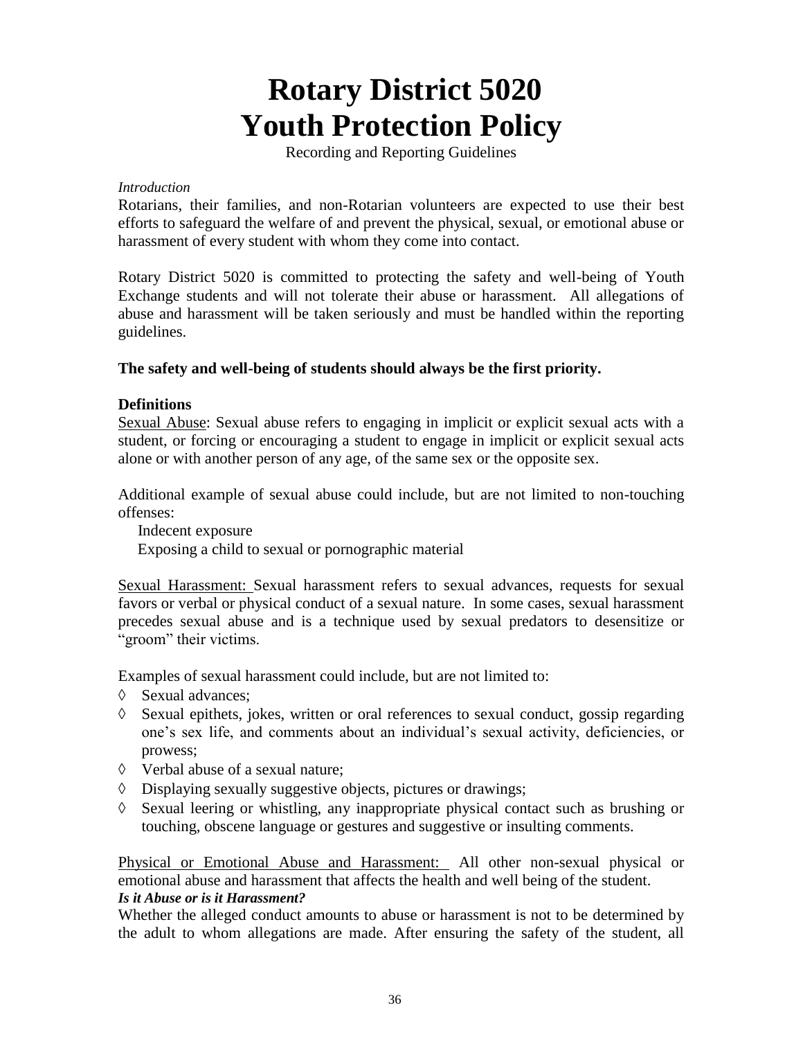# Rotary District 5020
# Youth Protection Policy

Recording and Reporting Guidelines

*Introduction*

Rotarians, their families, and non-Rotarian volunteers are expected to use their best efforts to safeguard the welfare of and prevent the physical, sexual, or emotional abuse or harassment of every student with whom they come into contact.

Rotary District 5020 is committed to protecting the safety and well-being of Youth Exchange students and will not tolerate their abuse or harassment. All allegations of abuse and harassment will be taken seriously and must be handled within the reporting guidelines.

**The safety and well-being of students should always be the first priority.**

**Definitions**

<u>Sexual Abuse</u>: Sexual abuse refers to engaging in implicit or explicit sexual acts with a student, or forcing or encouraging a student to engage in implicit or explicit sexual acts alone or with another person of any age, of the same sex or the opposite sex.

Additional example of sexual abuse could include, but are not limited to non-touching offenses:

Indecent exposure
Exposing a child to sexual or pornographic material

<u>Sexual Harassment:</u> Sexual harassment refers to sexual advances, requests for sexual favors or verbal or physical conduct of a sexual nature. In some cases, sexual harassment precedes sexual abuse and is a technique used by sexual predators to desensitize or "groom" their victims.

Examples of sexual harassment could include, but are not limited to:

- ◊ Sexual advances;
- ◊ Sexual epithets, jokes, written or oral references to sexual conduct, gossip regarding one's sex life, and comments about an individual's sexual activity, deficiencies, or prowess;
- ◊ Verbal abuse of a sexual nature;
- ◊ Displaying sexually suggestive objects, pictures or drawings;
- ◊ Sexual leering or whistling, any inappropriate physical contact such as brushing or touching, obscene language or gestures and suggestive or insulting comments.

<u>Physical or Emotional Abuse and Harassment:</u> All other non-sexual physical or emotional abuse and harassment that affects the health and well being of the student.

***Is it Abuse or is it Harassment?***

Whether the alleged conduct amounts to abuse or harassment is not to be determined by the adult to whom allegations are made. After ensuring the safety of the student, all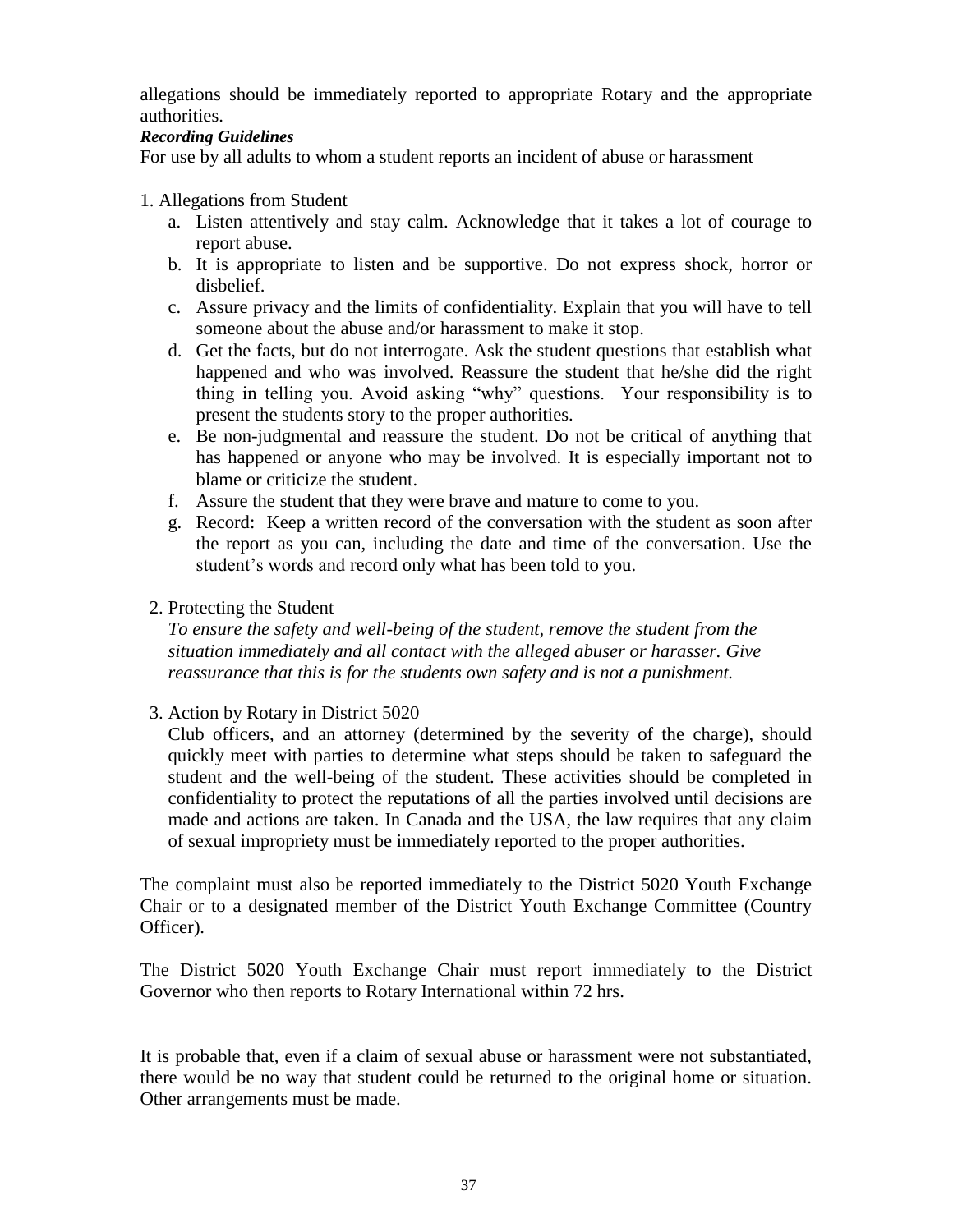allegations should be immediately reported to appropriate Rotary and the appropriate authorities.

***Recording Guidelines***

For use by all adults to whom a student reports an incident of abuse or harassment

1. Allegations from Student
    a. Listen attentively and stay calm. Acknowledge that it takes a lot of courage to report abuse.
    b. It is appropriate to listen and be supportive. Do not express shock, horror or disbelief.
    c. Assure privacy and the limits of confidentiality. Explain that you will have to tell someone about the abuse and/or harassment to make it stop.
    d. Get the facts, but do not interrogate. Ask the student questions that establish what happened and who was involved. Reassure the student that he/she did the right thing in telling you. Avoid asking "why" questions. Your responsibility is to present the students story to the proper authorities.
    e. Be non-judgmental and reassure the student. Do not be critical of anything that has happened or anyone who may be involved. It is especially important not to blame or criticize the student.
    f. Assure the student that they were brave and mature to come to you.
    g. Record: Keep a written record of the conversation with the student as soon after the report as you can, including the date and time of the conversation. Use the student's words and record only what has been told to you.

2. Protecting the Student

    *To ensure the safety and well-being of the student, remove the student from the situation immediately and all contact with the alleged abuser or harasser. Give reassurance that this is for the students own safety and is not a punishment.*

3. Action by Rotary in District 5020

    Club officers, and an attorney (determined by the severity of the charge), should quickly meet with parties to determine what steps should be taken to safeguard the student and the well-being of the student. These activities should be completed in confidentiality to protect the reputations of all the parties involved until decisions are made and actions are taken. In Canada and the USA, the law requires that any claim of sexual impropriety must be immediately reported to the proper authorities.

The complaint must also be reported immediately to the District 5020 Youth Exchange Chair or to a designated member of the District Youth Exchange Committee (Country Officer).

The District 5020 Youth Exchange Chair must report immediately to the District Governor who then reports to Rotary International within 72 hrs.

It is probable that, even if a claim of sexual abuse or harassment were not substantiated, there would be no way that student could be returned to the original home or situation. Other arrangements must be made.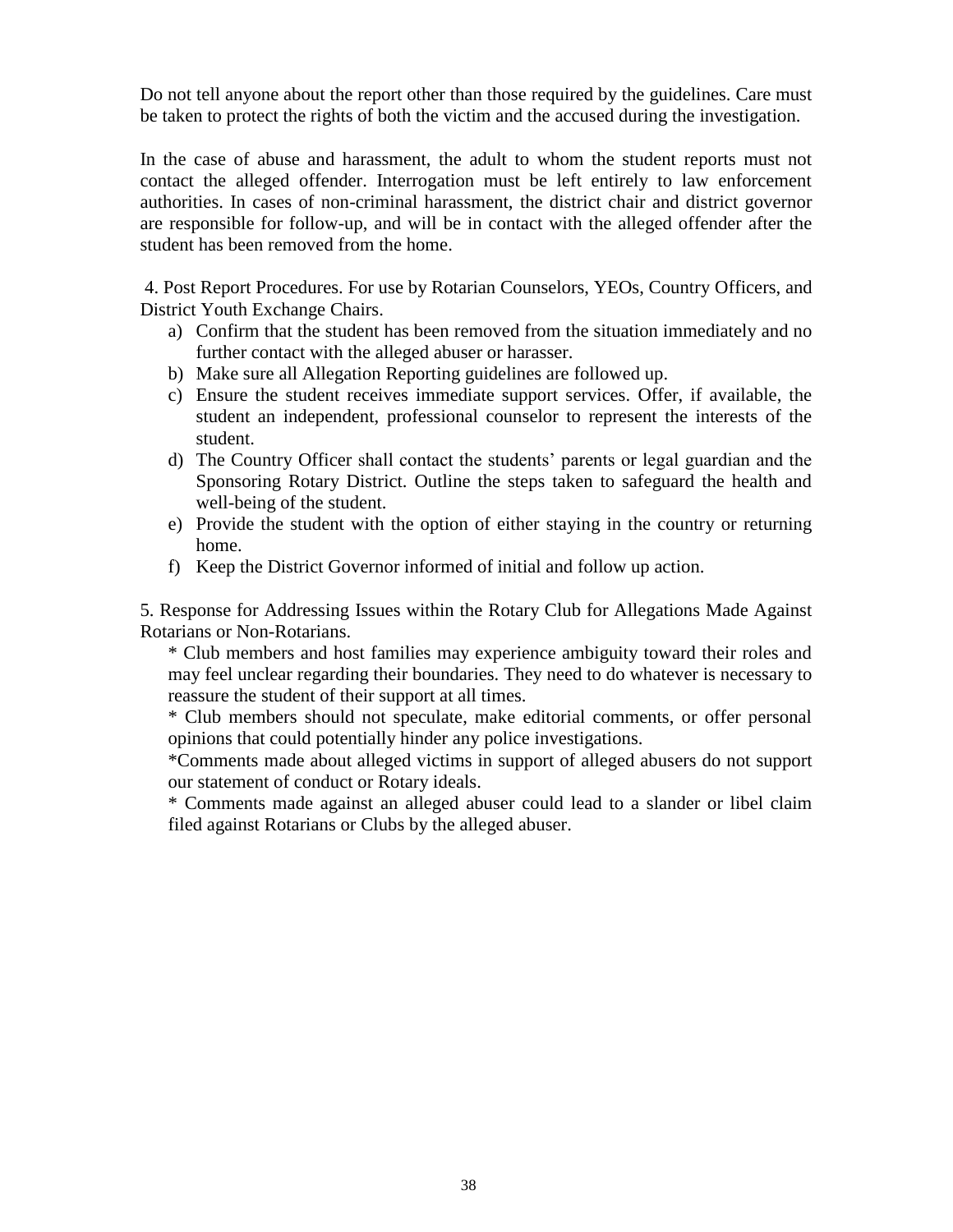Do not tell anyone about the report other than those required by the guidelines. Care must be taken to protect the rights of both the victim and the accused during the investigation.

In the case of abuse and harassment, the adult to whom the student reports must not contact the alleged offender. Interrogation must be left entirely to law enforcement authorities. In cases of non-criminal harassment, the district chair and district governor are responsible for follow-up, and will be in contact with the alleged offender after the student has been removed from the home.

4. Post Report Procedures. For use by Rotarian Counselors, YEOs, Country Officers, and District Youth Exchange Chairs.

a) Confirm that the student has been removed from the situation immediately and no further contact with the alleged abuser or harasser.
b) Make sure all Allegation Reporting guidelines are followed up.
c) Ensure the student receives immediate support services. Offer, if available, the student an independent, professional counselor to represent the interests of the student.
d) The Country Officer shall contact the students' parents or legal guardian and the Sponsoring Rotary District. Outline the steps taken to safeguard the health and well-being of the student.
e) Provide the student with the option of either staying in the country or returning home.
f) Keep the District Governor informed of initial and follow up action.

5. Response for Addressing Issues within the Rotary Club for Allegations Made Against Rotarians or Non-Rotarians.

* Club members and host families may experience ambiguity toward their roles and may feel unclear regarding their boundaries. They need to do whatever is necessary to reassure the student of their support at all times.
* Club members should not speculate, make editorial comments, or offer personal opinions that could potentially hinder any police investigations.
*Comments made about alleged victims in support of alleged abusers do not support our statement of conduct or Rotary ideals.
* Comments made against an alleged abuser could lead to a slander or libel claim filed against Rotarians or Clubs by the alleged abuser.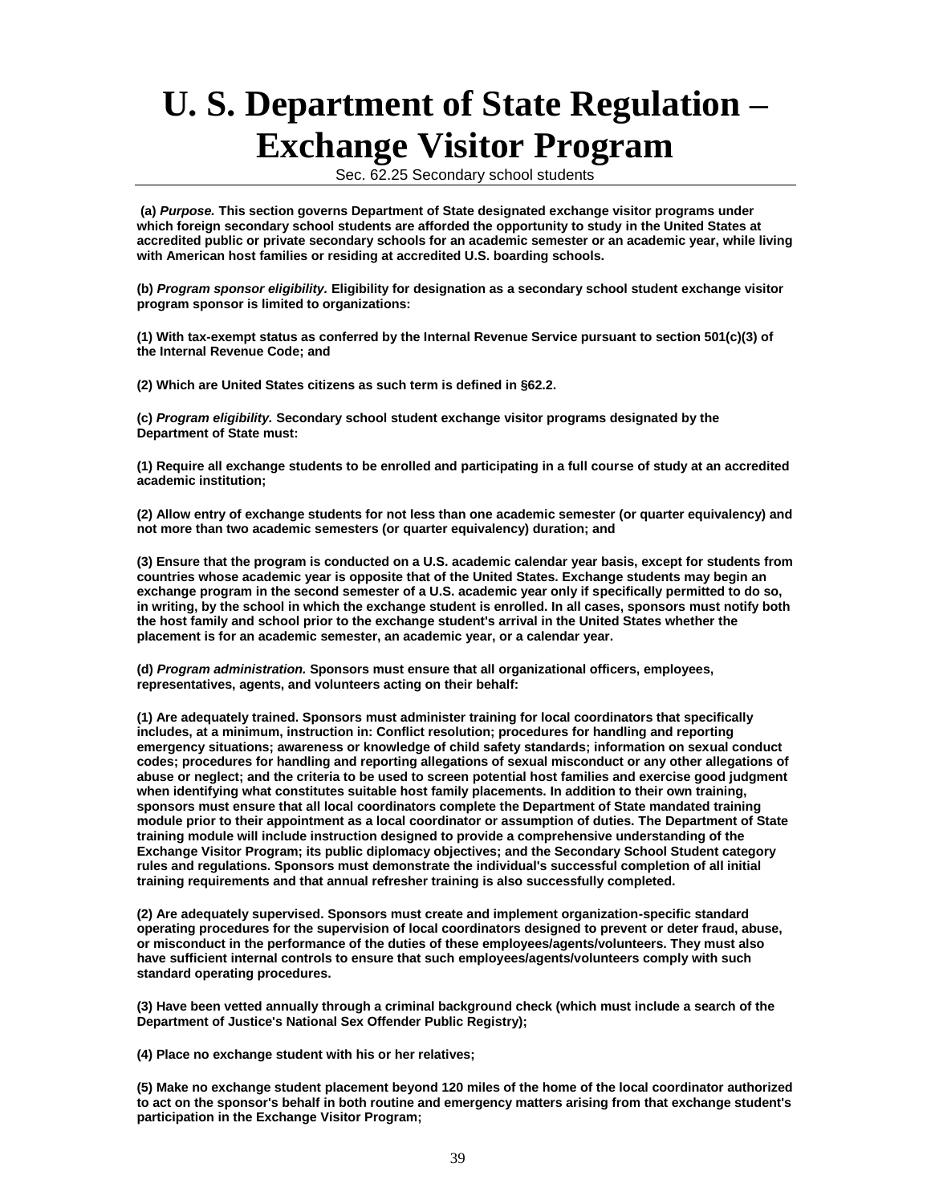# U. S. Department of State Regulation – Exchange Visitor Program

Sec. 62.25 Secondary school students

**(a)** ***Purpose.*** **This section governs Department of State designated exchange visitor programs under which foreign secondary school students are afforded the opportunity to study in the United States at accredited public or private secondary schools for an academic semester or an academic year, while living with American host families or residing at accredited U.S. boarding schools.**

**(b)** ***Program sponsor eligibility.*** **Eligibility for designation as a secondary school student exchange visitor program sponsor is limited to organizations:**

**(1) With tax-exempt status as conferred by the Internal Revenue Service pursuant to section 501(c)(3) of the Internal Revenue Code; and**

**(2) Which are United States citizens as such term is defined in §62.2.**

**(c)** ***Program eligibility.*** **Secondary school student exchange visitor programs designated by the Department of State must:**

**(1) Require all exchange students to be enrolled and participating in a full course of study at an accredited academic institution;**

**(2) Allow entry of exchange students for not less than one academic semester (or quarter equivalency) and not more than two academic semesters (or quarter equivalency) duration; and**

**(3) Ensure that the program is conducted on a U.S. academic calendar year basis, except for students from countries whose academic year is opposite that of the United States. Exchange students may begin an exchange program in the second semester of a U.S. academic year only if specifically permitted to do so, in writing, by the school in which the exchange student is enrolled. In all cases, sponsors must notify both the host family and school prior to the exchange student's arrival in the United States whether the placement is for an academic semester, an academic year, or a calendar year.**

**(d)** ***Program administration.*** **Sponsors must ensure that all organizational officers, employees, representatives, agents, and volunteers acting on their behalf:**

**(1) Are adequately trained. Sponsors must administer training for local coordinators that specifically includes, at a minimum, instruction in: Conflict resolution; procedures for handling and reporting emergency situations; awareness or knowledge of child safety standards; information on sexual conduct codes; procedures for handling and reporting allegations of sexual misconduct or any other allegations of abuse or neglect; and the criteria to be used to screen potential host families and exercise good judgment when identifying what constitutes suitable host family placements. In addition to their own training, sponsors must ensure that all local coordinators complete the Department of State mandated training module prior to their appointment as a local coordinator or assumption of duties. The Department of State training module will include instruction designed to provide a comprehensive understanding of the Exchange Visitor Program; its public diplomacy objectives; and the Secondary School Student category rules and regulations. Sponsors must demonstrate the individual's successful completion of all initial training requirements and that annual refresher training is also successfully completed.**

**(2) Are adequately supervised. Sponsors must create and implement organization-specific standard operating procedures for the supervision of local coordinators designed to prevent or deter fraud, abuse, or misconduct in the performance of the duties of these employees/agents/volunteers. They must also have sufficient internal controls to ensure that such employees/agents/volunteers comply with such standard operating procedures.**

**(3) Have been vetted annually through a criminal background check (which must include a search of the Department of Justice's National Sex Offender Public Registry);**

**(4) Place no exchange student with his or her relatives;**

**(5) Make no exchange student placement beyond 120 miles of the home of the local coordinator authorized to act on the sponsor's behalf in both routine and emergency matters arising from that exchange student's participation in the Exchange Visitor Program;**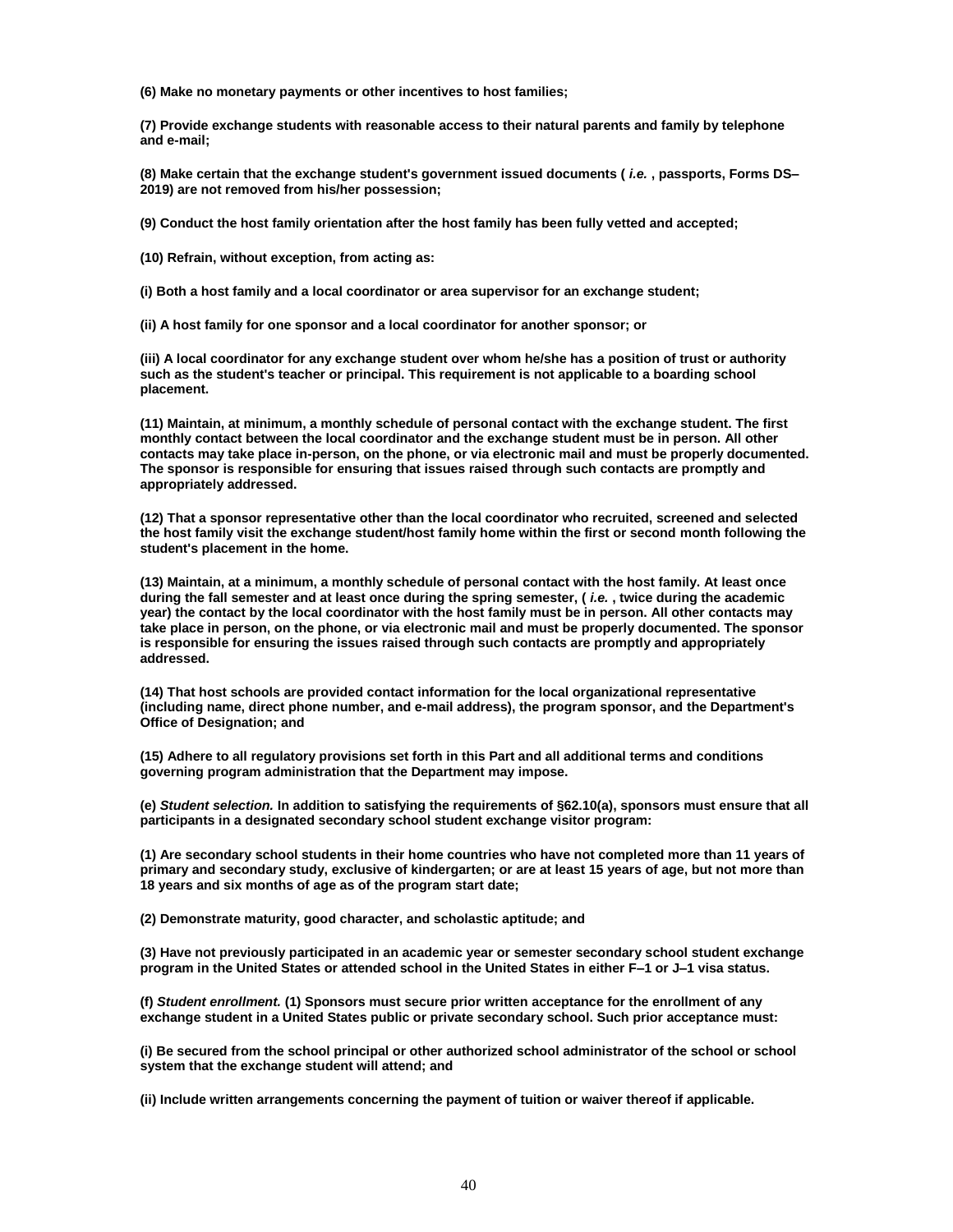**(6) Make no monetary payments or other incentives to host families;**

**(7) Provide exchange students with reasonable access to their natural parents and family by telephone and e-mail;**

**(8) Make certain that the exchange student's government issued documents ( *i.e.* , passports, Forms DS–2019) are not removed from his/her possession;**

**(9) Conduct the host family orientation after the host family has been fully vetted and accepted;**

**(10) Refrain, without exception, from acting as:**

**(i) Both a host family and a local coordinator or area supervisor for an exchange student;**

**(ii) A host family for one sponsor and a local coordinator for another sponsor; or**

**(iii) A local coordinator for any exchange student over whom he/she has a position of trust or authority such as the student's teacher or principal. This requirement is not applicable to a boarding school placement.**

**(11) Maintain, at minimum, a monthly schedule of personal contact with the exchange student. The first monthly contact between the local coordinator and the exchange student must be in person. All other contacts may take place in-person, on the phone, or via electronic mail and must be properly documented. The sponsor is responsible for ensuring that issues raised through such contacts are promptly and appropriately addressed.**

**(12) That a sponsor representative other than the local coordinator who recruited, screened and selected the host family visit the exchange student/host family home within the first or second month following the student's placement in the home.**

**(13) Maintain, at a minimum, a monthly schedule of personal contact with the host family. At least once during the fall semester and at least once during the spring semester, ( *i.e.* , twice during the academic year) the contact by the local coordinator with the host family must be in person. All other contacts may take place in person, on the phone, or via electronic mail and must be properly documented. The sponsor is responsible for ensuring the issues raised through such contacts are promptly and appropriately addressed.**

**(14) That host schools are provided contact information for the local organizational representative (including name, direct phone number, and e-mail address), the program sponsor, and the Department's Office of Designation; and**

**(15) Adhere to all regulatory provisions set forth in this Part and all additional terms and conditions governing program administration that the Department may impose.**

**(e) *Student selection.* In addition to satisfying the requirements of §62.10(a), sponsors must ensure that all participants in a designated secondary school student exchange visitor program:**

**(1) Are secondary school students in their home countries who have not completed more than 11 years of primary and secondary study, exclusive of kindergarten; or are at least 15 years of age, but not more than 18 years and six months of age as of the program start date;**

**(2) Demonstrate maturity, good character, and scholastic aptitude; and**

**(3) Have not previously participated in an academic year or semester secondary school student exchange program in the United States or attended school in the United States in either F–1 or J–1 visa status.**

**(f) *Student enrollment.* (1) Sponsors must secure prior written acceptance for the enrollment of any exchange student in a United States public or private secondary school. Such prior acceptance must:**

**(i) Be secured from the school principal or other authorized school administrator of the school or school system that the exchange student will attend; and**

**(ii) Include written arrangements concerning the payment of tuition or waiver thereof if applicable.**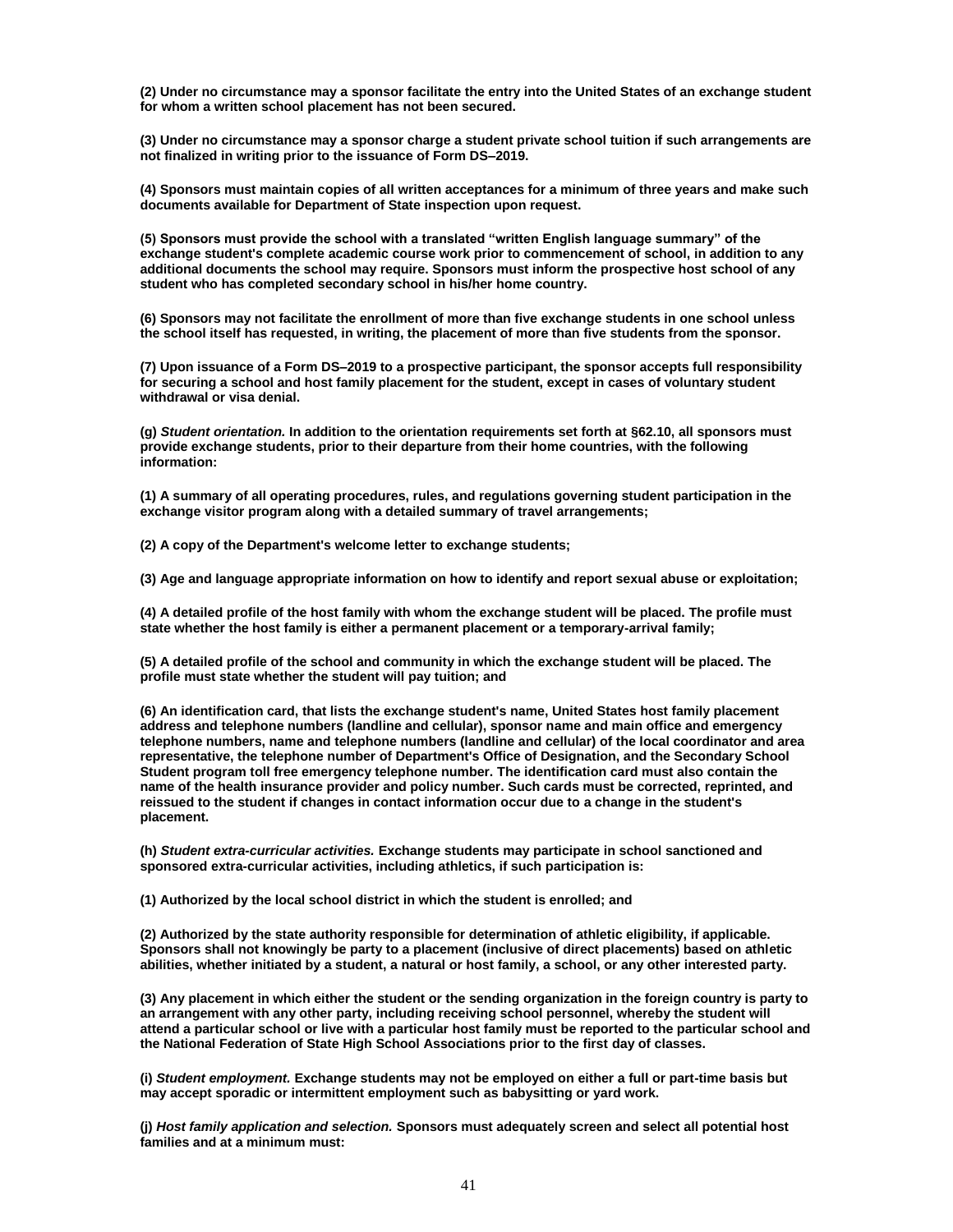**(2) Under no circumstance may a sponsor facilitate the entry into the United States of an exchange student for whom a written school placement has not been secured.**

**(3) Under no circumstance may a sponsor charge a student private school tuition if such arrangements are not finalized in writing prior to the issuance of Form DS–2019.**

**(4) Sponsors must maintain copies of all written acceptances for a minimum of three years and make such documents available for Department of State inspection upon request.**

**(5) Sponsors must provide the school with a translated "written English language summary" of the exchange student's complete academic course work prior to commencement of school, in addition to any additional documents the school may require. Sponsors must inform the prospective host school of any student who has completed secondary school in his/her home country.**

**(6) Sponsors may not facilitate the enrollment of more than five exchange students in one school unless the school itself has requested, in writing, the placement of more than five students from the sponsor.**

**(7) Upon issuance of a Form DS–2019 to a prospective participant, the sponsor accepts full responsibility for securing a school and host family placement for the student, except in cases of voluntary student withdrawal or visa denial.**

**(g) *Student orientation.* In addition to the orientation requirements set forth at §62.10, all sponsors must provide exchange students, prior to their departure from their home countries, with the following information:**

**(1) A summary of all operating procedures, rules, and regulations governing student participation in the exchange visitor program along with a detailed summary of travel arrangements;**

**(2) A copy of the Department's welcome letter to exchange students;**

**(3) Age and language appropriate information on how to identify and report sexual abuse or exploitation;**

**(4) A detailed profile of the host family with whom the exchange student will be placed. The profile must state whether the host family is either a permanent placement or a temporary-arrival family;**

**(5) A detailed profile of the school and community in which the exchange student will be placed. The profile must state whether the student will pay tuition; and**

**(6) An identification card, that lists the exchange student's name, United States host family placement address and telephone numbers (landline and cellular), sponsor name and main office and emergency telephone numbers, name and telephone numbers (landline and cellular) of the local coordinator and area representative, the telephone number of Department's Office of Designation, and the Secondary School Student program toll free emergency telephone number. The identification card must also contain the name of the health insurance provider and policy number. Such cards must be corrected, reprinted, and reissued to the student if changes in contact information occur due to a change in the student's placement.**

**(h) *Student extra-curricular activities.* Exchange students may participate in school sanctioned and sponsored extra-curricular activities, including athletics, if such participation is:**

**(1) Authorized by the local school district in which the student is enrolled; and**

**(2) Authorized by the state authority responsible for determination of athletic eligibility, if applicable. Sponsors shall not knowingly be party to a placement (inclusive of direct placements) based on athletic abilities, whether initiated by a student, a natural or host family, a school, or any other interested party.**

**(3) Any placement in which either the student or the sending organization in the foreign country is party to an arrangement with any other party, including receiving school personnel, whereby the student will attend a particular school or live with a particular host family must be reported to the particular school and the National Federation of State High School Associations prior to the first day of classes.**

**(i) *Student employment.* Exchange students may not be employed on either a full or part-time basis but may accept sporadic or intermittent employment such as babysitting or yard work.**

**(j) *Host family application and selection.* Sponsors must adequately screen and select all potential host families and at a minimum must:**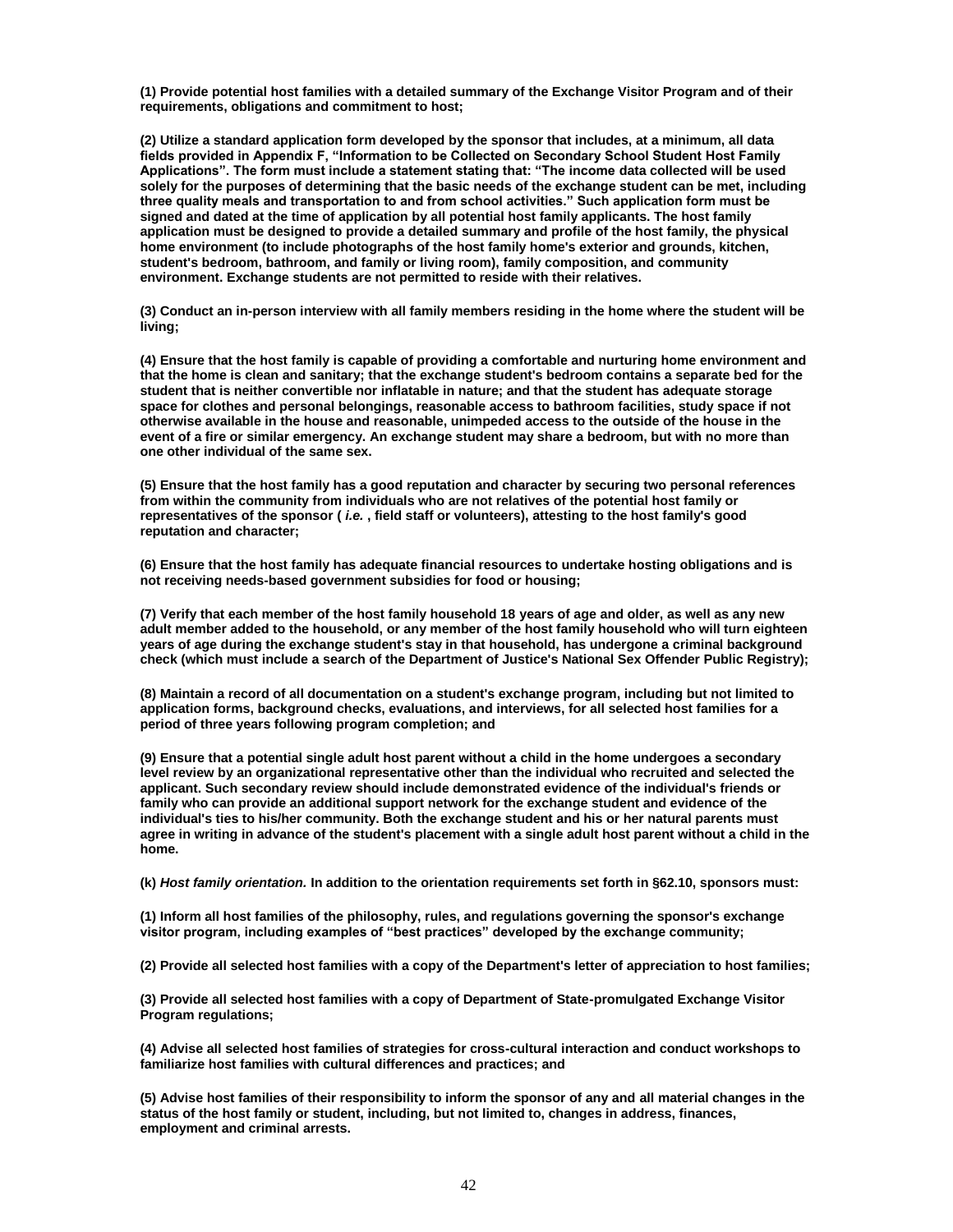**(1) Provide potential host families with a detailed summary of the Exchange Visitor Program and of their requirements, obligations and commitment to host;**

**(2) Utilize a standard application form developed by the sponsor that includes, at a minimum, all data fields provided in Appendix F, "Information to be Collected on Secondary School Student Host Family Applications". The form must include a statement stating that: "The income data collected will be used solely for the purposes of determining that the basic needs of the exchange student can be met, including three quality meals and transportation to and from school activities." Such application form must be signed and dated at the time of application by all potential host family applicants. The host family application must be designed to provide a detailed summary and profile of the host family, the physical home environment (to include photographs of the host family home's exterior and grounds, kitchen, student's bedroom, bathroom, and family or living room), family composition, and community environment. Exchange students are not permitted to reside with their relatives.**

**(3) Conduct an in-person interview with all family members residing in the home where the student will be living;**

**(4) Ensure that the host family is capable of providing a comfortable and nurturing home environment and that the home is clean and sanitary; that the exchange student's bedroom contains a separate bed for the student that is neither convertible nor inflatable in nature; and that the student has adequate storage space for clothes and personal belongings, reasonable access to bathroom facilities, study space if not otherwise available in the house and reasonable, unimpeded access to the outside of the house in the event of a fire or similar emergency. An exchange student may share a bedroom, but with no more than one other individual of the same sex.**

**(5) Ensure that the host family has a good reputation and character by securing two personal references from within the community from individuals who are not relatives of the potential host family or representatives of the sponsor ( *i.e.* , field staff or volunteers), attesting to the host family's good reputation and character;**

**(6) Ensure that the host family has adequate financial resources to undertake hosting obligations and is not receiving needs-based government subsidies for food or housing;**

**(7) Verify that each member of the host family household 18 years of age and older, as well as any new adult member added to the household, or any member of the host family household who will turn eighteen years of age during the exchange student's stay in that household, has undergone a criminal background check (which must include a search of the Department of Justice's National Sex Offender Public Registry);**

**(8) Maintain a record of all documentation on a student's exchange program, including but not limited to application forms, background checks, evaluations, and interviews, for all selected host families for a period of three years following program completion; and**

**(9) Ensure that a potential single adult host parent without a child in the home undergoes a secondary level review by an organizational representative other than the individual who recruited and selected the applicant. Such secondary review should include demonstrated evidence of the individual's friends or family who can provide an additional support network for the exchange student and evidence of the individual's ties to his/her community. Both the exchange student and his or her natural parents must agree in writing in advance of the student's placement with a single adult host parent without a child in the home.**

**(k) *Host family orientation.* In addition to the orientation requirements set forth in §62.10, sponsors must:**

**(1) Inform all host families of the philosophy, rules, and regulations governing the sponsor's exchange visitor program, including examples of "best practices" developed by the exchange community;**

**(2) Provide all selected host families with a copy of the Department's letter of appreciation to host families;**

**(3) Provide all selected host families with a copy of Department of State-promulgated Exchange Visitor Program regulations;**

**(4) Advise all selected host families of strategies for cross-cultural interaction and conduct workshops to familiarize host families with cultural differences and practices; and**

**(5) Advise host families of their responsibility to inform the sponsor of any and all material changes in the status of the host family or student, including, but not limited to, changes in address, finances, employment and criminal arrests.**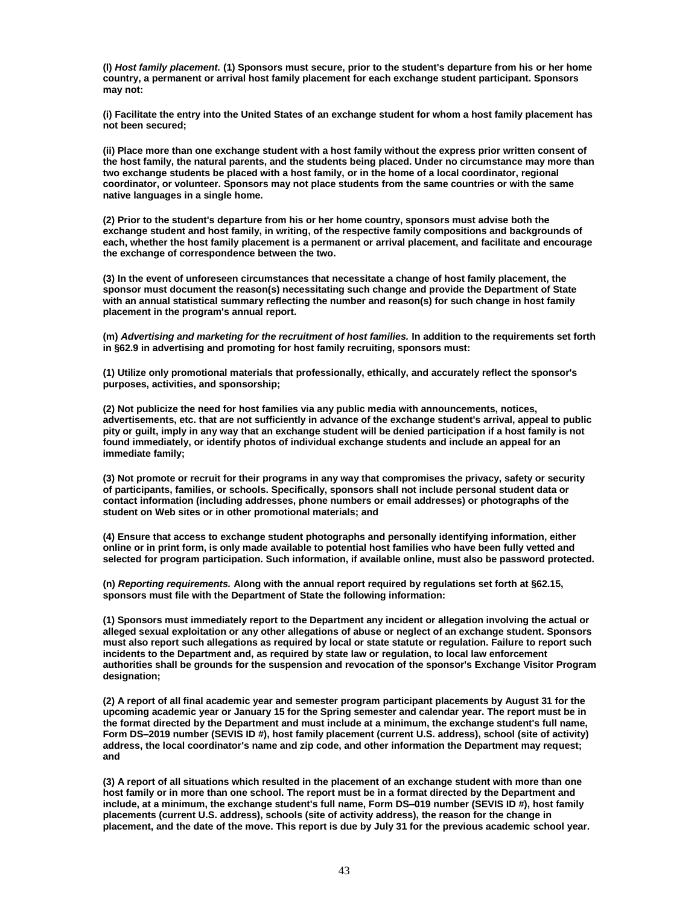**(l)** ***Host family placement.*** **(1) Sponsors must secure, prior to the student's departure from his or her home country, a permanent or arrival host family placement for each exchange student participant. Sponsors may not:**

**(i) Facilitate the entry into the United States of an exchange student for whom a host family placement has not been secured;**

**(ii) Place more than one exchange student with a host family without the express prior written consent of the host family, the natural parents, and the students being placed. Under no circumstance may more than two exchange students be placed with a host family, or in the home of a local coordinator, regional coordinator, or volunteer. Sponsors may not place students from the same countries or with the same native languages in a single home.**

**(2) Prior to the student's departure from his or her home country, sponsors must advise both the exchange student and host family, in writing, of the respective family compositions and backgrounds of each, whether the host family placement is a permanent or arrival placement, and facilitate and encourage the exchange of correspondence between the two.**

**(3) In the event of unforeseen circumstances that necessitate a change of host family placement, the sponsor must document the reason(s) necessitating such change and provide the Department of State with an annual statistical summary reflecting the number and reason(s) for such change in host family placement in the program's annual report.**

**(m)** ***Advertising and marketing for the recruitment of host families.*** **In addition to the requirements set forth in §62.9 in advertising and promoting for host family recruiting, sponsors must:**

**(1) Utilize only promotional materials that professionally, ethically, and accurately reflect the sponsor's purposes, activities, and sponsorship;**

**(2) Not publicize the need for host families via any public media with announcements, notices, advertisements, etc. that are not sufficiently in advance of the exchange student's arrival, appeal to public pity or guilt, imply in any way that an exchange student will be denied participation if a host family is not found immediately, or identify photos of individual exchange students and include an appeal for an immediate family;**

**(3) Not promote or recruit for their programs in any way that compromises the privacy, safety or security of participants, families, or schools. Specifically, sponsors shall not include personal student data or contact information (including addresses, phone numbers or email addresses) or photographs of the student on Web sites or in other promotional materials; and**

**(4) Ensure that access to exchange student photographs and personally identifying information, either online or in print form, is only made available to potential host families who have been fully vetted and selected for program participation. Such information, if available online, must also be password protected.**

**(n)** ***Reporting requirements.*** **Along with the annual report required by regulations set forth at §62.15, sponsors must file with the Department of State the following information:**

**(1) Sponsors must immediately report to the Department any incident or allegation involving the actual or alleged sexual exploitation or any other allegations of abuse or neglect of an exchange student. Sponsors must also report such allegations as required by local or state statute or regulation. Failure to report such incidents to the Department and, as required by state law or regulation, to local law enforcement authorities shall be grounds for the suspension and revocation of the sponsor's Exchange Visitor Program designation;**

**(2) A report of all final academic year and semester program participant placements by August 31 for the upcoming academic year or January 15 for the Spring semester and calendar year. The report must be in the format directed by the Department and must include at a minimum, the exchange student's full name, Form DS–2019 number (SEVIS ID #), host family placement (current U.S. address), school (site of activity) address, the local coordinator's name and zip code, and other information the Department may request; and**

**(3) A report of all situations which resulted in the placement of an exchange student with more than one host family or in more than one school. The report must be in a format directed by the Department and include, at a minimum, the exchange student's full name, Form DS–019 number (SEVIS ID #), host family placements (current U.S. address), schools (site of activity address), the reason for the change in placement, and the date of the move. This report is due by July 31 for the previous academic school year.**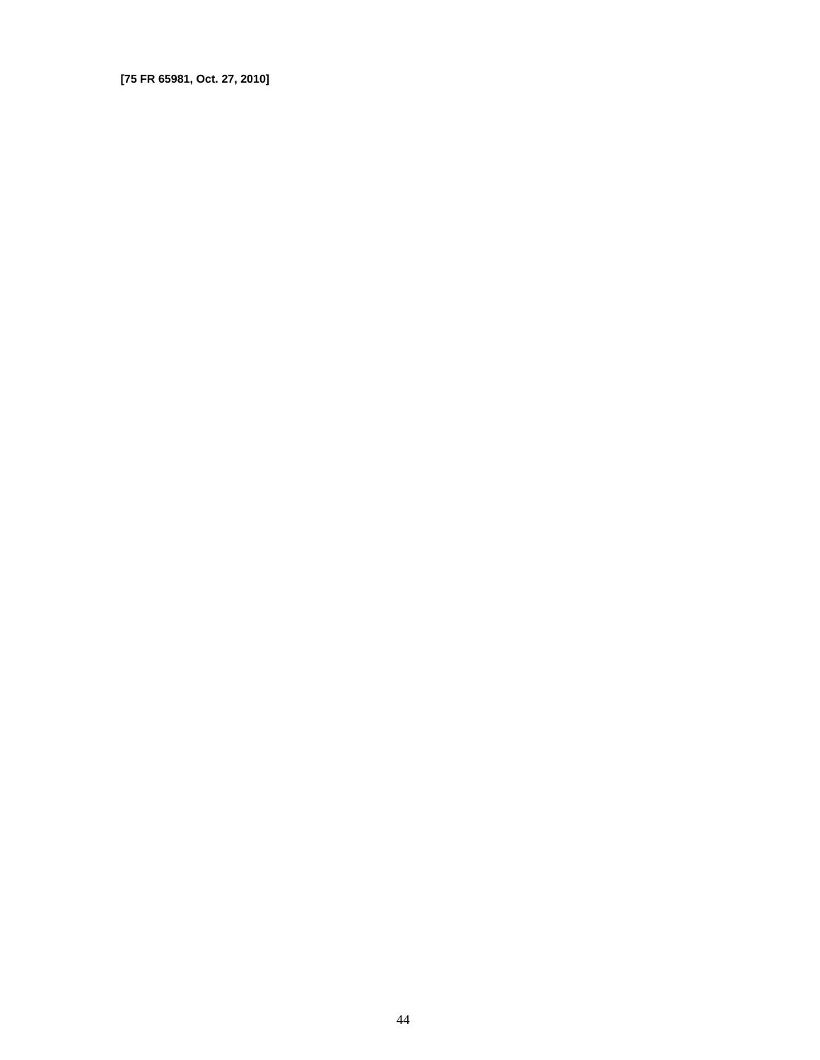**[75 FR 65981, Oct. 27, 2010]**